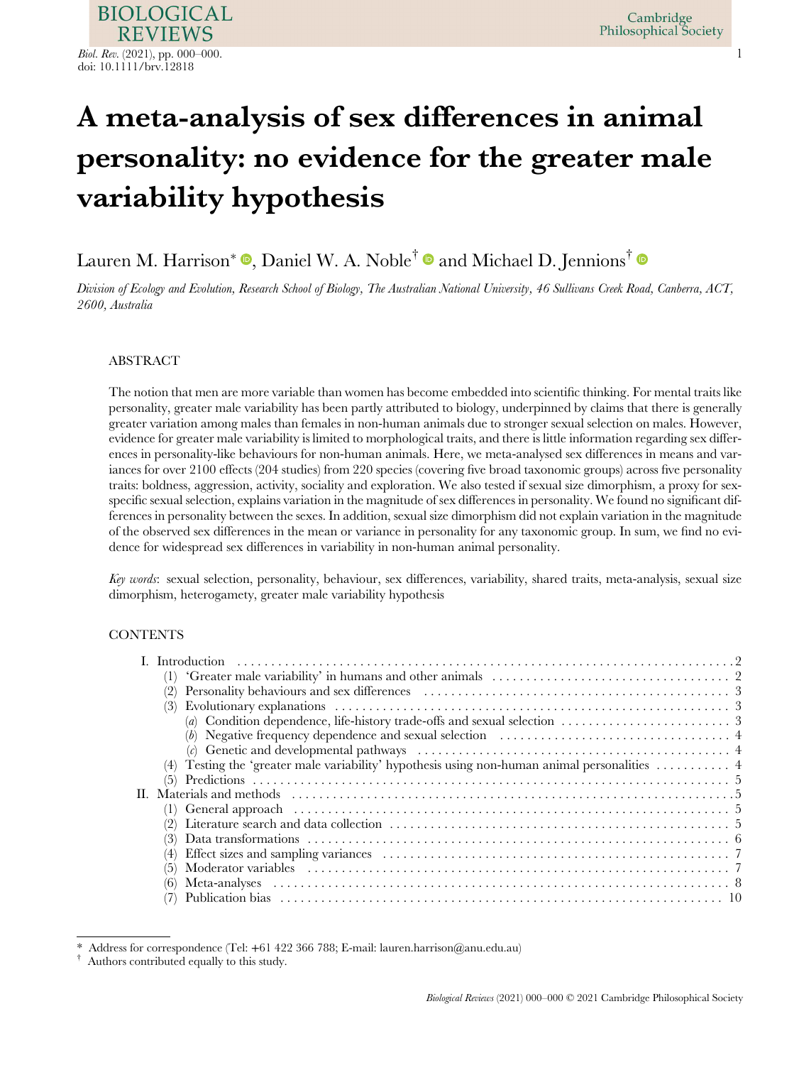# A meta-analysis of sex differences in animal personality: no evidence for the greater male variability hypothesis

Lauren M. Harrison*, Daniel W. A. Noble† and Michael D. Jennions†

*Division of Ecology and Evolution, Research School of Biology, The Australian National University, 46 Sullivans Creek Road, Canberra, ACT, 2600, Australia*

## ABSTRACT

The notion that men are more variable than women has become embedded into scientific thinking. For mental traits like personality, greater male variability has been partly attributed to biology, underpinned by claims that there is generally greater variation among males than females in non-human animals due to stronger sexual selection on males. However, evidence for greater male variability is limited to morphological traits, and there is little information regarding sex differences in personality-like behaviours for non-human animals. Here, we meta-analysed sex differences in means and variances for over 2100 effects (204 studies) from 220 species (covering five broad taxonomic groups) across five personality traits: boldness, aggression, activity, sociality and exploration. We also tested if sexual size dimorphism, a proxy for sex-specific sexual selection, explains variation in the magnitude of sex differences in personality. We found no significant differences in personality between the sexes. In addition, sexual size dimorphism did not explain variation in the magnitude of the observed sex differences in the mean or variance in personality for any taxonomic group. In sum, we find no evidence for widespread sex differences in variability in non-human animal personality.

*Key words*: sexual selection, personality, behaviour, sex differences, variability, shared traits, meta-analysis, sexual size dimorphism, heterogamety, greater male variability hypothesis

## CONTENTS

- I. Introduction ... 2
  - (1) 'Greater male variability' in humans and other animals ... 2
  - (2) Personality behaviours and sex differences ... 3
  - (3) Evolutionary explanations ... 3
    - (*a*) Condition dependence, life-history trade-offs and sexual selection ... 3
    - (*b*) Negative frequency dependence and sexual selection ... 4
    - (*c*) Genetic and developmental pathways ... 4
  - (4) Testing the 'greater male variability' hypothesis using non-human animal personalities ... 4
  - (5) Predictions ... 5
- II. Materials and methods ... 5
  - (1) General approach ... 5
  - (2) Literature search and data collection ... 5
  - (3) Data transformations ... 6
  - (4) Effect sizes and sampling variances ... 7
  - (5) Moderator variables ... 7
  - (6) Meta-analyses ... 8
  - (7) Publication bias ... 10

---

* Address for correspondence (Tel: +61 422 366 788; E-mail: lauren.harrison@anu.edu.au)

† Authors contributed equally to this study.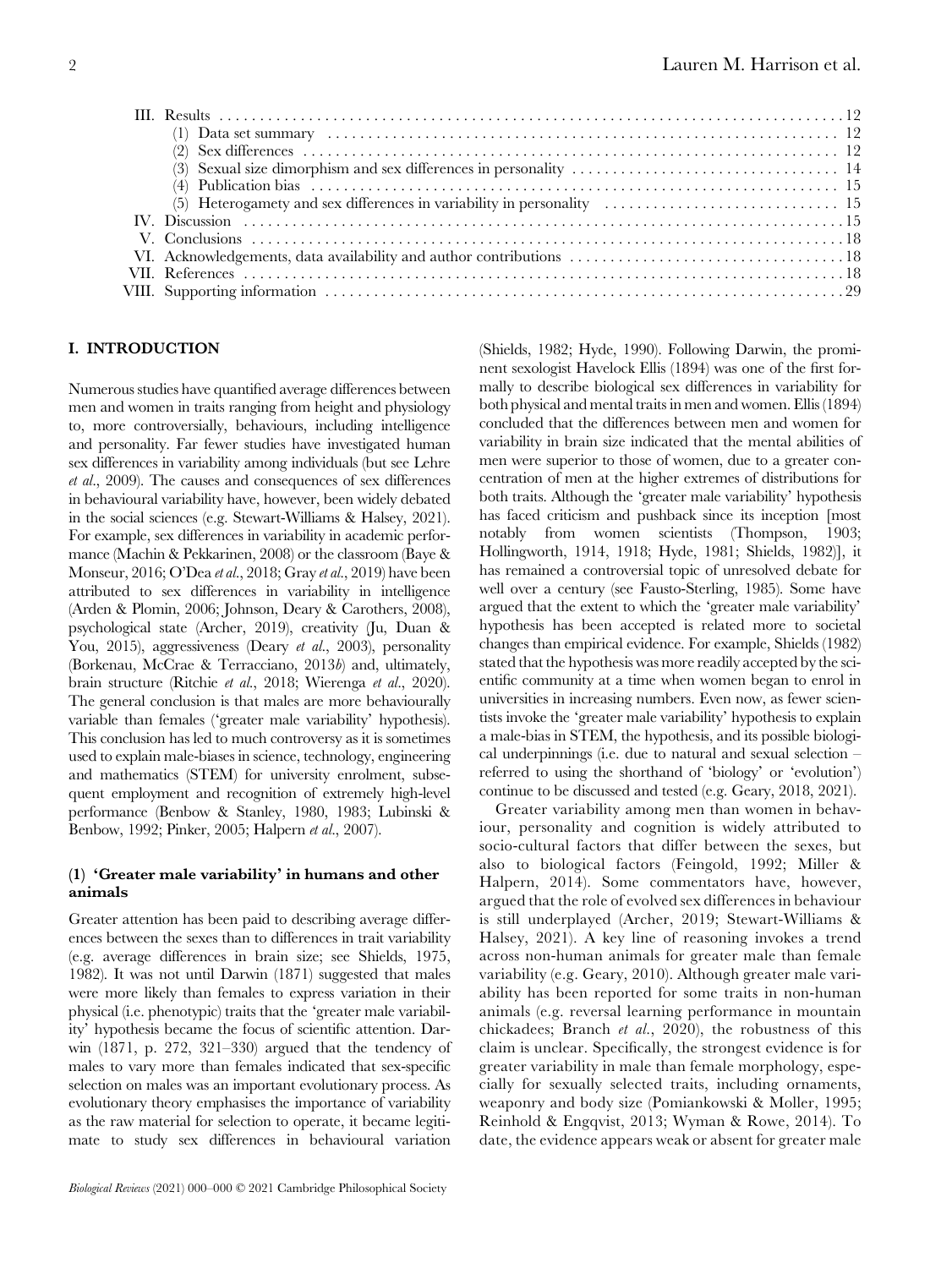III. Results . . . . . . . . . . . . . . . . . . . . . . . . . . . . . . . . . . . . . . . . . . . . . . . . 12
  (1) Data set summary . . . . . . . . . . . . . . . . . . . . . . . . . . . . . . . . . . . . . . . . 12
  (2) Sex differences . . . . . . . . . . . . . . . . . . . . . . . . . . . . . . . . . . . . . . . . . 12
  (3) Sexual size dimorphism and sex differences in personality . . . . . . . . . . . . . . . . . . . . 14
  (4) Publication bias . . . . . . . . . . . . . . . . . . . . . . . . . . . . . . . . . . . . . . . . 15
  (5) Heterogamety and sex differences in variability in personality . . . . . . . . . . . . . . . . . 15
IV. Discussion . . . . . . . . . . . . . . . . . . . . . . . . . . . . . . . . . . . . . . . . . . . . . 15
V. Conclusions . . . . . . . . . . . . . . . . . . . . . . . . . . . . . . . . . . . . . . . . . . . . . 18
VI. Acknowledgements, data availability and author contributions . . . . . . . . . . . . . . . . . . . . 18
VII. References . . . . . . . . . . . . . . . . . . . . . . . . . . . . . . . . . . . . . . . . . . . . . 18
VIII. Supporting information . . . . . . . . . . . . . . . . . . . . . . . . . . . . . . . . . . . . . . 29

## I. INTRODUCTION

Numerous studies have quantified average differences between men and women in traits ranging from height and physiology to, more controversially, behaviours, including intelligence and personality. Far fewer studies have investigated human sex differences in variability among individuals (but see Lehre *et al*., 2009). The causes and consequences of sex differences in behavioural variability have, however, been widely debated in the social sciences (e.g. Stewart-Williams & Halsey, 2021). For example, sex differences in variability in academic performance (Machin & Pekkarinen, 2008) or the classroom (Baye & Monseur, 2016; O'Dea *et al*., 2018; Gray *et al*., 2019) have been attributed to sex differences in variability in intelligence (Arden & Plomin, 2006; Johnson, Deary & Carothers, 2008), psychological state (Archer, 2019), creativity (Ju, Duan & You, 2015), aggressiveness (Deary *et al*., 2003), personality (Borkenau, McCrae & Terracciano, 2013*b*) and, ultimately, brain structure (Ritchie *et al*., 2018; Wierenga *et al*., 2020). The general conclusion is that males are more behaviourally variable than females ('greater male variability' hypothesis). This conclusion has led to much controversy as it is sometimes used to explain male-biases in science, technology, engineering and mathematics (STEM) for university enrolment, subsequent employment and recognition of extremely high-level performance (Benbow & Stanley, 1980, 1983; Lubinski & Benbow, 1992; Pinker, 2005; Halpern *et al*., 2007).

### (1) 'Greater male variability' in humans and other animals

Greater attention has been paid to describing average differences between the sexes than to differences in trait variability (e.g. average differences in brain size; see Shields, 1975, 1982). It was not until Darwin (1871) suggested that males were more likely than females to express variation in their physical (i.e. phenotypic) traits that the 'greater male variability' hypothesis became the focus of scientific attention. Darwin (1871, p. 272, 321–330) argued that the tendency of males to vary more than females indicated that sex-specific selection on males was an important evolutionary process. As evolutionary theory emphasises the importance of variability as the raw material for selection to operate, it became legitimate to study sex differences in behavioural variation (Shields, 1982; Hyde, 1990). Following Darwin, the prominent sexologist Havelock Ellis (1894) was one of the first formally to describe biological sex differences in variability for both physical and mental traits in men and women. Ellis (1894) concluded that the differences between men and women for variability in brain size indicated that the mental abilities of men were superior to those of women, due to a greater concentration of men at the higher extremes of distributions for both traits. Although the 'greater male variability' hypothesis has faced criticism and pushback since its inception [most notably from women scientists (Thompson, 1903; Hollingworth, 1914, 1918; Hyde, 1981; Shields, 1982)], it has remained a controversial topic of unresolved debate for well over a century (see Fausto-Sterling, 1985). Some have argued that the extent to which the 'greater male variability' hypothesis has been accepted is related more to societal changes than empirical evidence. For example, Shields (1982) stated that the hypothesis was more readily accepted by the scientific community at a time when women began to enrol in universities in increasing numbers. Even now, as fewer scientists invoke the 'greater male variability' hypothesis to explain a male-bias in STEM, the hypothesis, and its possible biological underpinnings (i.e. due to natural and sexual selection – referred to using the shorthand of 'biology' or 'evolution') continue to be discussed and tested (e.g. Geary, 2018, 2021).

Greater variability among men than women in behaviour, personality and cognition is widely attributed to socio-cultural factors that differ between the sexes, but also to biological factors (Feingold, 1992; Miller & Halpern, 2014). Some commentators have, however, argued that the role of evolved sex differences in behaviour is still underplayed (Archer, 2019; Stewart-Williams & Halsey, 2021). A key line of reasoning invokes a trend across non-human animals for greater male than female variability (e.g. Geary, 2010). Although greater male variability has been reported for some traits in non-human animals (e.g. reversal learning performance in mountain chickadees; Branch *et al*., 2020), the robustness of this claim is unclear. Specifically, the strongest evidence is for greater variability in male than female morphology, especially for sexually selected traits, including ornaments, weaponry and body size (Pomiankowski & Moller, 1995; Reinhold & Engqvist, 2013; Wyman & Rowe, 2014). To date, the evidence appears weak or absent for greater male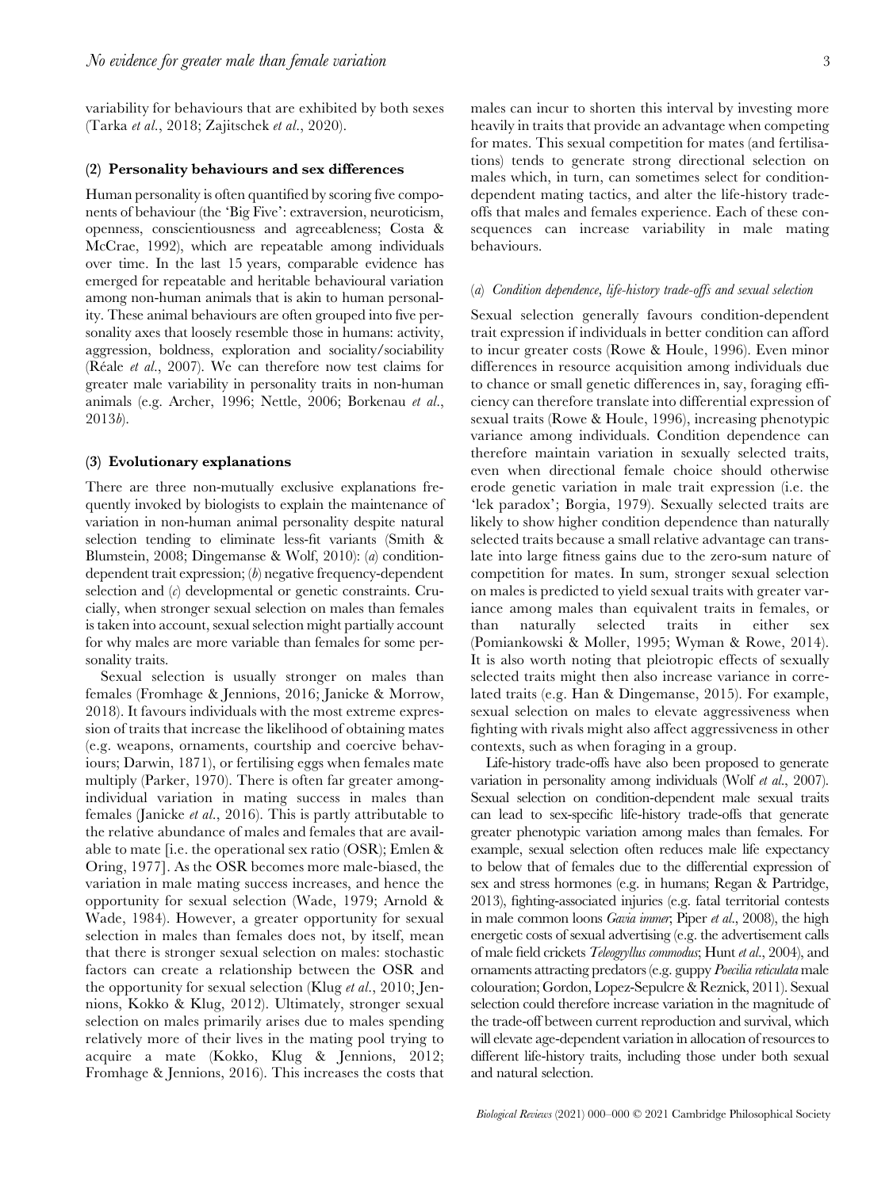variability for behaviours that are exhibited by both sexes (Tarka *et al*., 2018; Zajitschek *et al*., 2020).

### (2) Personality behaviours and sex differences

Human personality is often quantified by scoring five components of behaviour (the 'Big Five': extraversion, neuroticism, openness, conscientiousness and agreeableness; Costa & McCrae, 1992), which are repeatable among individuals over time. In the last 15 years, comparable evidence has emerged for repeatable and heritable behavioural variation among non-human animals that is akin to human personality. These animal behaviours are often grouped into five personality axes that loosely resemble those in humans: activity, aggression, boldness, exploration and sociality/sociability (Réale *et al*., 2007). We can therefore now test claims for greater male variability in personality traits in non-human animals (e.g. Archer, 1996; Nettle, 2006; Borkenau *et al*., 2013*b*).

### (3) Evolutionary explanations

There are three non-mutually exclusive explanations frequently invoked by biologists to explain the maintenance of variation in non-human animal personality despite natural selection tending to eliminate less-fit variants (Smith & Blumstein, 2008; Dingemanse & Wolf, 2010): (*a*) condition-dependent trait expression; (*b*) negative frequency-dependent selection and (*c*) developmental or genetic constraints. Crucially, when stronger sexual selection on males than females is taken into account, sexual selection might partially account for why males are more variable than females for some personality traits.

Sexual selection is usually stronger on males than females (Fromhage & Jennions, 2016; Janicke & Morrow, 2018). It favours individuals with the most extreme expression of traits that increase the likelihood of obtaining mates (e.g. weapons, ornaments, courtship and coercive behaviours; Darwin, 1871), or fertilising eggs when females mate multiply (Parker, 1970). There is often far greater among-individual variation in mating success in males than females (Janicke *et al*., 2016). This is partly attributable to the relative abundance of males and females that are available to mate [i.e. the operational sex ratio (OSR); Emlen & Oring, 1977]. As the OSR becomes more male-biased, the variation in male mating success increases, and hence the opportunity for sexual selection (Wade, 1979; Arnold & Wade, 1984). However, a greater opportunity for sexual selection in males than females does not, by itself, mean that there is stronger sexual selection on males: stochastic factors can create a relationship between the OSR and the opportunity for sexual selection (Klug *et al*., 2010; Jennions, Kokko & Klug, 2012). Ultimately, stronger sexual selection on males primarily arises due to males spending relatively more of their lives in the mating pool trying to acquire a mate (Kokko, Klug & Jennions, 2012; Fromhage & Jennions, 2016). This increases the costs that males can incur to shorten this interval by investing more heavily in traits that provide an advantage when competing for mates. This sexual competition for mates (and fertilisations) tends to generate strong directional selection on males which, in turn, can sometimes select for condition-dependent mating tactics, and alter the life-history trade-offs that males and females experience. Each of these consequences can increase variability in male mating behaviours.

#### (*a*) *Condition dependence, life-history trade-offs and sexual selection*

Sexual selection generally favours condition-dependent trait expression if individuals in better condition can afford to incur greater costs (Rowe & Houle, 1996). Even minor differences in resource acquisition among individuals due to chance or small genetic differences in, say, foraging efficiency can therefore translate into differential expression of sexual traits (Rowe & Houle, 1996), increasing phenotypic variance among individuals. Condition dependence can therefore maintain variation in sexually selected traits, even when directional female choice should otherwise erode genetic variation in male trait expression (i.e. the 'lek paradox'; Borgia, 1979). Sexually selected traits are likely to show higher condition dependence than naturally selected traits because a small relative advantage can translate into large fitness gains due to the zero-sum nature of competition for mates. In sum, stronger sexual selection on males is predicted to yield sexual traits with greater variance among males than equivalent traits in females, or than naturally selected traits in either sex (Pomiankowski & Moller, 1995; Wyman & Rowe, 2014). It is also worth noting that pleiotropic effects of sexually selected traits might then also increase variance in correlated traits (e.g. Han & Dingemanse, 2015). For example, sexual selection on males to elevate aggressiveness when fighting with rivals might also affect aggressiveness in other contexts, such as when foraging in a group.

Life-history trade-offs have also been proposed to generate variation in personality among individuals (Wolf *et al*., 2007). Sexual selection on condition-dependent male sexual traits can lead to sex-specific life-history trade-offs that generate greater phenotypic variation among males than females. For example, sexual selection often reduces male life expectancy to below that of females due to the differential expression of sex and stress hormones (e.g. in humans; Regan & Partridge, 2013), fighting-associated injuries (e.g. fatal territorial contests in male common loons *Gavia immer*; Piper *et al*., 2008), the high energetic costs of sexual advertising (e.g. the advertisement calls of male field crickets *Teleogryllus commodus*; Hunt *et al*., 2004), and ornaments attracting predators (e.g. guppy *Poecilia reticulata* male colouration; Gordon, Lopez-Sepulcre & Reznick, 2011). Sexual selection could therefore increase variation in the magnitude of the trade-off between current reproduction and survival, which will elevate age-dependent variation in allocation of resources to different life-history traits, including those under both sexual and natural selection.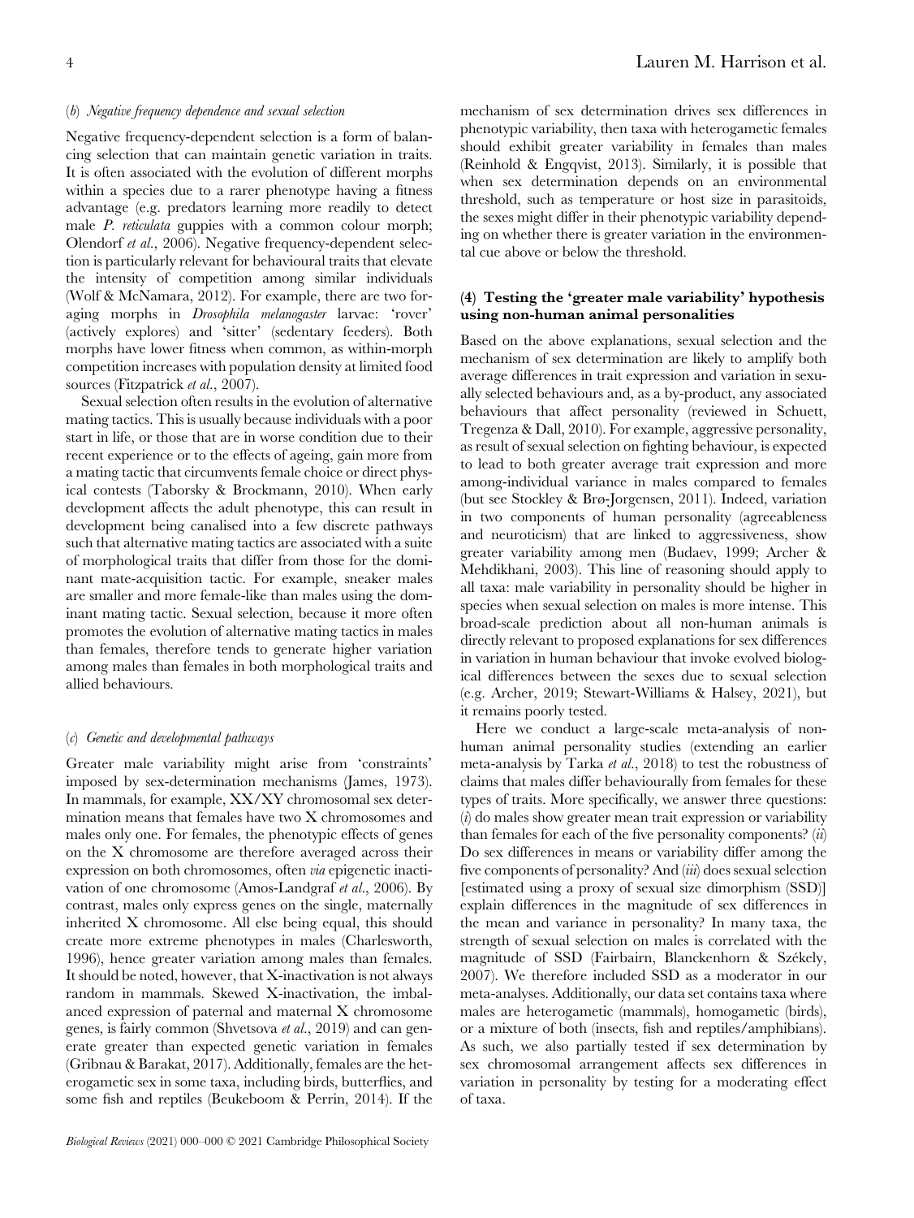### (b) *Negative frequency dependence and sexual selection*

Negative frequency-dependent selection is a form of balancing selection that can maintain genetic variation in traits. It is often associated with the evolution of different morphs within a species due to a rarer phenotype having a fitness advantage (e.g. predators learning more readily to detect male *P. reticulata* guppies with a common colour morph; Olendorf *et al.*, 2006). Negative frequency-dependent selection is particularly relevant for behavioural traits that elevate the intensity of competition among similar individuals (Wolf & McNamara, 2012). For example, there are two foraging morphs in *Drosophila melanogaster* larvae: 'rover' (actively explores) and 'sitter' (sedentary feeders). Both morphs have lower fitness when common, as within-morph competition increases with population density at limited food sources (Fitzpatrick *et al.*, 2007).

Sexual selection often results in the evolution of alternative mating tactics. This is usually because individuals with a poor start in life, or those that are in worse condition due to their recent experience or to the effects of ageing, gain more from a mating tactic that circumvents female choice or direct physical contests (Taborsky & Brockmann, 2010). When early development affects the adult phenotype, this can result in development being canalised into a few discrete pathways such that alternative mating tactics are associated with a suite of morphological traits that differ from those for the dominant mate-acquisition tactic. For example, sneaker males are smaller and more female-like than males using the dominant mating tactic. Sexual selection, because it more often promotes the evolution of alternative mating tactics in males than females, therefore tends to generate higher variation among males than females in both morphological traits and allied behaviours.

### (c) *Genetic and developmental pathways*

Greater male variability might arise from 'constraints' imposed by sex-determination mechanisms (James, 1973). In mammals, for example, XX/XY chromosomal sex determination means that females have two X chromosomes and males only one. For females, the phenotypic effects of genes on the X chromosome are therefore averaged across their expression on both chromosomes, often *via* epigenetic inactivation of one chromosome (Amos-Landgraf *et al.*, 2006). By contrast, males only express genes on the single, maternally inherited X chromosome. All else being equal, this should create more extreme phenotypes in males (Charlesworth, 1996), hence greater variation among males than females. It should be noted, however, that X-inactivation is not always random in mammals. Skewed X-inactivation, the imbalanced expression of paternal and maternal X chromosome genes, is fairly common (Shvetsova *et al.*, 2019) and can generate greater than expected genetic variation in females (Gribnau & Barakat, 2017). Additionally, females are the heterogametic sex in some taxa, including birds, butterflies, and some fish and reptiles (Beukeboom & Perrin, 2014). If the mechanism of sex determination drives sex differences in phenotypic variability, then taxa with heterogametic females should exhibit greater variability in females than males (Reinhold & Engqvist, 2013). Similarly, it is possible that when sex determination depends on an environmental threshold, such as temperature or host size in parasitoids, the sexes might differ in their phenotypic variability depending on whether there is greater variation in the environmental cue above or below the threshold.

## (4) Testing the 'greater male variability' hypothesis using non-human animal personalities

Based on the above explanations, sexual selection and the mechanism of sex determination are likely to amplify both average differences in trait expression and variation in sexually selected behaviours and, as a by-product, any associated behaviours that affect personality (reviewed in Schuett, Tregenza & Dall, 2010). For example, aggressive personality, as result of sexual selection on fighting behaviour, is expected to lead to both greater average trait expression and more among-individual variance in males compared to females (but see Stockley & Brø-Jørgensen, 2011). Indeed, variation in two components of human personality (agreeableness and neuroticism) that are linked to aggressiveness, show greater variability among men (Budaev, 1999; Archer & Mehdikhani, 2003). This line of reasoning should apply to all taxa: male variability in personality should be higher in species when sexual selection on males is more intense. This broad-scale prediction about all non-human animals is directly relevant to proposed explanations for sex differences in variation in human behaviour that invoke evolved biological differences between the sexes due to sexual selection (e.g. Archer, 2019; Stewart-Williams & Halsey, 2021), but it remains poorly tested.

Here we conduct a large-scale meta-analysis of non-human animal personality studies (extending an earlier meta-analysis by Tarka *et al.*, 2018) to test the robustness of claims that males differ behaviourally from females for these types of traits. More specifically, we answer three questions: (*i*) do males show greater mean trait expression or variability than females for each of the five personality components? (*ii*) Do sex differences in means or variability differ among the five components of personality? And (*iii*) does sexual selection [estimated using a proxy of sexual size dimorphism (SSD)] explain differences in the magnitude of sex differences in the mean and variance in personality? In many taxa, the strength of sexual selection on males is correlated with the magnitude of SSD (Fairbairn, Blanckenhorn & Székely, 2007). We therefore included SSD as a moderator in our meta-analyses. Additionally, our data set contains taxa where males are heterogametic (mammals), homogametic (birds), or a mixture of both (insects, fish and reptiles/amphibians). As such, we also partially tested if sex determination by sex chromosomal arrangement affects sex differences in variation in personality by testing for a moderating effect of taxa.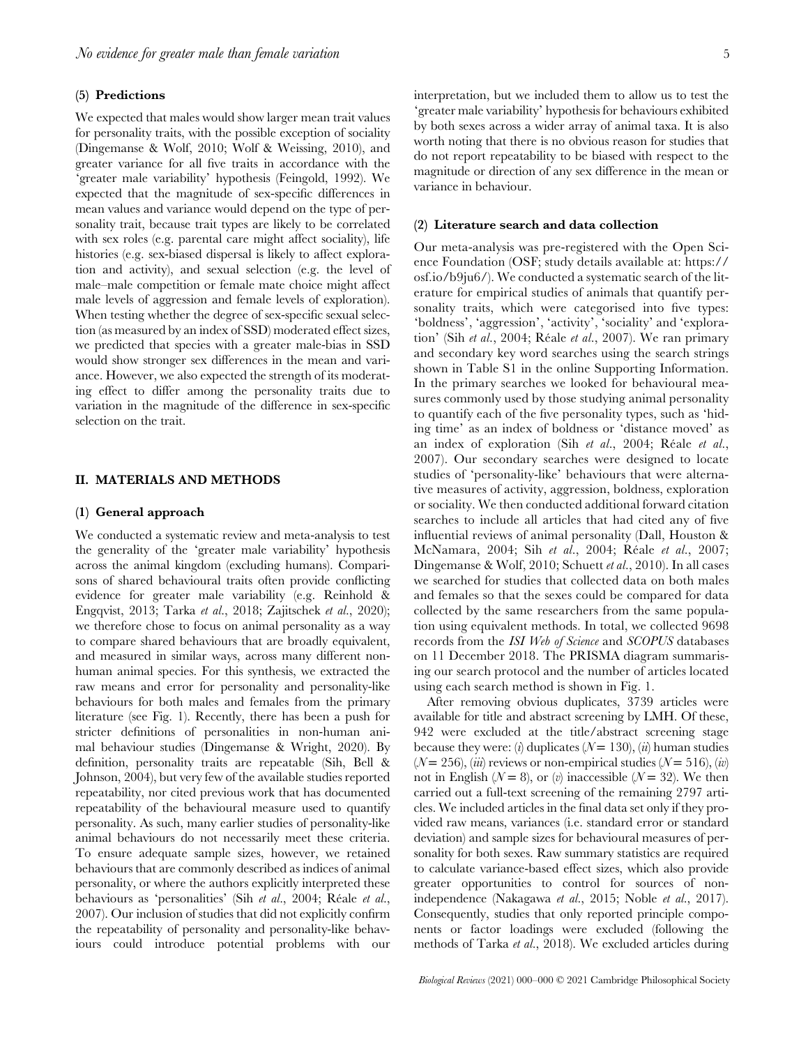### (5) Predictions

We expected that males would show larger mean trait values for personality traits, with the possible exception of sociality (Dingemanse & Wolf, 2010; Wolf & Weissing, 2010), and greater variance for all five traits in accordance with the 'greater male variability' hypothesis (Feingold, 1992). We expected that the magnitude of sex-specific differences in mean values and variance would depend on the type of personality trait, because trait types are likely to be correlated with sex roles (e.g. parental care might affect sociality), life histories (e.g. sex-biased dispersal is likely to affect exploration and activity), and sexual selection (e.g. the level of male–male competition or female mate choice might affect male levels of aggression and female levels of exploration). When testing whether the degree of sex-specific sexual selection (as measured by an index of SSD) moderated effect sizes, we predicted that species with a greater male-bias in SSD would show stronger sex differences in the mean and variance. However, we also expected the strength of its moderating effect to differ among the personality traits due to variation in the magnitude of the difference in sex-specific selection on the trait.

## II. MATERIALS AND METHODS

### (1) General approach

We conducted a systematic review and meta-analysis to test the generality of the 'greater male variability' hypothesis across the animal kingdom (excluding humans). Comparisons of shared behavioural traits often provide conflicting evidence for greater male variability (e.g. Reinhold & Engqvist, 2013; Tarka *et al.*, 2018; Zajitschek *et al.*, 2020); we therefore chose to focus on animal personality as a way to compare shared behaviours that are broadly equivalent, and measured in similar ways, across many different non-human animal species. For this synthesis, we extracted the raw means and error for personality and personality-like behaviours for both males and females from the primary literature (see Fig. 1). Recently, there has been a push for stricter definitions of personalities in non-human animal behaviour studies (Dingemanse & Wright, 2020). By definition, personality traits are repeatable (Sih, Bell & Johnson, 2004), but very few of the available studies reported repeatability, nor cited previous work that has documented repeatability of the behavioural measure used to quantify personality. As such, many earlier studies of personality-like animal behaviours do not necessarily meet these criteria. To ensure adequate sample sizes, however, we retained behaviours that are commonly described as indices of animal personality, or where the authors explicitly interpreted these behaviours as 'personalities' (Sih *et al.*, 2004; Réale *et al.*, 2007). Our inclusion of studies that did not explicitly confirm the repeatability of personality and personality-like behaviours could introduce potential problems with our interpretation, but we included them to allow us to test the 'greater male variability' hypothesis for behaviours exhibited by both sexes across a wider array of animal taxa. It is also worth noting that there is no obvious reason for studies that do not report repeatability to be biased with respect to the magnitude or direction of any sex difference in the mean or variance in behaviour.

### (2) Literature search and data collection

Our meta-analysis was pre-registered with the Open Science Foundation (OSF; study details available at: https://osf.io/b9ju6/). We conducted a systematic search of the literature for empirical studies of animals that quantify personality traits, which were categorised into five types: 'boldness', 'aggression', 'activity', 'sociality' and 'exploration' (Sih *et al.*, 2004; Réale *et al.*, 2007). We ran primary and secondary key word searches using the search strings shown in Table S1 in the online Supporting Information. In the primary searches we looked for behavioural measures commonly used by those studying animal personality to quantify each of the five personality types, such as 'hiding time' as an index of boldness or 'distance moved' as an index of exploration (Sih *et al.*, 2004; Réale *et al.*, 2007). Our secondary searches were designed to locate studies of 'personality-like' behaviours that were alternative measures of activity, aggression, boldness, exploration or sociality. We then conducted additional forward citation searches to include all articles that had cited any of five influential reviews of animal personality (Dall, Houston & McNamara, 2004; Sih *et al.*, 2004; Réale *et al.*, 2007; Dingemanse & Wolf, 2010; Schuett *et al.*, 2010). In all cases we searched for studies that collected data on both males and females so that the sexes could be compared for data collected by the same researchers from the same population using equivalent methods. In total, we collected 9698 records from the *ISI Web of Science* and *SCOPUS* databases on 11 December 2018. The PRISMA diagram summarising our search protocol and the number of articles located using each search method is shown in Fig. 1.

After removing obvious duplicates, 3739 articles were available for title and abstract screening by LMH. Of these, 942 were excluded at the title/abstract screening stage because they were: (*i*) duplicates ($N = 130$), (*ii*) human studies ($N = 256$), (*iii*) reviews or non-empirical studies ($N = 516$), (*iv*) not in English ($N = 8$), or (*v*) inaccessible ($N = 32$). We then carried out a full-text screening of the remaining 2797 articles. We included articles in the final data set only if they provided raw means, variances (i.e. standard error or standard deviation) and sample sizes for behavioural measures of personality for both sexes. Raw summary statistics are required to calculate variance-based effect sizes, which also provide greater opportunities to control for sources of non-independence (Nakagawa *et al.*, 2015; Noble *et al.*, 2017). Consequently, studies that only reported principle components or factor loadings were excluded (following the methods of Tarka *et al.*, 2018). We excluded articles during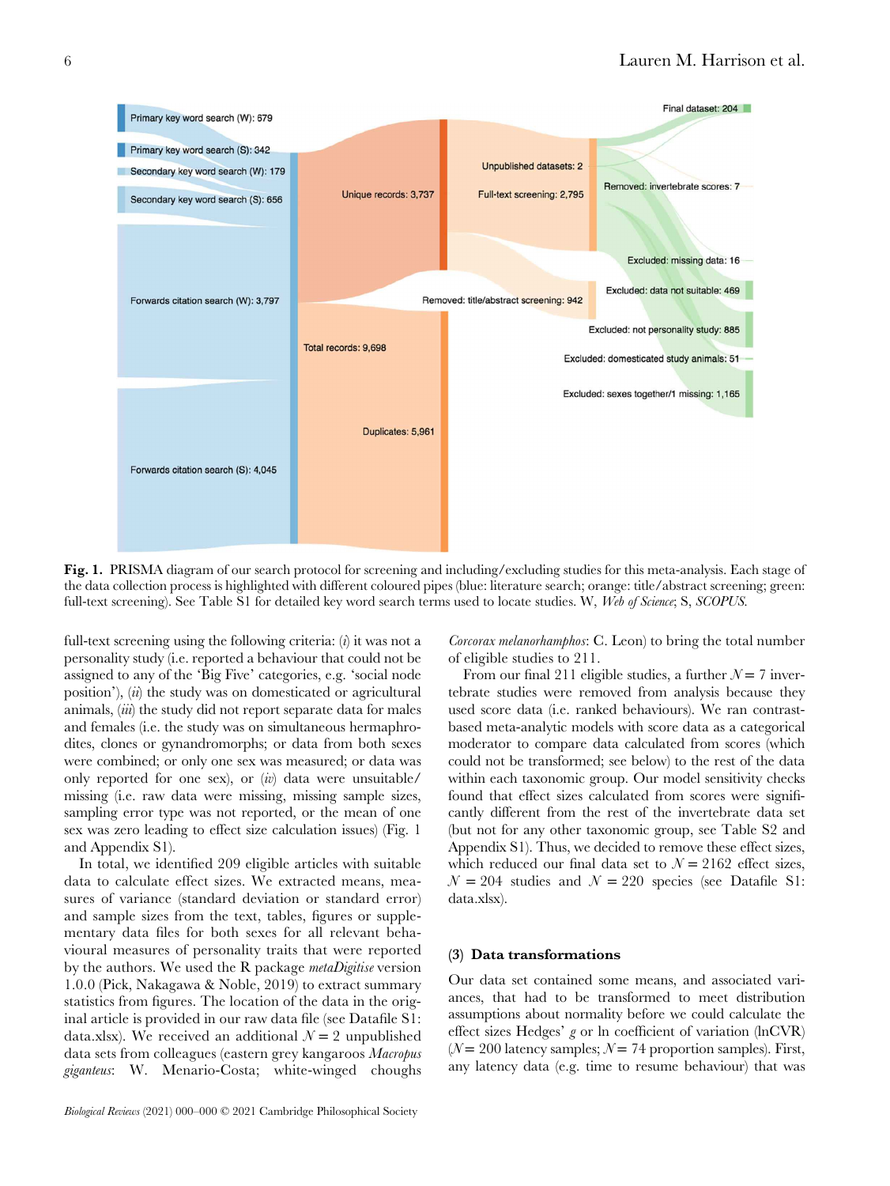**Fig. 1.** PRISMA diagram of our search protocol for screening and including/excluding studies for this meta-analysis. Each stage of the data collection process is highlighted with different coloured pipes (blue: literature search; orange: title/abstract screening; green: full-text screening). See Table S1 for detailed key word search terms used to locate studies. W, *Web of Science*; S, *SCOPUS*.

full-text screening using the following criteria: (*i*) it was not a personality study (i.e. reported a behaviour that could not be assigned to any of the 'Big Five' categories, e.g. 'social node position'), (*ii*) the study was on domesticated or agricultural animals, (*iii*) the study did not report separate data for males and females (i.e. the study was on simultaneous hermaphrodites, clones or gynandromorphs; or data from both sexes were combined; or only one sex was measured; or data was only reported for one sex), or (*iv*) data were unsuitable/missing (i.e. raw data were missing, missing sample sizes, sampling error type was not reported, or the mean of one sex was zero leading to effect size calculation issues) (Fig. 1 and Appendix S1).

In total, we identified 209 eligible articles with suitable data to calculate effect sizes. We extracted means, measures of variance (standard deviation or standard error) and sample sizes from the text, tables, figures or supplementary data files for both sexes for all relevant behavioural measures of personality traits that were reported by the authors. We used the R package *metaDigitise* version 1.0.0 (Pick, Nakagawa & Noble, 2019) to extract summary statistics from figures. The location of the data in the original article is provided in our raw data file (see Datafile S1: data.xlsx). We received an additional $N = 2$ unpublished data sets from colleagues (eastern grey kangaroos *Macropus giganteus*: W. Menario-Costa; white-winged choughs *Corcorax melanorhamphos*: C. Leon) to bring the total number of eligible studies to 211.

From our final 211 eligible studies, a further $N = 7$ invertebrate studies were removed from analysis because they used score data (i.e. ranked behaviours). We ran contrast-based meta-analytic models with score data as a categorical moderator to compare data calculated from scores (which could not be transformed; see below) to the rest of the data within each taxonomic group. Our model sensitivity checks found that effect sizes calculated from scores were significantly different from the rest of the invertebrate data set (but not for any other taxonomic group, see Table S2 and Appendix S1). Thus, we decided to remove these effect sizes, which reduced our final data set to $N = 2162$ effect sizes, $N = 204$ studies and $N = 220$ species (see Datafile S1: data.xlsx).

### (3) Data transformations

Our data set contained some means, and associated variances, that had to be transformed to meet distribution assumptions about normality before we could calculate the effect sizes Hedges' $g$ or ln coefficient of variation (lnCVR) ($N = 200$ latency samples; $N = 74$ proportion samples). First, any latency data (e.g. time to resume behaviour) that was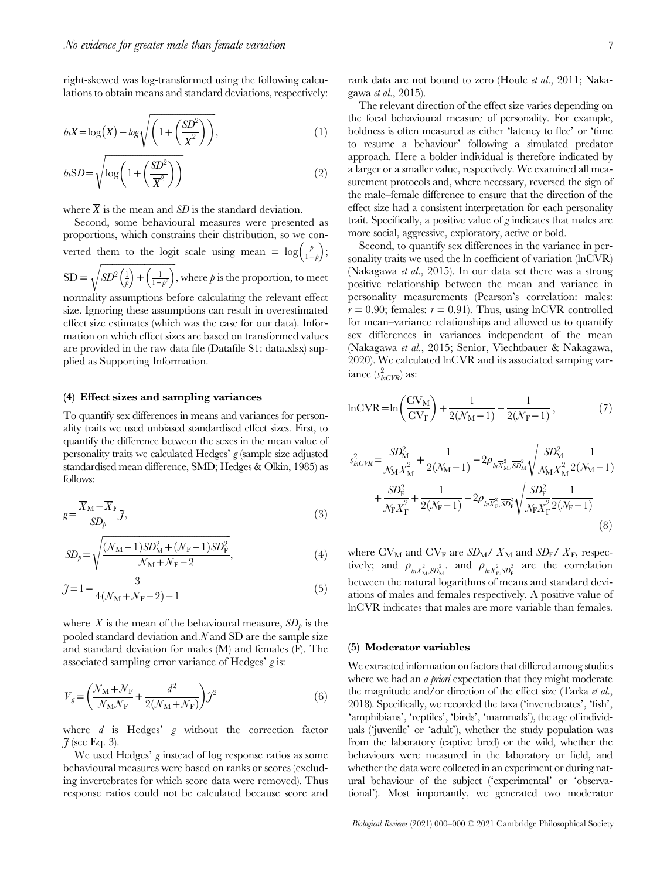right-skewed was log-transformed using the following calculations to obtain means and standard deviations, respectively:

$$ln\overline{X} = \log(\overline{X}) - log\sqrt{\left(1+\left(\frac{SD^2}{\overline{X}^2}\right)\right)}, \quad (1)$$

$$ln\text{SD} = \sqrt{\log\left(1+\left(\frac{SD^2}{\overline{X}^2}\right)\right)} \quad (2)$$

where $\overline{X}$ is the mean and $SD$ is the standard deviation.

Second, some behavioural measures were presented as proportions, which constrains their distribution, so we converted them to the logit scale using mean $= \log\left(\frac{p}{1-p}\right)$; SD $= \sqrt{SD^2\left(\frac{1}{p}\right)+\left(\frac{1}{1-p^2}\right)}$, where $p$ is the proportion, to meet normality assumptions before calculating the relevant effect size. Ignoring these assumptions can result in overestimated effect size estimates (which was the case for our data). Information on which effect sizes are based on transformed values are provided in the raw data file (Datafile S1: data.xlsx) supplied as Supporting Information.

### (4) Effect sizes and sampling variances

To quantify sex differences in means and variances for personality traits we used unbiased standardised effect sizes. First, to quantify the difference between the sexes in the mean value of personality traits we calculated Hedges' $g$ (sample size adjusted standardised mean difference, SMD; Hedges & Olkin, 1985) as follows:

$$g = \frac{\overline{X}_{\text{M}} - \overline{X}_{\text{F}}}{SD_p}\mathcal{J}, \quad (3)$$

$$SD_p = \sqrt{\frac{(N_{\text{M}}-1)SD_{\text{M}}^2 + (N_{\text{F}}-1)SD_{\text{F}}^2}{N_{\text{M}}+N_{\text{F}}-2}}, \quad (4)$$

$$\mathcal{J} = 1 - \frac{3}{4(N_{\text{M}}+N_{\text{F}}-2)-1} \quad (5)$$

where $\overline{X}$ is the mean of the behavioural measure, $SD_p$ is the pooled standard deviation and $N$ and SD are the sample size and standard deviation for males (M) and females (F). The associated sampling error variance of Hedges' $g$ is:

$$V_g = \left(\frac{N_{\text{M}}+N_{\text{F}}}{N_{\text{M}}N_{\text{F}}} + \frac{d^2}{2(N_{\text{M}}+N_{\text{F}})}\right)\mathcal{J}^2 \quad (6)$$

where $d$ is Hedges' $g$ without the correction factor $\mathcal{J}$ (see Eq. 3).

We used Hedges' $g$ instead of log response ratios as some behavioural measures were based on ranks or scores (excluding invertebrates for which score data were removed). Thus response ratios could not be calculated because score and rank data are not bound to zero (Houle *et al.*, 2011; Nakagawa *et al.*, 2015).

The relevant direction of the effect size varies depending on the focal behavioural measure of personality. For example, boldness is often measured as either 'latency to flee' or 'time to resume a behaviour' following a simulated predator approach. Here a bolder individual is therefore indicated by a larger or a smaller value, respectively. We examined all measurement protocols and, where necessary, reversed the sign of the male–female difference to ensure that the direction of the effect size had a consistent interpretation for each personality trait. Specifically, a positive value of $g$ indicates that males are more social, aggressive, exploratory, active or bold.

Second, to quantify sex differences in the variance in personality traits we used the ln coefficient of variation (lnCVR) (Nakagawa *et al.*, 2015). In our data set there was a strong positive relationship between the mean and variance in personality measurements (Pearson's correlation: males: $r = 0.90$; females: $r = 0.91$). Thus, using lnCVR controlled for mean–variance relationships and allowed us to quantify sex differences in variances independent of the mean (Nakagawa *et al.*, 2015; Senior, Viechtbauer & Nakagawa, 2020). We calculated lnCVR and its associated samping variance ($s^2_{lnCVR}$) as:

$$\text{lnCVR} = \ln\left(\frac{\text{CV}_{\text{M}}}{\text{CV}_{\text{F}}}\right) + \frac{1}{2(N_{\text{M}}-1)} - \frac{1}{2(N_{\text{F}}-1)}, \quad (7)$$

$$s^2_{lnCVR} = \frac{SD_{\text{M}}^2}{N_{\text{M}}\overline{X}_{\text{M}}^2} + \frac{1}{2(N_{\text{M}}-1)} - 2\rho_{ln\overline{X}_{\text{M}}^2, \overline{SD}_{\text{M}}^2}\sqrt{\frac{SD_{\text{M}}^2}{N_{\text{M}}\overline{X}_{\text{M}}^2}\frac{1}{2(N_{\text{M}}-1)}} + \frac{SD_{\text{F}}^2}{N_{\text{F}}\overline{X}_{\text{F}}^2} + \frac{1}{2(N_{\text{F}}-1)} - 2\rho_{ln\overline{X}_{\text{F}}^2, \overline{SD}_{\text{F}}^2}\sqrt{\frac{SD_{\text{F}}^2}{N_{\text{F}}\overline{X}_{\text{F}}^2}\frac{1}{2(N_{\text{F}}-1)}} \quad (8)$$

where $\text{CV}_{\text{M}}$ and $\text{CV}_{\text{F}}$ are $SD_{\text{M}}/\overline{X}_{\text{M}}$ and $SD_{\text{F}}/\overline{X}_{\text{F}}$, respectively; and $\rho_{ln\overline{X}_{\text{M}}^2, \overline{SD}_{\text{M}}^2}$. and $\rho_{ln\overline{X}_{\text{F}}^2, \overline{SD}_{\text{F}}^2}$ are the correlation between the natural logarithms of means and standard deviations of males and females respectively. A positive value of lnCVR indicates that males are more variable than females.

### (5) Moderator variables

We extracted information on factors that differed among studies where we had an *a priori* expectation that they might moderate the magnitude and/or direction of the effect size (Tarka *et al.*, 2018). Specifically, we recorded the taxa ('invertebrates', 'fish', 'amphibians', 'reptiles', 'birds', 'mammals'), the age of individuals ('juvenile' or 'adult'), whether the study population was from the laboratory (captive bred) or the wild, whether the behaviours were measured in the laboratory or field, and whether the data were collected in an experiment or during natural behaviour of the subject ('experimental' or 'observational'). Most importantly, we generated two moderator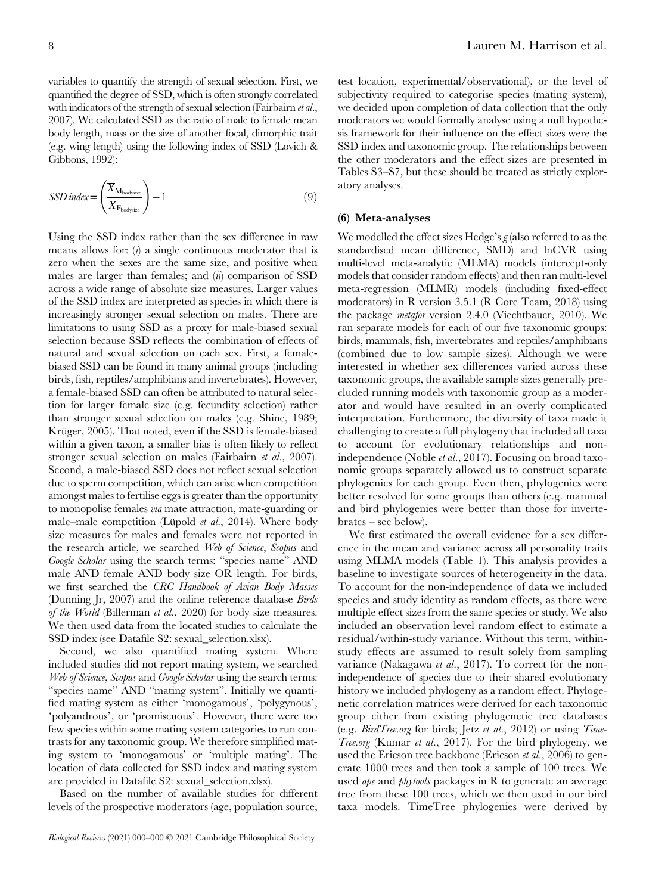variables to quantify the strength of sexual selection. First, we quantified the degree of SSD, which is often strongly correlated with indicators of the strength of sexual selection (Fairbairn *et al.*, 2007). We calculated SSD as the ratio of male to female mean body length, mass or the size of another focal, dimorphic trait (e.g. wing length) using the following index of SSD (Lovich & Gibbons, 1992):

$$SSD\ index = \left(\frac{\overline{X}_{M_{bodysize}}}{\overline{X}_{F_{bodysize}}}\right) - 1 \tag{9}$$

Using the SSD index rather than the sex difference in raw means allows for: (*i*) a single continuous moderator that is zero when the sexes are the same size, and positive when males are larger than females; and (*ii*) comparison of SSD across a wide range of absolute size measures. Larger values of the SSD index are interpreted as species in which there is increasingly stronger sexual selection on males. There are limitations to using SSD as a proxy for male-biased sexual selection because SSD reflects the combination of effects of natural and sexual selection on each sex. First, a female-biased SSD can be found in many animal groups (including birds, fish, reptiles/amphibians and invertebrates). However, a female-biased SSD can often be attributed to natural selection for larger female size (e.g. fecundity selection) rather than stronger sexual selection on males (e.g. Shine, 1989; Krüger, 2005). That noted, even if the SSD is female-biased within a given taxon, a smaller bias is often likely to reflect stronger sexual selection on males (Fairbairn *et al.*, 2007). Second, a male-biased SSD does not reflect sexual selection due to sperm competition, which can arise when competition amongst males to fertilise eggs is greater than the opportunity to monopolise females *via* mate attraction, mate-guarding or male–male competition (Lüpold *et al.*, 2014). Where body size measures for males and females were not reported in the research article, we searched *Web of Science*, *Scopus* and *Google Scholar* using the search terms: "species name" AND male AND female AND body size OR length. For birds, we first searched the *CRC Handbook of Avian Body Masses* (Dunning Jr, 2007) and the online reference database *Birds of the World* (Billerman *et al.*, 2020) for body size measures. We then used data from the located studies to calculate the SSD index (see Datafile S2: sexual_selection.xlsx).

Second, we also quantified mating system. Where included studies did not report mating system, we searched *Web of Science*, *Scopus* and *Google Scholar* using the search terms: "species name" AND "mating system". Initially we quantified mating system as either 'monogamous', 'polygynous', 'polyandrous', or 'promiscuous'. However, there were too few species within some mating system categories to run contrasts for any taxonomic group. We therefore simplified mating system to 'monogamous' or 'multiple mating'. The location of data collected for SSD index and mating system are provided in Datafile S2: sexual_selection.xlsx).

Based on the number of available studies for different levels of the prospective moderators (age, population source, test location, experimental/observational), or the level of subjectivity required to categorise species (mating system), we decided upon completion of data collection that the only moderators we would formally analyse using a null hypothesis framework for their influence on the effect sizes were the SSD index and taxonomic group. The relationships between the other moderators and the effect sizes are presented in Tables S3–S7, but these should be treated as strictly exploratory analyses.

### (6) Meta-analyses

We modelled the effect sizes Hedge's *g* (also referred to as the standardised mean difference, SMD) and lnCVR using multi-level meta-analytic (MLMA) models (intercept-only models that consider random effects) and then ran multi-level meta-regression (MLMR) models (including fixed-effect moderators) in R version 3.5.1 (R Core Team, 2018) using the package *metafor* version 2.4.0 (Viechtbauer, 2010). We ran separate models for each of our five taxonomic groups: birds, mammals, fish, invertebrates and reptiles/amphibians (combined due to low sample sizes). Although we were interested in whether sex differences varied across these taxonomic groups, the available sample sizes generally precluded running models with taxonomic group as a moderator and would have resulted in an overly complicated interpretation. Furthermore, the diversity of taxa made it challenging to create a full phylogeny that included all taxa to account for evolutionary relationships and non-independence (Noble *et al.*, 2017). Focusing on broad taxonomic groups separately allowed us to construct separate phylogenies for each group. Even then, phylogenies were better resolved for some groups than others (e.g. mammal and bird phylogenies were better than those for invertebrates – see below).

We first estimated the overall evidence for a sex difference in the mean and variance across all personality traits using MLMA models (Table 1). This analysis provides a baseline to investigate sources of heterogeneity in the data. To account for the non-independence of data we included species and study identity as random effects, as there were multiple effect sizes from the same species or study. We also included an observation level random effect to estimate a residual/within-study variance. Without this term, within-study effects are assumed to result solely from sampling variance (Nakagawa *et al.*, 2017). To correct for the non-independence of species due to their shared evolutionary history we included phylogeny as a random effect. Phylogenetic correlation matrices were derived for each taxonomic group either from existing phylogenetic tree databases (e.g. *BirdTree.org* for birds; Jetz *et al.*, 2012) or using *TimeTree.org* (Kumar *et al.*, 2017). For the bird phylogeny, we used the Ericson tree backbone (Ericson *et al.*, 2006) to generate 1000 trees and then took a sample of 100 trees. We used *ape* and *phytools* packages in R to generate an average tree from these 100 trees, which we then used in our bird taxa models. TimeTree phylogenies were derived by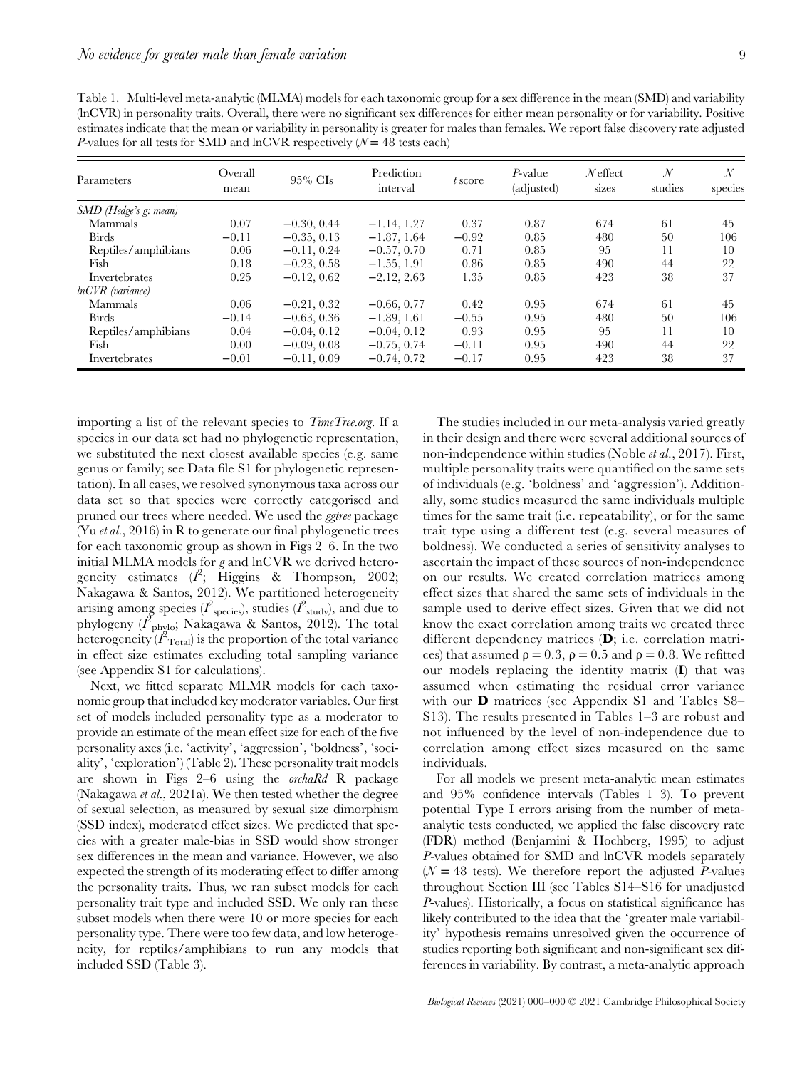Table 1. Multi-level meta-analytic (MLMA) models for each taxonomic group for a sex difference in the mean (SMD) and variability (lnCVR) in personality traits. Overall, there were no significant sex differences for either mean personality or for variability. Positive estimates indicate that the mean or variability in personality is greater for males than females. We report false discovery rate adjusted *P*-values for all tests for SMD and lnCVR respectively ($N = 48$ tests each)

| Parameters | Overall mean | 95% CIs | Prediction interval | *t* score | *P*-value (adjusted) | *N* effect sizes | *N* studies | *N* species |
|---|---|---|---|---|---|---|---|---|
| *SMD (Hedge's g: mean)* | | | | | | | | |
| Mammals | 0.07 | −0.30, 0.44 | −1.14, 1.27 | 0.37 | 0.87 | 674 | 61 | 45 |
| Birds | −0.11 | −0.35, 0.13 | −1.87, 1.64 | −0.92 | 0.85 | 480 | 50 | 106 |
| Reptiles/amphibians | 0.06 | −0.11, 0.24 | −0.57, 0.70 | 0.71 | 0.85 | 95 | 11 | 10 |
| Fish | 0.18 | −0.23, 0.58 | −1.55, 1.91 | 0.86 | 0.85 | 490 | 44 | 22 |
| Invertebrates | 0.25 | −0.12, 0.62 | −2.12, 2.63 | 1.35 | 0.85 | 423 | 38 | 37 |
| *lnCVR (variance)* | | | | | | | | |
| Mammals | 0.06 | −0.21, 0.32 | −0.66, 0.77 | 0.42 | 0.95 | 674 | 61 | 45 |
| Birds | −0.14 | −0.63, 0.36 | −1.89, 1.61 | −0.55 | 0.95 | 480 | 50 | 106 |
| Reptiles/amphibians | 0.04 | −0.04, 0.12 | −0.04, 0.12 | 0.93 | 0.95 | 95 | 11 | 10 |
| Fish | 0.00 | −0.09, 0.08 | −0.75, 0.74 | −0.11 | 0.95 | 490 | 44 | 22 |
| Invertebrates | −0.01 | −0.11, 0.09 | −0.74, 0.72 | −0.17 | 0.95 | 423 | 38 | 37 |

importing a list of the relevant species to *TimeTree.org*. If a species in our data set had no phylogenetic representation, we substituted the next closest available species (e.g. same genus or family; see Data file S1 for phylogenetic representation). In all cases, we resolved synonymous taxa across our data set so that species were correctly categorised and pruned our trees where needed. We used the *ggtree* package (Yu *et al.*, 2016) in R to generate our final phylogenetic trees for each taxonomic group as shown in Figs 2–6. In the two initial MLMA models for *g* and lnCVR we derived heterogeneity estimates ($I^2$; Higgins & Thompson, 2002; Nakagawa & Santos, 2012). We partitioned heterogeneity arising among species ($I^2_{\text{species}}$), studies ($I^2_{\text{study}}$), and due to phylogeny ($I^2_{\text{phylo}}$; Nakagawa & Santos, 2012). The total heterogeneity ($I^2_{\text{Total}}$) is the proportion of the total variance in effect size estimates excluding total sampling variance (see Appendix S1 for calculations).

Next, we fitted separate MLMR models for each taxonomic group that included key moderator variables. Our first set of models included personality type as a moderator to provide an estimate of the mean effect size for each of the five personality axes (i.e. 'activity', 'aggression', 'boldness', 'sociality', 'exploration') (Table 2). These personality trait models are shown in Figs 2–6 using the *orchaRd* R package (Nakagawa *et al.*, 2021a). We then tested whether the degree of sexual selection, as measured by sexual size dimorphism (SSD index), moderated effect sizes. We predicted that species with a greater male-bias in SSD would show stronger sex differences in the mean and variance. However, we also expected the strength of its moderating effect to differ among the personality traits. Thus, we ran subset models for each personality trait type and included SSD. We only ran these subset models when there were 10 or more species for each personality type. There were too few data, and low heterogeneity, for reptiles/amphibians to run any models that included SSD (Table 3).

The studies included in our meta-analysis varied greatly in their design and there were several additional sources of non-independence within studies (Noble *et al.*, 2017). First, multiple personality traits were quantified on the same sets of individuals (e.g. 'boldness' and 'aggression'). Additionally, some studies measured the same individuals multiple times for the same trait (i.e. repeatability), or for the same trait type using a different test (e.g. several measures of boldness). We conducted a series of sensitivity analyses to ascertain the impact of these sources of non-independence on our results. We created correlation matrices among effect sizes that shared the same sets of individuals in the sample used to derive effect sizes. Given that we did not know the exact correlation among traits we created three different dependency matrices (**D**; i.e. correlation matrices) that assumed $\rho = 0.3$, $\rho = 0.5$ and $\rho = 0.8$. We refitted our models replacing the identity matrix (**I**) that was assumed when estimating the residual error variance with our **D** matrices (see Appendix S1 and Tables S8–S13). The results presented in Tables 1–3 are robust and not influenced by the level of non-independence due to correlation among effect sizes measured on the same individuals.

For all models we present meta-analytic mean estimates and 95% confidence intervals (Tables 1–3). To prevent potential Type I errors arising from the number of meta-analytic tests conducted, we applied the false discovery rate (FDR) method (Benjamini & Hochberg, 1995) to adjust *P*-values obtained for SMD and lnCVR models separately ($N = 48$ tests). We therefore report the adjusted *P*-values throughout Section III (see Tables S14–S16 for unadjusted *P*-values). Historically, a focus on statistical significance has likely contributed to the idea that the 'greater male variability' hypothesis remains unresolved given the occurrence of studies reporting both significant and non-significant sex differences in variability. By contrast, a meta-analytic approach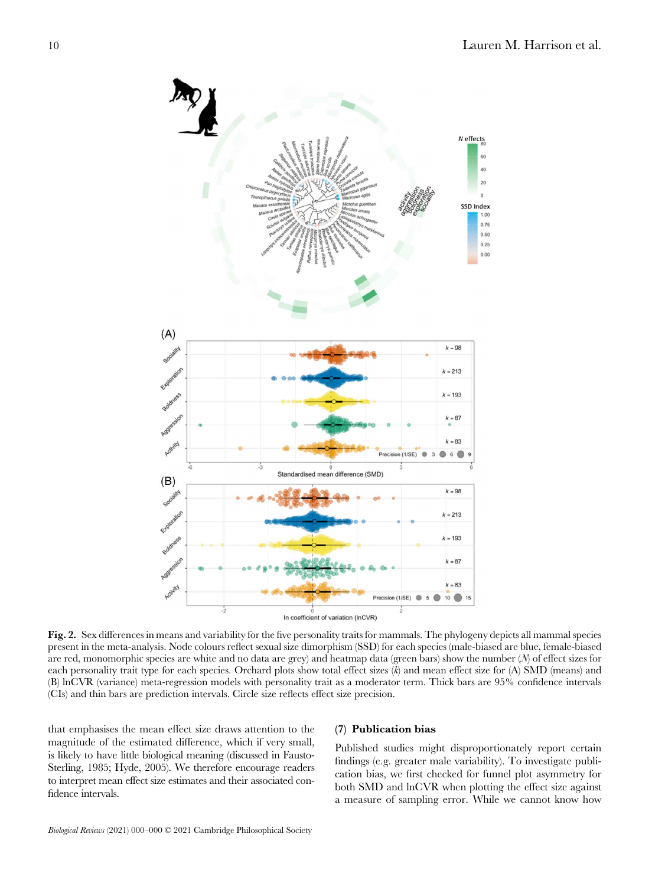**Fig. 2.** Sex differences in means and variability for the five personality traits for mammals. The phylogeny depicts all mammal species present in the meta-analysis. Node colours reflect sexual size dimorphism (SSD) for each species (male-biased are blue, female-biased are red, monomorphic species are white and no data are grey) and heatmap data (green bars) show the number (*N*) of effect sizes for each personality trait type for each species. Orchard plots show total effect sizes (*k*) and mean effect size for (A) SMD (means) and (B) lnCVR (variance) meta-regression models with personality trait as a moderator term. Thick bars are 95% confidence intervals (CIs) and thin bars are prediction intervals. Circle size reflects effect size precision.

that emphasises the mean effect size draws attention to the magnitude of the estimated difference, which if very small, is likely to have little biological meaning (discussed in Fausto-Sterling, 1985; Hyde, 2005). We therefore encourage readers to interpret mean effect size estimates and their associated confidence intervals.

### (7) Publication bias

Published studies might disproportionately report certain findings (e.g. greater male variability). To investigate publication bias, we first checked for funnel plot asymmetry for both SMD and lnCVR when plotting the effect size against a measure of sampling error. While we cannot know how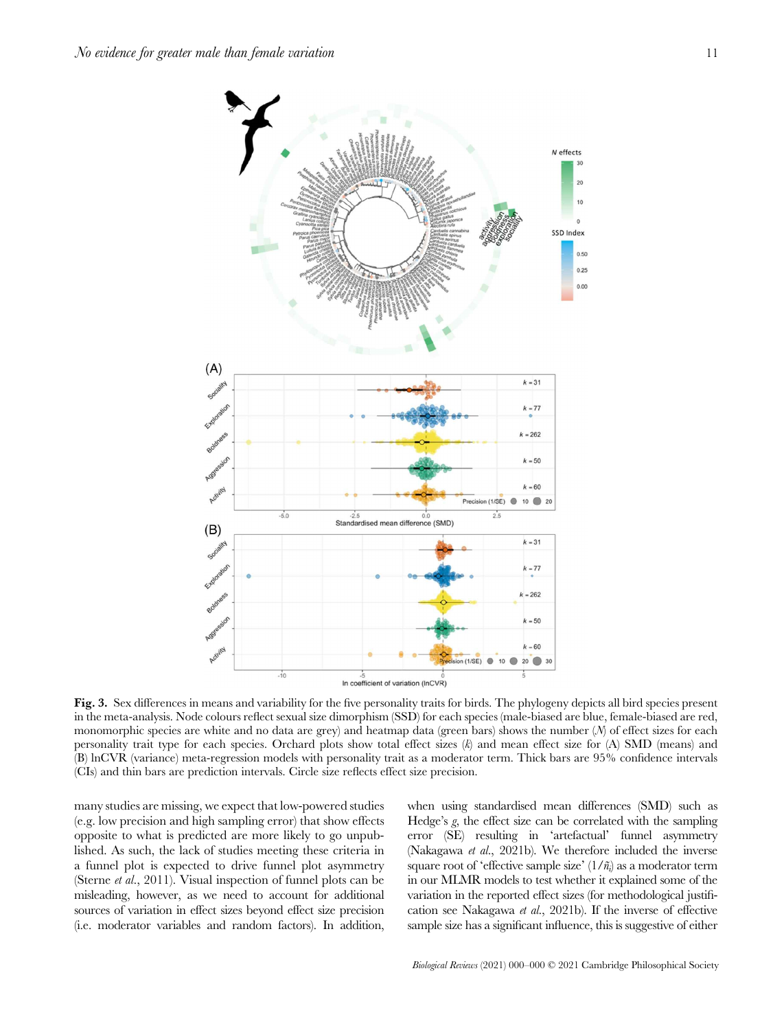**Fig. 3.** Sex differences in means and variability for the five personality traits for birds. The phylogeny depicts all bird species present in the meta-analysis. Node colours reflect sexual size dimorphism (SSD) for each species (male-biased are blue, female-biased are red, monomorphic species are white and no data are grey) and heatmap data (green bars) shows the number ($N$) of effect sizes for each personality trait type for each species. Orchard plots show total effect sizes ($k$) and mean effect size for (A) SMD (means) and (B) lnCVR (variance) meta-regression models with personality trait as a moderator term. Thick bars are 95% confidence intervals (CIs) and thin bars are prediction intervals. Circle size reflects effect size precision.

many studies are missing, we expect that low-powered studies (e.g. low precision and high sampling error) that show effects opposite to what is predicted are more likely to go unpublished. As such, the lack of studies meeting these criteria in a funnel plot is expected to drive funnel plot asymmetry (Sterne *et al.*, 2011). Visual inspection of funnel plots can be misleading, however, as we need to account for additional sources of variation in effect sizes beyond effect size precision (i.e. moderator variables and random factors). In addition, when using standardised mean differences (SMD) such as Hedge's $g$, the effect size can be correlated with the sampling error (SE) resulting in 'artefactual' funnel asymmetry (Nakagawa *et al.*, 2021b). We therefore included the inverse square root of 'effective sample size' ($1/\tilde{n}_i$) as a moderator term in our MLMR models to test whether it explained some of the variation in the reported effect sizes (for methodological justification see Nakagawa *et al.*, 2021b). If the inverse of effective sample size has a significant influence, this is suggestive of either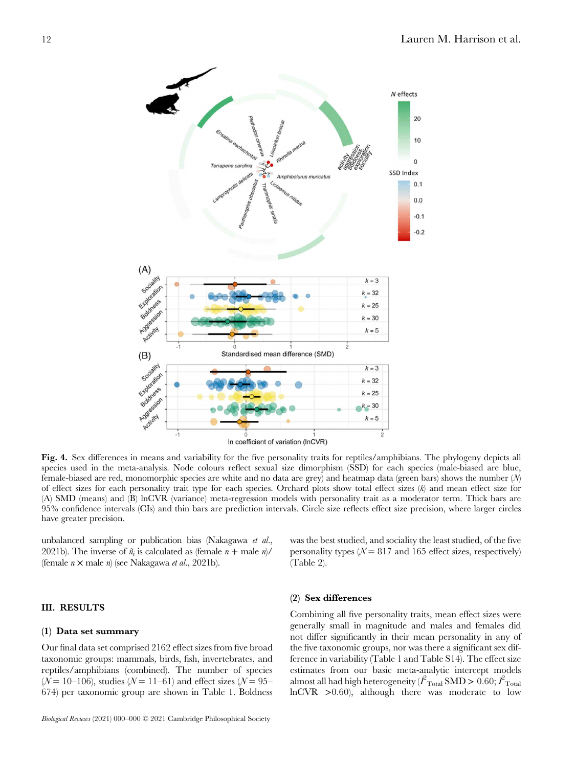**Fig. 4.** Sex differences in means and variability for the five personality traits for reptiles/amphibians. The phylogeny depicts all species used in the meta-analysis. Node colours reflect sexual size dimorphism (SSD) for each species (male-biased are blue, female-biased are red, monomorphic species are white and no data are grey) and heatmap data (green bars) shows the number (*N*) of effect sizes for each personality trait type for each species. Orchard plots show total effect sizes (*k*) and mean effect size for (A) SMD (means) and (B) lnCVR (variance) meta-regression models with personality trait as a moderator term. Thick bars are 95% confidence intervals (CIs) and thin bars are prediction intervals. Circle size reflects effect size precision, where larger circles have greater precision.

unbalanced sampling or publication bias (Nakagawa *et al.*, 2021b). The inverse of $\tilde{n}_i$ is calculated as (female $n$ + male $n$)/(female $n \times$ male $n$) (see Nakagawa *et al.*, 2021b).

## III. RESULTS

### (1) Data set summary

Our final data set comprised 2162 effect sizes from five broad taxonomic groups: mammals, birds, fish, invertebrates, and reptiles/amphibians (combined). The number of species ($N = 10$–$106$), studies ($N = 11$–$61$) and effect sizes ($N = 95$–$674$) per taxonomic group are shown in Table 1. Boldness was the best studied, and sociality the least studied, of the five personality types ($N = 817$ and 165 effect sizes, respectively) (Table 2).

### (2) Sex differences

Combining all five personality traits, mean effect sizes were generally small in magnitude and males and females did not differ significantly in their mean personality in any of the five taxonomic groups, nor was there a significant sex difference in variability (Table 1 and Table S14). The effect size estimates from our basic meta-analytic intercept models almost all had high heterogeneity ($I^2_{\text{Total}}$ SMD > 0.60; $I^2_{\text{Total}}$ lnCVR >0.60), although there was moderate to low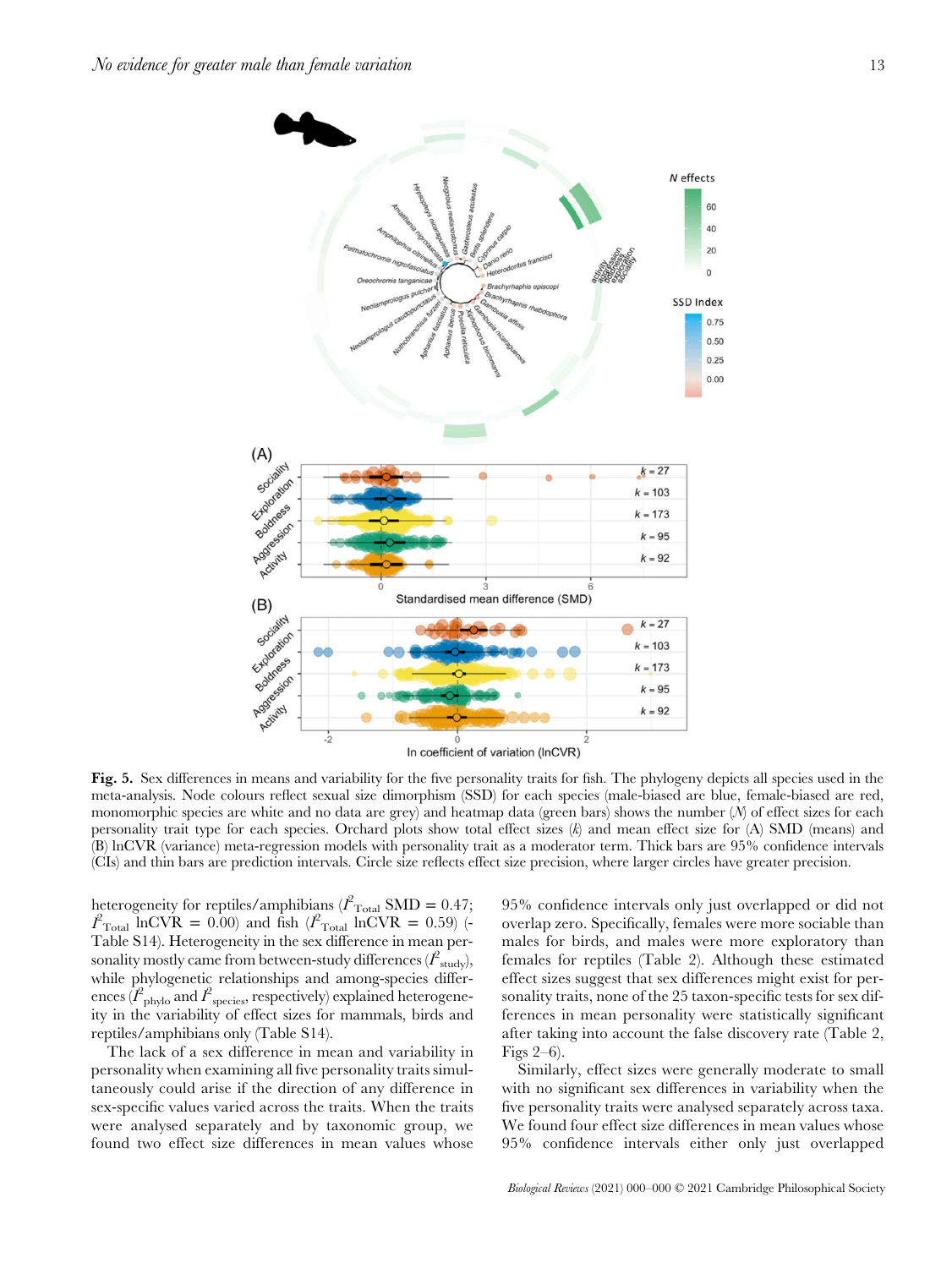**Fig. 5.** Sex differences in means and variability for the five personality traits for fish. The phylogeny depicts all species used in the meta-analysis. Node colours reflect sexual size dimorphism (SSD) for each species (male-biased are blue, female-biased are red, monomorphic species are white and no data are grey) and heatmap data (green bars) shows the number (*N*) of effect sizes for each personality trait type for each species. Orchard plots show total effect sizes (*k*) and mean effect size for (A) SMD (means) and (B) lnCVR (variance) meta-regression models with personality trait as a moderator term. Thick bars are 95% confidence intervals (CIs) and thin bars are prediction intervals. Circle size reflects effect size precision, where larger circles have greater precision.

heterogeneity for reptiles/amphibians ($I^2_{\text{Total}}$ SMD = 0.47; $I^2_{\text{Total}}$ lnCVR = 0.00) and fish ($I^2_{\text{Total}}$ lnCVR = 0.59) (Table S14). Heterogeneity in the sex difference in mean personality mostly came from between-study differences ($I^2_{\text{study}}$), while phylogenetic relationships and among-species differences ($I^2_{\text{phylo}}$ and $I^2_{\text{species}}$, respectively) explained heterogeneity in the variability of effect sizes for mammals, birds and reptiles/amphibians only (Table S14).

The lack of a sex difference in mean and variability in personality when examining all five personality traits simultaneously could arise if the direction of any difference in sex-specific values varied across the traits. When the traits were analysed separately and by taxonomic group, we found two effect size differences in mean values whose 95% confidence intervals only just overlapped or did not overlap zero. Specifically, females were more sociable than males for birds, and males were more exploratory than females for reptiles (Table 2). Although these estimated effect sizes suggest that sex differences might exist for personality traits, none of the 25 taxon-specific tests for sex differences in mean personality were statistically significant after taking into account the false discovery rate (Table 2, Figs 2–6).

Similarly, effect sizes were generally moderate to small with no significant sex differences in variability when the five personality traits were analysed separately across taxa. We found four effect size differences in mean values whose 95% confidence intervals either only just overlapped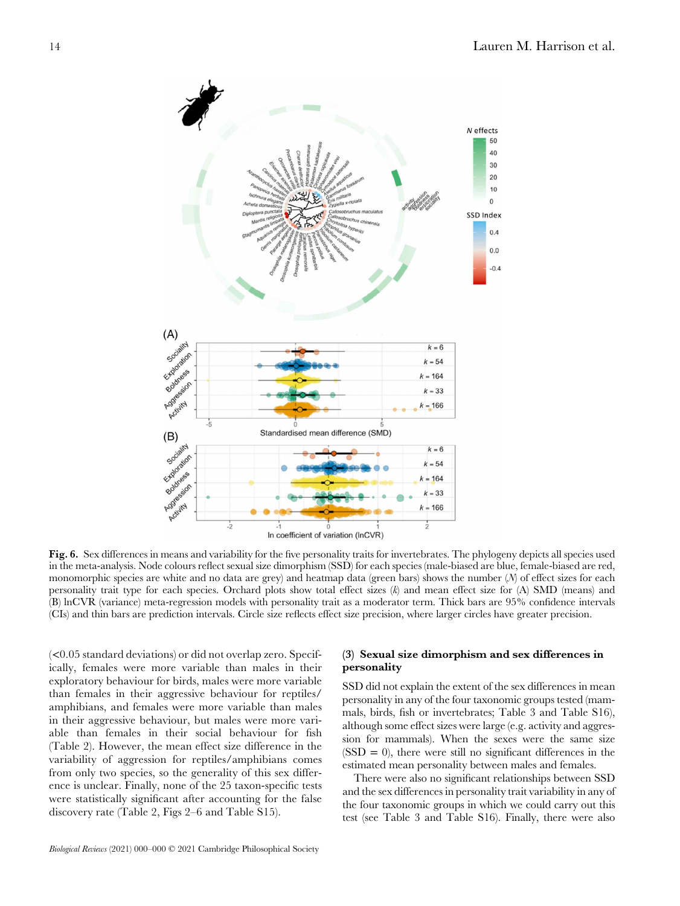**Fig. 6.** Sex differences in means and variability for the five personality traits for invertebrates. The phylogeny depicts all species used in the meta-analysis. Node colours reflect sexual size dimorphism (SSD) for each species (male-biased are blue, female-biased are red, monomorphic species are white and no data are grey) and heatmap data (green bars) shows the number (*N*) of effect sizes for each personality trait type for each species. Orchard plots show total effect sizes (*k*) and mean effect size for (A) SMD (means) and (B) lnCVR (variance) meta-regression models with personality trait as a moderator term. Thick bars are 95% confidence intervals (CIs) and thin bars are prediction intervals. Circle size reflects effect size precision, where larger circles have greater precision.

(<0.05 standard deviations) or did not overlap zero. Specifically, females were more variable than males in their exploratory behaviour for birds, males were more variable than females in their aggressive behaviour for reptiles/amphibians, and females were more variable than males in their aggressive behaviour, but males were more variable than females in their social behaviour for fish (Table 2). However, the mean effect size difference in the variability of aggression for reptiles/amphibians comes from only two species, so the generality of this sex difference is unclear. Finally, none of the 25 taxon-specific tests were statistically significant after accounting for the false discovery rate (Table 2, Figs 2–6 and Table S15).

### (3) Sexual size dimorphism and sex differences in personality

SSD did not explain the extent of the sex differences in mean personality in any of the four taxonomic groups tested (mammals, birds, fish or invertebrates; Table 3 and Table S16), although some effect sizes were large (e.g. activity and aggression for mammals). When the sexes were the same size (SSD = 0), there were still no significant differences in the estimated mean personality between males and females.

There were also no significant relationships between SSD and the sex differences in personality trait variability in any of the four taxonomic groups in which we could carry out this test (see Table 3 and Table S16). Finally, there were also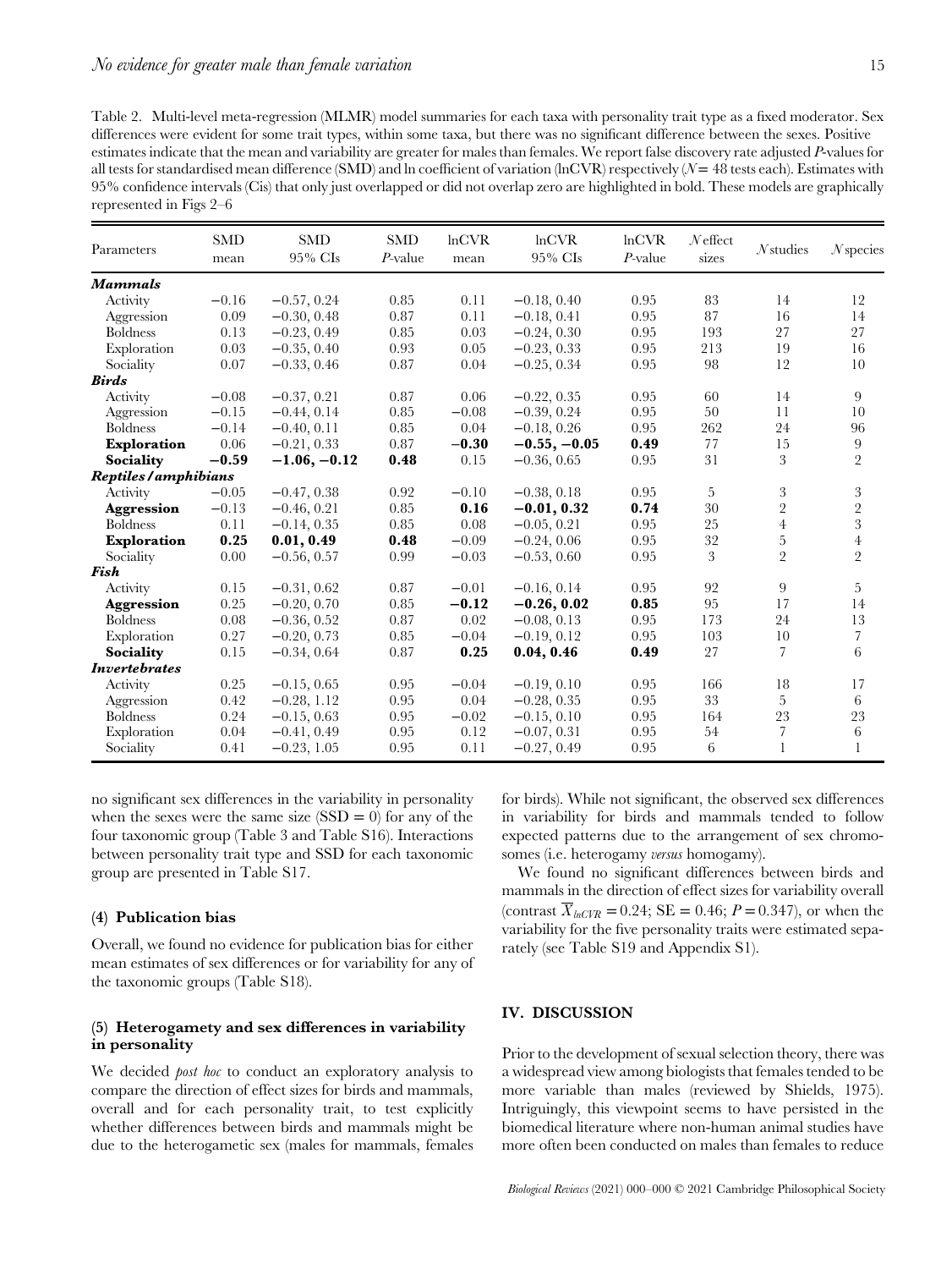Table 2. Multi-level meta-regression (MLMR) model summaries for each taxa with personality trait type as a fixed moderator. Sex differences were evident for some trait types, within some taxa, but there was no significant difference between the sexes. Positive estimates indicate that the mean and variability are greater for males than females. We report false discovery rate adjusted *P*-values for all tests for standardised mean difference (SMD) and ln coefficient of variation (lnCVR) respectively (*N* = 48 tests each). Estimates with 95% confidence intervals (Cis) that only just overlapped or did not overlap zero are highlighted in bold. These models are graphically represented in Figs 2–6

| Parameters | SMD mean | SMD 95% CIs | SMD *P*-value | lnCVR mean | lnCVR 95% CIs | lnCVR *P*-value | *N* effect sizes | *N* studies | *N* species |
|---|---|---|---|---|---|---|---|---|---|
| ***Mammals*** | | | | | | | | | |
| Activity | −0.16 | −0.57, 0.24 | 0.85 | 0.11 | −0.18, 0.40 | 0.95 | 83 | 14 | 12 |
| Aggression | 0.09 | −0.30, 0.48 | 0.87 | 0.11 | −0.18, 0.41 | 0.95 | 87 | 16 | 14 |
| Boldness | 0.13 | −0.23, 0.49 | 0.85 | 0.03 | −0.24, 0.30 | 0.95 | 193 | 27 | 27 |
| Exploration | 0.03 | −0.35, 0.40 | 0.93 | 0.05 | −0.23, 0.33 | 0.95 | 213 | 19 | 16 |
| Sociality | 0.07 | −0.33, 0.46 | 0.87 | 0.04 | −0.25, 0.34 | 0.95 | 98 | 12 | 10 |
| ***Birds*** | | | | | | | | | |
| Activity | −0.08 | −0.37, 0.21 | 0.87 | 0.06 | −0.22, 0.35 | 0.95 | 60 | 14 | 9 |
| Aggression | −0.15 | −0.44, 0.14 | 0.85 | −0.08 | −0.39, 0.24 | 0.95 | 50 | 11 | 10 |
| Boldness | −0.14 | −0.40, 0.11 | 0.85 | 0.04 | −0.18, 0.26 | 0.95 | 262 | 24 | 96 |
| **Exploration** | 0.06 | −0.21, 0.33 | 0.87 | **−0.30** | **−0.55, −0.05** | **0.49** | 77 | 15 | 9 |
| **Sociality** | **−0.59** | **−1.06, −0.12** | **0.48** | 0.15 | −0.36, 0.65 | 0.95 | 31 | 3 | 2 |
| ***Reptiles/amphibians*** | | | | | | | | | |
| Activity | −0.05 | −0.47, 0.38 | 0.92 | −0.10 | −0.38, 0.18 | 0.95 | 5 | 3 | 3 |
| **Aggression** | −0.13 | −0.46, 0.21 | 0.85 | **0.16** | **−0.01, 0.32** | **0.74** | 30 | 2 | 2 |
| Boldness | 0.11 | −0.14, 0.35 | 0.85 | 0.08 | −0.05, 0.21 | 0.95 | 25 | 4 | 3 |
| **Exploration** | **0.25** | **0.01, 0.49** | **0.48** | −0.09 | −0.24, 0.06 | 0.95 | 32 | 5 | 4 |
| Sociality | 0.00 | −0.56, 0.57 | 0.99 | −0.03 | −0.53, 0.60 | 0.95 | 3 | 2 | 2 |
| ***Fish*** | | | | | | | | | |
| Activity | 0.15 | −0.31, 0.62 | 0.87 | −0.01 | −0.16, 0.14 | 0.95 | 92 | 9 | 5 |
| **Aggression** | 0.25 | −0.20, 0.70 | 0.85 | **−0.12** | **−0.26, 0.02** | **0.85** | 95 | 17 | 14 |
| Boldness | 0.08 | −0.36, 0.52 | 0.87 | 0.02 | −0.08, 0.13 | 0.95 | 173 | 24 | 13 |
| Exploration | 0.27 | −0.20, 0.73 | 0.85 | −0.04 | −0.19, 0.12 | 0.95 | 103 | 10 | 7 |
| **Sociality** | 0.15 | −0.34, 0.64 | 0.87 | **0.25** | **0.04, 0.46** | **0.49** | 27 | 7 | 6 |
| ***Invertebrates*** | | | | | | | | | |
| Activity | 0.25 | −0.15, 0.65 | 0.95 | −0.04 | −0.19, 0.10 | 0.95 | 166 | 18 | 17 |
| Aggression | 0.42 | −0.28, 1.12 | 0.95 | 0.04 | −0.28, 0.35 | 0.95 | 33 | 5 | 6 |
| Boldness | 0.24 | −0.15, 0.63 | 0.95 | −0.02 | −0.15, 0.10 | 0.95 | 164 | 23 | 23 |
| Exploration | 0.04 | −0.41, 0.49 | 0.95 | 0.12 | −0.07, 0.31 | 0.95 | 54 | 7 | 6 |
| Sociality | 0.41 | −0.23, 1.05 | 0.95 | 0.11 | −0.27, 0.49 | 0.95 | 6 | 1 | 1 |

no significant sex differences in the variability in personality when the sexes were the same size (SSD = 0) for any of the four taxonomic group (Table 3 and Table S16). Interactions between personality trait type and SSD for each taxonomic group are presented in Table S17.

### (4) Publication bias

Overall, we found no evidence for publication bias for either mean estimates of sex differences or for variability for any of the taxonomic groups (Table S18).

### (5) Heterogamety and sex differences in variability in personality

We decided *post hoc* to conduct an exploratory analysis to compare the direction of effect sizes for birds and mammals, overall and for each personality trait, to test explicitly whether differences between birds and mammals might be due to the heterogametic sex (males for mammals, females for birds). While not significant, the observed sex differences in variability for birds and mammals tended to follow expected patterns due to the arrangement of sex chromosomes (i.e. heterogamy *versus* homogamy).

We found no significant differences between birds and mammals in the direction of effect sizes for variability overall (contrast $\overline{X}_{lnCVR} = 0.24$; SE = 0.46; $P = 0.347$), or when the variability for the five personality traits were estimated separately (see Table S19 and Appendix S1).

## IV. DISCUSSION

Prior to the development of sexual selection theory, there was a widespread view among biologists that females tended to be more variable than males (reviewed by Shields, 1975). Intriguingly, this viewpoint seems to have persisted in the biomedical literature where non-human animal studies have more often been conducted on males than females to reduce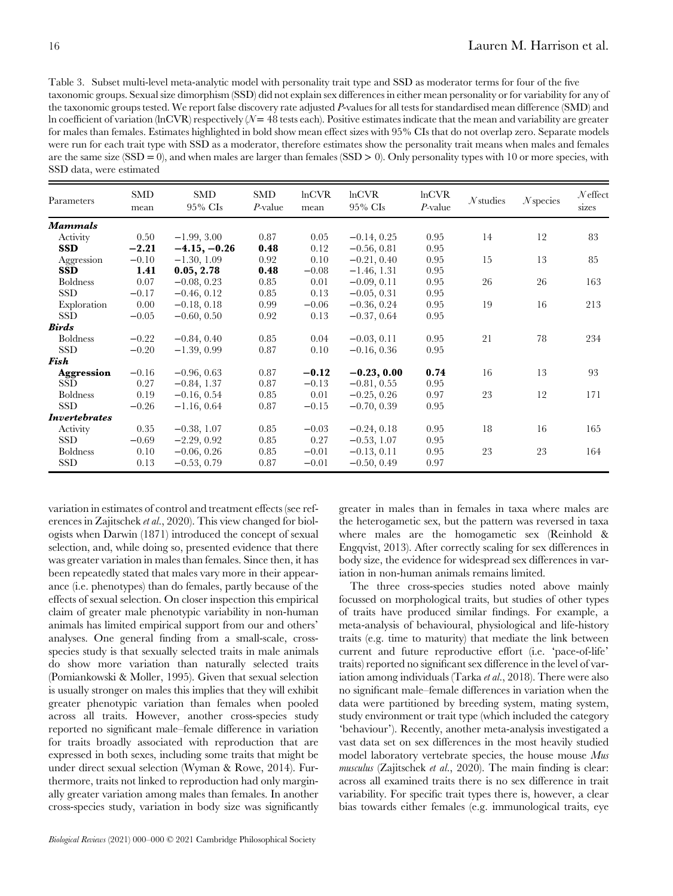Table 3. Subset multi-level meta-analytic model with personality trait type and SSD as moderator terms for four of the five taxonomic groups. Sexual size dimorphism (SSD) did not explain sex differences in either mean personality or for variability for any of the taxonomic groups tested. We report false discovery rate adjusted *P*-values for all tests for standardised mean difference (SMD) and ln coefficient of variation (lnCVR) respectively ($N = 48$ tests each). Positive estimates indicate that the mean and variability are greater for males than females. Estimates highlighted in bold show mean effect sizes with 95% CIs that do not overlap zero. Separate models were run for each trait type with SSD as a moderator, therefore estimates show the personality trait means when males and females are the same size (SSD = 0), and when males are larger than females (SSD > 0). Only personality types with 10 or more species, with SSD data, were estimated

| Parameters | SMD mean | SMD 95% CIs | SMD *P*-value | lnCVR mean | lnCVR 95% CIs | lnCVR *P*-value | *N* studies | *N* species | *N* effect sizes |
|---|---|---|---|---|---|---|---|---|---|
| ***Mammals*** | | | | | | | | | |
| Activity | 0.50 | −1.99, 3.00 | 0.87 | 0.05 | −0.14, 0.25 | 0.95 | 14 | 12 | 83 |
| **SSD** | **−2.21** | **−4.15, −0.26** | **0.48** | 0.12 | −0.56, 0.81 | 0.95 | | | |
| Aggression | −0.10 | −1.30, 1.09 | 0.92 | 0.10 | −0.21, 0.40 | 0.95 | 15 | 13 | 85 |
| **SSD** | **1.41** | **0.05, 2.78** | **0.48** | −0.08 | −1.46, 1.31 | 0.95 | | | |
| Boldness | 0.07 | −0.08, 0.23 | 0.85 | 0.01 | −0.09, 0.11 | 0.95 | 26 | 26 | 163 |
| SSD | −0.17 | −0.46, 0.12 | 0.85 | 0.13 | −0.05, 0.31 | 0.95 | | | |
| Exploration | 0.00 | −0.18, 0.18 | 0.99 | −0.06 | −0.36, 0.24 | 0.95 | 19 | 16 | 213 |
| SSD | −0.05 | −0.60, 0.50 | 0.92 | 0.13 | −0.37, 0.64 | 0.95 | | | |
| ***Birds*** | | | | | | | | | |
| Boldness | −0.22 | −0.84, 0.40 | 0.85 | 0.04 | −0.03, 0.11 | 0.95 | 21 | 78 | 234 |
| SSD | −0.20 | −1.39, 0.99 | 0.87 | 0.10 | −0.16, 0.36 | 0.95 | | | |
| ***Fish*** | | | | | | | | | |
| **Aggression** | −0.16 | −0.96, 0.63 | 0.87 | **−0.12** | **−0.23, 0.00** | **0.74** | 16 | 13 | 93 |
| SSD | 0.27 | −0.84, 1.37 | 0.87 | −0.13 | −0.81, 0.55 | 0.95 | | | |
| Boldness | 0.19 | −0.16, 0.54 | 0.85 | 0.01 | −0.25, 0.26 | 0.97 | 23 | 12 | 171 |
| SSD | −0.26 | −1.16, 0.64 | 0.87 | −0.15 | −0.70, 0.39 | 0.95 | | | |
| ***Invertebrates*** | | | | | | | | | |
| Activity | 0.35 | −0.38, 1.07 | 0.85 | −0.03 | −0.24, 0.18 | 0.95 | 18 | 16 | 165 |
| SSD | −0.69 | −2.29, 0.92 | 0.85 | 0.27 | −0.53, 1.07 | 0.95 | | | |
| Boldness | 0.10 | −0.06, 0.26 | 0.85 | −0.01 | −0.13, 0.11 | 0.95 | 23 | 23 | 164 |
| SSD | 0.13 | −0.53, 0.79 | 0.87 | −0.01 | −0.50, 0.49 | 0.97 | | | |

variation in estimates of control and treatment effects (see references in Zajitschek *et al.*, 2020). This view changed for biologists when Darwin (1871) introduced the concept of sexual selection, and, while doing so, presented evidence that there was greater variation in males than females. Since then, it has been repeatedly stated that males vary more in their appearance (i.e. phenotypes) than do females, partly because of the effects of sexual selection. On closer inspection this empirical claim of greater male phenotypic variability in non-human animals has limited empirical support from our and others' analyses. One general finding from a small-scale, cross-species study is that sexually selected traits in male animals do show more variation than naturally selected traits (Pomiankowski & Moller, 1995). Given that sexual selection is usually stronger on males this implies that they will exhibit greater phenotypic variation than females when pooled across all traits. However, another cross-species study reported no significant male–female difference in variation for traits broadly associated with reproduction that are expressed in both sexes, including some traits that might be under direct sexual selection (Wyman & Rowe, 2014). Furthermore, traits not linked to reproduction had only marginally greater variation among males than females. In another cross-species study, variation in body size was significantly greater in males than in females in taxa where males are the heterogametic sex, but the pattern was reversed in taxa where males are the homogametic sex (Reinhold & Engqvist, 2013). After correctly scaling for sex differences in body size, the evidence for widespread sex differences in variation in non-human animals remains limited.

The three cross-species studies noted above mainly focussed on morphological traits, but studies of other types of traits have produced similar findings. For example, a meta-analysis of behavioural, physiological and life-history traits (e.g. time to maturity) that mediate the link between current and future reproductive effort (i.e. 'pace-of-life' traits) reported no significant sex difference in the level of variation among individuals (Tarka *et al.*, 2018). There were also no significant male–female differences in variation when the data were partitioned by breeding system, mating system, study environment or trait type (which included the category 'behaviour'). Recently, another meta-analysis investigated a vast data set on sex differences in the most heavily studied model laboratory vertebrate species, the house mouse *Mus musculus* (Zajitschek *et al.*, 2020). The main finding is clear: across all examined traits there is no sex difference in trait variability. For specific trait types there is, however, a clear bias towards either females (e.g. immunological traits, eye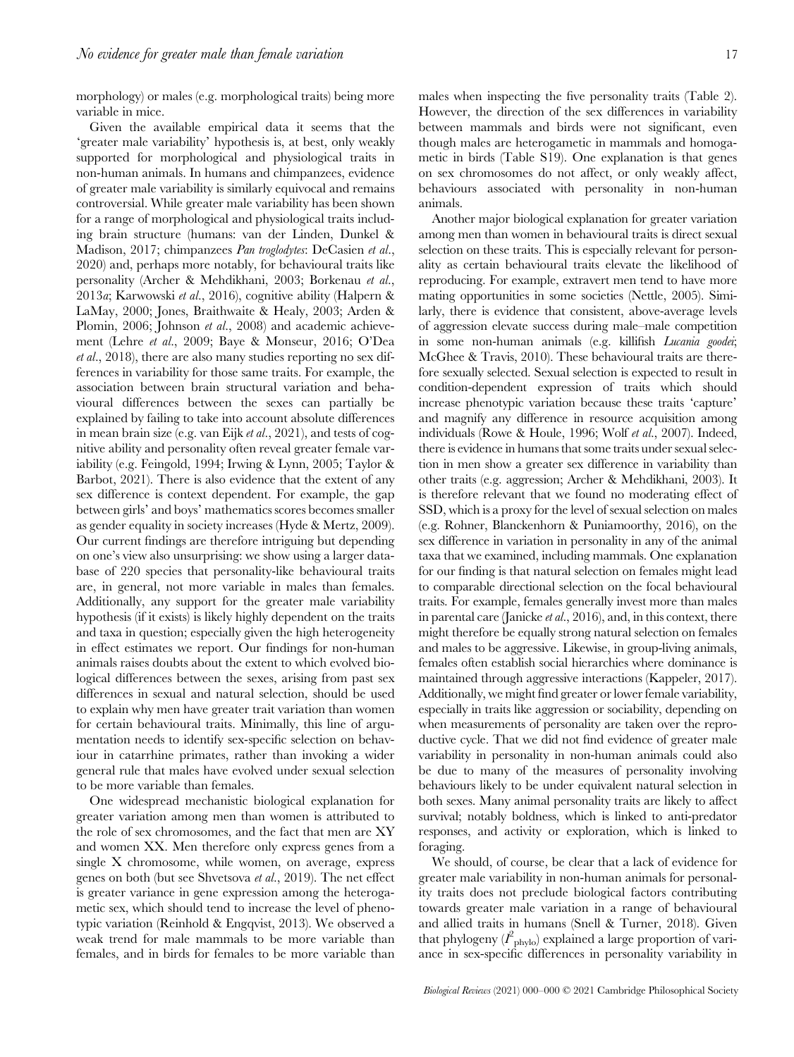morphology) or males (e.g. morphological traits) being more variable in mice.

Given the available empirical data it seems that the 'greater male variability' hypothesis is, at best, only weakly supported for morphological and physiological traits in non-human animals. In humans and chimpanzees, evidence of greater male variability is similarly equivocal and remains controversial. While greater male variability has been shown for a range of morphological and physiological traits including brain structure (humans: van der Linden, Dunkel & Madison, 2017; chimpanzees *Pan troglodytes*: DeCasien *et al.*, 2020) and, perhaps more notably, for behavioural traits like personality (Archer & Mehdikhani, 2003; Borkenau *et al.*, 2013*a*; Karwowski *et al.*, 2016), cognitive ability (Halpern & LaMay, 2000; Jones, Braithwaite & Healy, 2003; Arden & Plomin, 2006; Johnson *et al.*, 2008) and academic achievement (Lehre *et al.*, 2009; Baye & Monseur, 2016; O'Dea *et al.*, 2018), there are also many studies reporting no sex differences in variability for those same traits. For example, the association between brain structural variation and behavioural differences between the sexes can partially be explained by failing to take into account absolute differences in mean brain size (e.g. van Eijk *et al.*, 2021), and tests of cognitive ability and personality often reveal greater female variability (e.g. Feingold, 1994; Irwing & Lynn, 2005; Taylor & Barbot, 2021). There is also evidence that the extent of any sex difference is context dependent. For example, the gap between girls' and boys' mathematics scores becomes smaller as gender equality in society increases (Hyde & Mertz, 2009). Our current findings are therefore intriguing but depending on one's view also unsurprising: we show using a larger database of 220 species that personality-like behavioural traits are, in general, not more variable in males than females. Additionally, any support for the greater male variability hypothesis (if it exists) is likely highly dependent on the traits and taxa in question; especially given the high heterogeneity in effect estimates we report. Our findings for non-human animals raises doubts about the extent to which evolved biological differences between the sexes, arising from past sex differences in sexual and natural selection, should be used to explain why men have greater trait variation than women for certain behavioural traits. Minimally, this line of argumentation needs to identify sex-specific selection on behaviour in catarrhine primates, rather than invoking a wider general rule that males have evolved under sexual selection to be more variable than females.

One widespread mechanistic biological explanation for greater variation among men than women is attributed to the role of sex chromosomes, and the fact that men are XY and women XX. Men therefore only express genes from a single X chromosome, while women, on average, express genes on both (but see Shvetsova *et al.*, 2019). The net effect is greater variance in gene expression among the heterogametic sex, which should tend to increase the level of phenotypic variation (Reinhold & Engqvist, 2013). We observed a weak trend for male mammals to be more variable than females, and in birds for females to be more variable than males when inspecting the five personality traits (Table 2). However, the direction of the sex differences in variability between mammals and birds were not significant, even though males are heterogametic in mammals and homogametic in birds (Table S19). One explanation is that genes on sex chromosomes do not affect, or only weakly affect, behaviours associated with personality in non-human animals.

Another major biological explanation for greater variation among men than women in behavioural traits is direct sexual selection on these traits. This is especially relevant for personality as certain behavioural traits elevate the likelihood of reproducing. For example, extravert men tend to have more mating opportunities in some societies (Nettle, 2005). Similarly, there is evidence that consistent, above-average levels of aggression elevate success during male–male competition in some non-human animals (e.g. killifish *Lucania goodei*; McGhee & Travis, 2010). These behavioural traits are therefore sexually selected. Sexual selection is expected to result in condition-dependent expression of traits which should increase phenotypic variation because these traits 'capture' and magnify any difference in resource acquisition among individuals (Rowe & Houle, 1996; Wolf *et al.*, 2007). Indeed, there is evidence in humans that some traits under sexual selection in men show a greater sex difference in variability than other traits (e.g. aggression; Archer & Mehdikhani, 2003). It is therefore relevant that we found no moderating effect of SSD, which is a proxy for the level of sexual selection on males (e.g. Rohner, Blanckenhorn & Puniamoorthy, 2016), on the sex difference in variation in personality in any of the animal taxa that we examined, including mammals. One explanation for our finding is that natural selection on females might lead to comparable directional selection on the focal behavioural traits. For example, females generally invest more than males in parental care (Janicke *et al.*, 2016), and, in this context, there might therefore be equally strong natural selection on females and males to be aggressive. Likewise, in group-living animals, females often establish social hierarchies where dominance is maintained through aggressive interactions (Kappeler, 2017). Additionally, we might find greater or lower female variability, especially in traits like aggression or sociability, depending on when measurements of personality are taken over the reproductive cycle. That we did not find evidence of greater male variability in personality in non-human animals could also be due to many of the measures of personality involving behaviours likely to be under equivalent natural selection in both sexes. Many animal personality traits are likely to affect survival; notably boldness, which is linked to anti-predator responses, and activity or exploration, which is linked to foraging.

We should, of course, be clear that a lack of evidence for greater male variability in non-human animals for personality traits does not preclude biological factors contributing towards greater male variation in a range of behavioural and allied traits in humans (Snell & Turner, 2018). Given that phylogeny ($I^2_{\text{phylo}}$) explained a large proportion of variance in sex-specific differences in personality variability in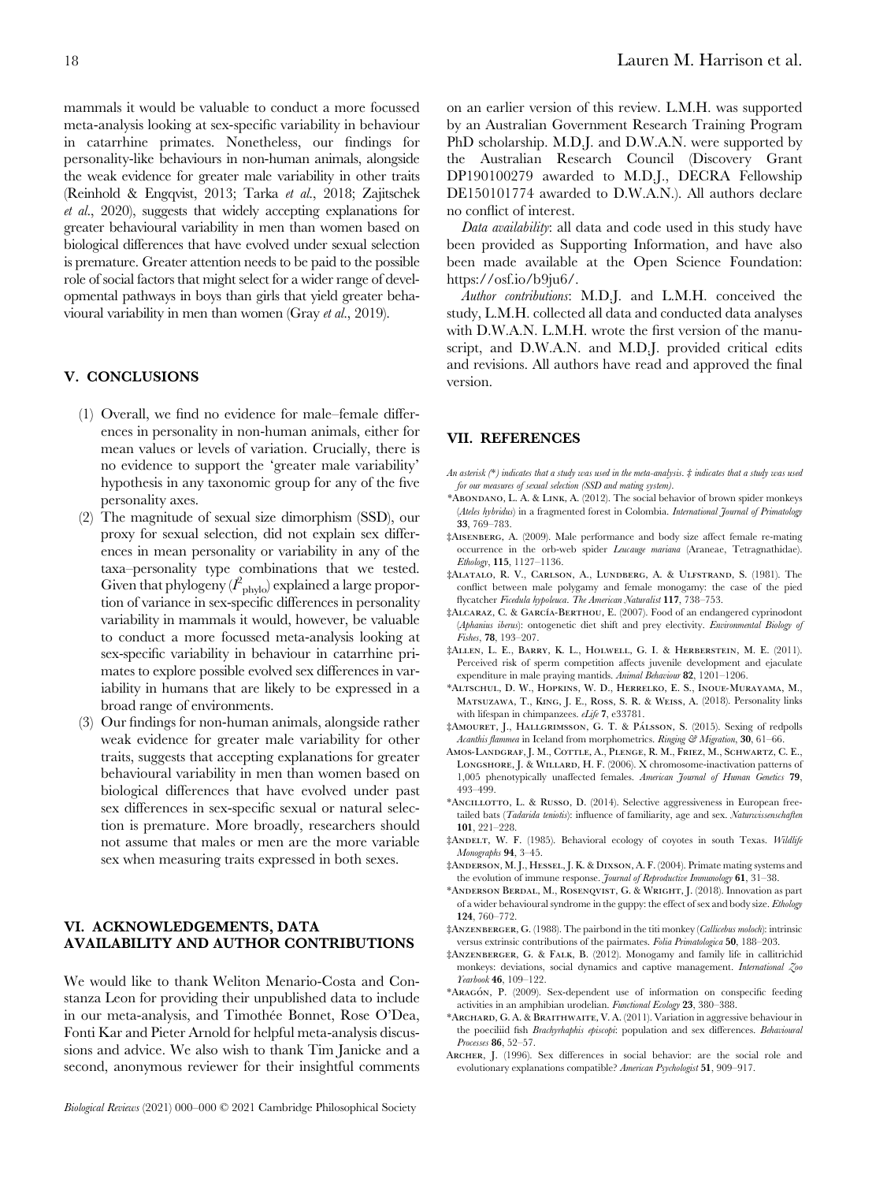mammals it would be valuable to conduct a more focussed meta-analysis looking at sex-specific variability in behaviour in catarrhine primates. Nonetheless, our findings for personality-like behaviours in non-human animals, alongside the weak evidence for greater male variability in other traits (Reinhold & Engqvist, 2013; Tarka *et al*., 2018; Zajitschek *et al*., 2020), suggests that widely accepting explanations for greater behavioural variability in men than women based on biological differences that have evolved under sexual selection is premature. Greater attention needs to be paid to the possible role of social factors that might select for a wider range of developmental pathways in boys than girls that yield greater behavioural variability in men than women (Gray *et al*., 2019).

## V. CONCLUSIONS

(1) Overall, we find no evidence for male–female differences in personality in non-human animals, either for mean values or levels of variation. Crucially, there is no evidence to support the 'greater male variability' hypothesis in any taxonomic group for any of the five personality axes.

(2) The magnitude of sexual size dimorphism (SSD), our proxy for sexual selection, did not explain sex differences in mean personality or variability in any of the taxa–personality type combinations that we tested. Given that phylogeny ($I^2_{phylo}$) explained a large proportion of variance in sex-specific differences in personality variability in mammals it would, however, be valuable to conduct a more focussed meta-analysis looking at sex-specific variability in behaviour in catarrhine primates to explore possible evolved sex differences in variability in humans that are likely to be expressed in a broad range of environments.

(3) Our findings for non-human animals, alongside rather weak evidence for greater male variability for other traits, suggests that accepting explanations for greater behavioural variability in men than women based on biological differences that have evolved under past sex differences in sex-specific sexual or natural selection is premature. More broadly, researchers should not assume that males or men are the more variable sex when measuring traits expressed in both sexes.

## VI. ACKNOWLEDGEMENTS, DATA AVAILABILITY AND AUTHOR CONTRIBUTIONS

We would like to thank Weliton Menario-Costa and Constanza Leon for providing their unpublished data to include in our meta-analysis, and Timothée Bonnet, Rose O'Dea, Fonti Kar and Pieter Arnold for helpful meta-analysis discussions and advice. We also wish to thank Tim Janicke and a second, anonymous reviewer for their insightful comments on an earlier version of this review. L.M.H. was supported by an Australian Government Research Training Program PhD scholarship. M.D.J. and D.W.A.N. were supported by the Australian Research Council (Discovery Grant DP190100279 awarded to M.D.J., DECRA Fellowship DE150101774 awarded to D.W.A.N.). All authors declare no conflict of interest.

*Data availability*: all data and code used in this study have been provided as Supporting Information, and have also been made available at the Open Science Foundation: https://osf.io/b9ju6/.

*Author contributions*: M.D.J. and L.M.H. conceived the study, L.M.H. collected all data and conducted data analyses with D.W.A.N. L.M.H. wrote the first version of the manuscript, and D.W.A.N. and M.D.J. provided critical edits and revisions. All authors have read and approved the final version.

## VII. REFERENCES

*An asterisk (*) indicates that a study was used in the meta-analysis. ‡ indicates that a study was used for our measures of sexual selection (SSD and mating system).*

*Abondano, L. A. & Link, A. (2012). The social behavior of brown spider monkeys (*Ateles hybridus*) in a fragmented forest in Colombia. *International Journal of Primatology* **33**, 769–783.

‡Aisenberg, A. (2009). Male performance and body size affect female re-mating occurrence in the orb-web spider *Leucauge mariana* (Araneae, Tetragnathidae). *Ethology*, **115**, 1127–1136.

‡Alatalo, R. V., Carlson, A., Lundberg, A. & Ulfstrand, S. (1981). The conflict between male polygamy and female monogamy: the case of the pied flycatcher *Ficedula hypoleuca*. *The American Naturalist* **117**, 738–753.

‡Alcaraz, C. & García-Berthou, E. (2007). Food of an endangered cyprinodont (*Aphanius iberus*): ontogenetic diet shift and prey electivity. *Environmental Biology of Fishes*, **78**, 193–207.

‡Allen, L. E., Barry, K. L., Holwell, G. I. & Herberstein, M. E. (2011). Perceived risk of sperm competition affects juvenile development and ejaculate expenditure in male praying mantids. *Animal Behaviour* **82**, 1201–1206.

*Altschul, D. W., Hopkins, W. D., Herrelko, E. S., Inoue-Murayama, M., Matsuzawa, T., King, J. E., Ross, S. R. & Weiss, A. (2018). Personality links with lifespan in chimpanzees. *eLife* **7**, e33781.

‡Amouret, J., Hallgrimsson, G. T. & Pálsson, S. (2015). Sexing of redpolls *Acanthis flammea* in Iceland from morphometrics. *Ringing & Migration*, **30**, 61–66.

Amos-Landgraf, J. M., Cottle, A., Plenge, R. M., Friez, M., Schwartz, C. E., Longshore, J. & Willard, H. F. (2006). X chromosome-inactivation patterns of 1,005 phenotypically unaffected females. *American Journal of Human Genetics* **79**, 493–499.

*Ancillotto, L. & Russo, D. (2014). Selective aggressiveness in European free-tailed bats (*Tadarida teniotis*): influence of familiarity, age and sex. *Naturwissenschaften* **101**, 221–228.

‡Andelt, W. F. (1985). Behavioral ecology of coyotes in south Texas. *Wildlife Monographs* **94**, 3–45.

‡Anderson, M. J., Hessel, J. K. & Dixson, A. F. (2004). Primate mating systems and the evolution of immune response. *Journal of Reproductive Immunology* **61**, 31–38.

*Anderson Berdal, M., Rosenqvist, G. & Wright, J. (2018). Innovation as part of a wider behavioural syndrome in the guppy: the effect of sex and body size. *Ethology* **124**, 760–772.

‡Anzenberger, G. (1988). The pairbond in the titi monkey (*Callicebus moloch*): intrinsic versus extrinsic contributions of the pairmates. *Folia Primatologica* **50**, 188–203.

‡Anzenberger, G. & Falk, B. (2012). Monogamy and family life in callitrichid monkeys: deviations, social dynamics and captive management. *International Zoo Yearbook* **46**, 109–122.

*Aragón, P. (2009). Sex-dependent use of information on conspecific feeding activities in an amphibian urodelian. *Functional Ecology* **23**, 380–388.

*Archard, G. A. & Braithwaite, V. A. (2011). Variation in aggressive behaviour in the poeciliid fish *Brachyrhaphis episcopi*: population and sex differences. *Behavioural Processes* **86**, 52–57.

Archer, J. (1996). Sex differences in social behavior: are the social role and evolutionary explanations compatible? *American Psychologist* **51**, 909–917.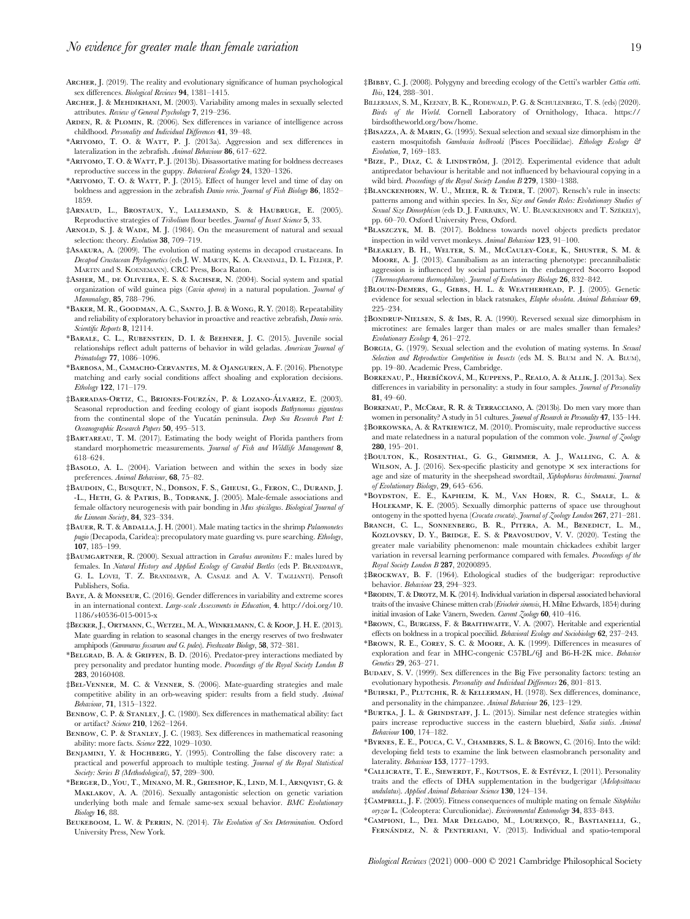Archer, J. (2019). The reality and evolutionary significance of human psychological sex differences. *Biological Reviews* **94**, 1381–1415.

Archer, J. & Mehdikhani, M. (2003). Variability among males in sexually selected attributes. *Review of General Psychology* **7**, 219–236.

Arden, R. & Plomin, R. (2006). Sex differences in variance of intelligence across childhood. *Personality and Individual Differences* **41**, 39–48.

*Ariyomo, T. O. & Watt, P. J. (2013a). Aggression and sex differences in lateralization in the zebrafish. *Animal Behaviour* **86**, 617–622.

*Ariyomo, T. O. & Watt, P. J. (2013b). Disassortative mating for boldness decreases reproductive success in the guppy. *Behavioral Ecology* **24**, 1320–1326.

*Ariyomo, T. O. & Watt, P. J. (2015). Effect of hunger level and time of day on boldness and aggression in the zebrafish *Danio rerio*. *Journal of Fish Biology* **86**, 1852–1859.

‡Arnaud, L., Brostaux, Y., Lallemand, S. & Haubruge, E. (2005). Reproductive strategies of *Tribolium* flour beetles. *Journal of Insect Science* **5**, 33.

Arnold, S. J. & Wade, M. J. (1984). On the measurement of natural and sexual selection: theory. *Evolution* **38**, 709–719.

‡Asakura, A. (2009). The evolution of mating systems in decapod crustaceans. In *Decapod Crustacean Phylogenetics* (eds J. W. Martin, K. A. Crandall, D. L. Felder, P. Martin and S. Koenemann). CRC Press, Boca Raton.

‡Asher, M., de Oliveira, E. S. & Sachser, N. (2004). Social system and spatial organization of wild guinea pigs (*Cavia aperea*) in a natural population. *Journal of Mammalogy*, **85**, 788–796.

*Baker, M. R., Goodman, A. C., Santo, J. B. & Wong, R. Y. (2018). Repeatability and reliability of exploratory behavior in proactive and reactive zebrafish, *Danio rerio*. *Scientific Reports* **8**, 12114.

*Barale, C. L., Rubenstein, D. I. & Beehner, J. C. (2015). Juvenile social relationships reflect adult patterns of behavior in wild geladas. *American Journal of Primatology* **77**, 1086–1096.

*Barbosa, M., Camacho-Cervantes, M. & Ojanguren, A. F. (2016). Phenotype matching and early social conditions affect shoaling and exploration decisions. *Ethology* **122**, 171–179.

‡Barradas-Ortiz, C., Briones-Fourzán, P. & Lozano-Álvarez, E. (2003). Seasonal reproduction and feeding ecology of giant isopods *Bathynomus giganteus* from the continental slope of the Yucatán peninsula. *Deep Sea Research Part I: Oceanographic Research Papers* **50**, 495–513.

‡Bartareau, T. M. (2017). Estimating the body weight of Florida panthers from standard morphometric measurements. *Journal of Fish and Wildlife Management* **8**, 618–624.

‡Basolo, A. L. (2004). Variation between and within the sexes in body size preferences. *Animal Behaviour*, **68**, 75–82.

‡Baudoin, C., Busquet, N., Dobson, F. S., Gheusi, G., Feron, C., Durand, J. -L., Heth, G. & Patris, B., Todrank, J. (2005). Male-female associations and female olfactory neurogenesis with pair bonding in *Mus spicilegus*. *Biological Journal of the Linnean Society*, **84**, 323–334.

‡Bauer, R. T. & Abdalla, J. H. (2001). Male mating tactics in the shrimp *Palaemonetes pugio* (Decapoda, Caridea): precopulatory mate guarding vs. pure searching. *Ethology*, **107**, 185–199.

‡Baumgartner, R. (2000). Sexual attraction in *Carabus auronitens* F.: males lured by females. In *Natural History and Applied Ecology of Carabid Beetles* (eds P. Brandmayr, G. L. Lovei, T. Z. Brandmayr, A. Casale and A. V. Taglianti). Pensoft Publishers, Sofia.

Baye, A. & Monseur, C. (2016). Gender differences in variability and extreme scores in an international context. *Large-scale Assessments in Education*, **4**. http://doi.org/10.1186/s40536-015-0015-x

‡Becker, J., Ortmann, C., Wetzel, M. A., Winkelmann, C. & Koop, J. H. E. (2013). Mate guarding in relation to seasonal changes in the energy reserves of two freshwater amphipods (*Gammarus fossarum and G. pulex*). *Freshwater Biology*, **58**, 372–381.

*Belgrad, B. A. & Griffen, B. D. (2016). Predator-prey interactions mediated by prey personality and predator hunting mode. *Proceedings of the Royal Society London B* **283**, 20160408.

‡Bel-Venner, M. C. & Venner, S. (2006). Mate-guarding strategies and male competitive ability in an orb-weaving spider: results from a field study. *Animal Behaviour*, **71**, 1315–1322.

Benbow, C. P. & Stanley, J. C. (1980). Sex differences in mathematical ability: fact or artifact? *Science* **210**, 1262–1264.

Benbow, C. P. & Stanley, J. C. (1983). Sex differences in mathematical reasoning ability: more facts. *Science* **222**, 1029–1030.

Benjamini, Y. & Hochberg, Y. (1995). Controlling the false discovery rate: a practical and powerful approach to multiple testing. *Journal of the Royal Statistical Society: Series B (Methodological)*, **57**, 289–300.

*Berger, D., You, T., Minano, M. R., Grieshop, K., Lind, M. I., Arnqvist, G. & Maklakov, A. A. (2016). Sexually antagonistic selection on genetic variation underlying both male and female same-sex sexual behavior. *BMC Evolutionary Biology* **16**, 88.

Beukeboom, L. W. & Perrin, N. (2014). *The Evolution of Sex Determination*. Oxford University Press, New York.

‡Bibby, C. J. (2008). Polygyny and breeding ecology of the Cetti's warbler *Cettia cetti*. *Ibis*, **124**, 288–301.

Billerman, S. M., Keeney, B. K., Rodewald, P. G. & Schulenberg, T. S. (eds) (2020). *Birds of the World*. Cornell Laboratory of Ornithology, Ithaca. https://birdsoftheworld.org/bow/home.

‡Bisazza, A. & Marin, G. (1995). Sexual selection and sexual size dimorphism in the eastern mosquitofish *Gambusia holbrooki* (Pisces Poeciliidae). *Ethology Ecology & Evolution*, **7**, 169–183.

*Bize, P., Diaz, C. & Lindström, J. (2012). Experimental evidence that adult antipredator behaviour is heritable and not influenced by behavioural copying in a wild bird. *Proceedings of the Royal Society London B* **279**, 1380–1388.

‡Blanckenhorn, W. U., Meier, R. & Teder, T. (2007). Rensch's rule in insects: patterns among and within species. In *Sex, Size and Gender Roles: Evolutionary Studies of Sexual Size Dimorphism* (eds D. J. Fairbairn, W. U. Blanckenhorn and T. Székely), pp. 60–70. Oxford University Press, Oxford.

*Blaszczyk, M. B. (2017). Boldness towards novel objects predicts predator inspection in wild vervet monkeys. *Animal Behaviour* **123**, 91–100.

*Bleakley, B. H., Welter, S. M., McCauley-Cole, K., Shuster, S. M. & Moore, A. J. (2013). Cannibalism as an interacting phenotype: precannibalistic aggression is influenced by social partners in the endangered Socorro Isopod (*Thermosphaeroma thermophilum*). *Journal of Evolutionary Biology* **26**, 832–842.

‡Blouin-Demers, G., Gibbs, H. L. & Weatherhead, P. J. (2005). Genetic evidence for sexual selection in black ratsnakes, *Elaphe obsoleta*. *Animal Behaviour* **69**, 225–234.

‡Bondrup-Nielsen, S. & Ims, R. A. (1990). Reversed sexual size dimorphism in microtines: are females larger than males or are males smaller than females? *Evolutionary Ecology* **4**, 261–272.

Borgia, G. (1979). Sexual selection and the evolution of mating systems. In *Sexual Selection and Reproductive Competition in Insects* (eds M. S. Blum and N. A. Blum), pp. 19–80. Academic Press, Cambridge.

Borkenau, P., Hřebíčková, M., Kuppens, P., Realo, A. & Allik, J. (2013a). Sex differences in variability in personality: a study in four samples. *Journal of Personality* **81**, 49–60.

Borkenau, P., McCrae, R. R. & Terracciano, A. (2013b). Do men vary more than women in personality? A study in 51 cultures. *Journal of Research in Personality* **47**, 135–144.

‡Borkowska, A. & Ratkiewicz, M. (2010). Promiscuity, male reproductive success and mate relatedness in a natural population of the common vole. *Journal of Zoology* **280**, 195–201.

‡Boulton, K., Rosenthal, G. G., Grimmer, A. J., Walling, C. A. & Wilson, A. J. (2016). Sex-specific plasticity and genotype × sex interactions for age and size of maturity in the sheepshead swordtail, *Xiphophorus birchmanni*. *Journal of Evolutionary Biology*, **29**, 645–656.

*Boydston, E. E., Kapheim, K. M., Van Horn, R. C., Smale, L. & Holekamp, K. E. (2005). Sexually dimorphic patterns of space use throughout ontogeny in the spotted hyena (*Crocuta crocuta*). *Journal of Zoology London* **267**, 271–281.

Branch, C. L., Sonnenberg, B. R., Pitera, A. M., Benedict, L. M., Kozlovsky, D. Y., Bridge, E. S. & Pravosudov, V. V. (2020). Testing the greater male variability phenomenon: male mountain chickadees exhibit larger variation in reversal learning performance compared with females. *Proceedings of the Royal Society London B* **287**, 20200895.

‡Brockway, B. F. (1964). Ethological studies of the budgerigar: reproductive behavior. *Behaviour* **23**, 294–323.

*Brodin, T. & Drotz, M. K. (2014). Individual variation in dispersal associated behavioral traits of the invasive Chinese mitten crab (*Eriocheir sinensis*, H. Milne Edwards, 1854) during initial invasion of Lake Vänern, Sweden. *Current Zoology* **60**, 410–416.

*Brown, C., Burgess, F. & Braithwaite, V. A. (2007). Heritable and experiential effects on boldness in a tropical poeciliid. *Behavioral Ecology and Sociobiology* **62**, 237–243.

*Brown, R. E., Corey, S. C. & Moore, A. K. (1999). Differences in measures of exploration and fear in MHC-congenic C57BL/6J and B6-H-2K mice. *Behavior Genetics* **29**, 263–271.

Budaev, S. V. (1999). Sex differences in the Big Five personality factors: testing an evolutionary hypothesis. *Personality and Individual Differences* **26**, 801–813.

*Buirski, P., Plutchik, R. & Kellerman, H. (1978). Sex differences, dominance, and personality in the chimpanzee. *Animal Behaviour* **26**, 123–129.

*Burtka, J. L. & Grindstaff, J. L. (2015). Similar nest defence strategies within pairs increase reproductive success in the eastern bluebird, *Sialia sialis*. *Animal Behaviour* **100**, 174–182.

*Byrnes, E. E., Pouca, C. V., Chambers, S. L. & Brown, C. (2016). Into the wild: developing field tests to examine the link between elasmobranch personality and laterality. *Behaviour* **153**, 1777–1793.

*Callicrate, T. E., Siewerdt, F., Koutsos, E. & Estévez, I. (2011). Personality traits and the effects of DHA supplementation in the budgerigar (*Melopsittacus undulatus*). *Applied Animal Behaviour Science* **130**, 124–134.

‡Campbell, J. F. (2005). Fitness consequences of multiple mating on female *Sitophilus oryzae* L. (Coleoptera: Curculionidae). *Environmental Entomology* **34**, 833–843.

*Campioni, L., Del Mar Delgado, M., Lourenço, R., Bastianelli, G., Fernández, N. & Penteriani, V. (2013). Individual and spatio-temporal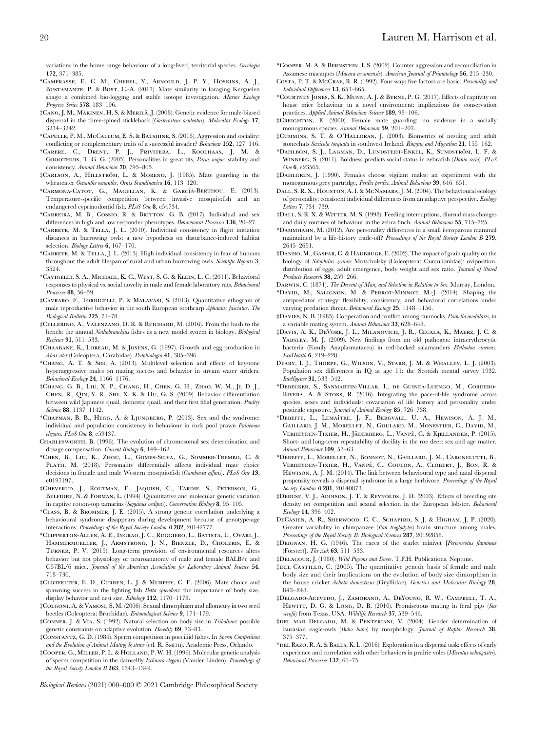variations in the home range behaviour of a long-lived, territorial species. *Oecologia* **172**, 371–385.

*Camprasse, E. C. M., Cherel, Y., Arnould, J. P. Y., Hoskins, A. J., Bustamante, P. & Bost, C.-A. (2017). Mate similarity in foraging Kerguelen shags: a combined bio-logging and stable isotope investigation. *Marine Ecology Progress Series* **578**, 183–196.

‡Cano, J. M., Mäkinen, H. S. & Merilä, J. (2008). Genetic evidence for male-biased dispersal in the three-spined stickleback (*Gasterosteus aculeatus*). *Molecular Ecology* **17**, 3234–3242.

*Capelle, P. M., McCallum, E. S. & Balshine, S. (2015). Aggression and sociality: conflicting or complementary traits of a successful invader? *Behaviour* **152**, 127–146.

*Carere, C., Drent, P. J., Privitera, L., Koolhaas, J. M. & Groothuis, T. G. G. (2005). Personalities in great tits, *Parus major*: stability and consistency. *Animal Behaviour* **70**, 795–805.

‡Carlson, A., Hillström, L. & Moreno, J. (1985). Mate guarding in the wheateater *Oenanthe oenanthe*. *Ornis Scandinavica* **16**, 113–120.

*Carmona-Catot, G., Magellan, K. & García-Berthou, E. (2013). Temperature-specific competition between invasive mosquitofish and an endangered cyprinodontid fish. *PLoS One* **8**, e54734.

*Carreira, M. B., Cossio, R. & Britton, G. B. (2017). Individual and sex differences in high and low responder phenotypes. *Behavioural Processes* **136**, 20–27.

*Carrete, M. & Tella, J. L. (2010). Individual consistency in flight initiation distances in burrowing owls: a new hypothesis on disturbance-induced habitat selection. *Biology Letters* **6**, 167–170.

*Carrete, M. & Tella, J. L. (2013). High individual consistency in fear of humans throughout the adult lifespan of rural and urban burrowing owls. *Scientific Reports* **3**, 3524.

*Cavigelli, S. A., Michael, K. C., West, S. G. & Klein, L. C. (2011). Behavioral responses to physical vs. social novelty in male and female laboratory rats. *Behavioural Processes* **88**, 56–59.

‡Cavraro, F., Torricelli, P. & Malavasi, S. (2013). Quantitative ethogram of male reproductive behavior in the south European toothcarp *Aphanius fasciatus*. *The Biological Bulletin* **225**, 71–78.

‡Cellerino, A., Valenzano, D. R. & Reichard, M. (2016). From the bush to the bench: the annual *Nothobranchius* fishes as a new model system in biology. *Biological Reviews* **91**, 511–533.

‡Chaabane, K., Loreau, M. & Josens, G. (1997). Growth and egg production in *Abax ater* (Coleoptera, Carabidae). *Pedobiologia* **41**, 385–396.

*Chang, A. T. & Sih, A. (2013). Multilevel selection and effects of keystone hyperaggressive males on mating success and behavior in stream water striders. *Behavioral Ecology* **24**, 1166–1176.

‡Chang, G. B., Liu, X. P., Chang, H., Chen, G. H., Zhao, W. M., Ji, D. J., Chen, R., Qin, Y. R., Shi, X. K. & Hu, G. S. (2009). Behavior differentiation between wild Japanese quail, domestic quail, and their first filial generation. *Poultry Science* **88**, 1137–1142.

*Chapman, B. B., Hegg, A. & Ljungberg, P. (2013). Sex and the syndrome: individual and population consistency in behaviour in rock pool prawn *Palaemon elegans*. *PLoS One* **8**, e59437.

Charlesworth, B. (1996). The evolution of chromosomal sex determination and dosage compensation. *Current Biology* **6**, 149–162.

*Chen, B., Liu, K., Zhou, L., Gomes-Silva, G., Sommer-Trembo, C. & Plath, M. (2018). Personality differentially affects individual mate choice decisions in female and male Western mosquitofish (*Gambusia affinis*). *PLoS One* **13**, e0197197.

‡Cheverud, J., Routman, E., Jaquish, C., Tardif, S., Peterson, G., Belfiore, N. & Forman, L. (1994). Quantitative and molecular genetic variation in captive cotton-top tamarins (*Saguinus oedipus*). *Conservation Biology* **8**, 95–105.

*Class, B. & Brommer, J. E. (2015). A strong genetic correlation underlying a behavioural syndrome disappears during development because of genotype-age interactions. *Proceedings of the Royal Society London B* **282**, 20142777.

*Clipperton-Allen, A. E., Ingrao, J. C., Ruggiero, L., Batista, L., Ovari, J., Hammermueller, J., Armstrong, J. N., Bienzle, D., Choleris, E. & Turner, P. V. (2015). Long-term provision of environmental resources alters behavior but not physiology or neuroanatomy of male and female BALB/c and C57BL/6 mice. *Journal of the American Association for Laboratory Animal Science* **54**, 718–730.

‡Clotfelter, E. D., Curren, L. J. & Murphy, C. E. (2006). Mate choice and spawning success in the fighting fish *Betta splendens*: the importance of body size, display behavior and nest size. *Ethology* **112**, 1170–1178.

‡Colgoni, A. & Vamosi, S. M. (2006). Sexual dimorphism and allometry in two seed beetles (Coleoptera: Bruchidae). *Entomological Science* **9**, 171–179.

‡Conner, J. & Via, S. (1992). Natural selection on body size in *Tribolium*: possible genetic constraints on adaptive evolution. *Heredity* **69**, 73–83.

‡Constantz, G. D. (1984). Sperm competition in poeciliid fishes. In *Sperm Competition and the Evolution of Animal Mating Systems* (ed. R. Smith). Academic Press, Orlando.

‡Cooper, G., Miller, P. L. & Holland, P. W. H. (1996). Molecular genetic analysis of sperm competition in the damselfly *Ischnura elegans* (Vander Linden). *Proceedings of the Royal Society London B* **263**, 1343–1349.

*Cooper, M. A. & Bernstein, I. S. (2002). Counter aggression and reconciliation in Assamese macaques (*Macaca assamensis*). *American Journal of Primatology* **56**, 215–230.

Costa, P. T. & McCrae, R. R. (1992). Four ways five factors are basic. *Personality and Individual Differences* **13**, 653–665.

*Courtney Jones, S. K., Munn, A. J. & Byrne, P. G. (2017). Effects of captivity on house mice behaviour in a novel environment: implications for conservation practices. *Applied Animal Behaviour Science* **189**, 98–106.

‡Creighton, E. (2000). Female mate guarding: no evidence in a socially monogamous species. *Animal Behaviour* **59**, 201–207.

‡Cummins, S. T. & O'Halloran, J. (2003). Biometrics of nestling and adult stonechats *Saxicola torquata* in southwest Ireland. *Ringing and Migration* **21**, 155–162.

*Dahlbom, S. J., Lagman, D., Lundstedt-Enkel, K., Sundström, L. F. & Winberg, S. (2011). Boldness predicts social status in zebrafish (*Danio rerio*). *PLoS One* **6**, e23565.

‡Dahlgren, J. (1990). Females choose vigilant males: an experiment with the monogamous grey partridge, *Perdix perdix*. *Animal Behaviour* **39**, 646–651.

Dall, S. R. X., Houston, A. I. & McNamara, J. M. (2004). The behavioural ecology of personality: consistent individual differences from an adaptive perspective. *Ecology Letters* **7**, 734–739.

‡Dall, S. R. X. & Witter, M. S. (1998). Feeding interruptions, diurnal mass changes and daily routines of behaviour in the zebra finch. *Animal Behaviour* **55**, 715–725.

*Dammhahn, M. (2012). Are personality differences in a small iteroparous mammal maintained by a life-history trade-off? *Proceedings of the Royal Society London B* **279**, 2645–2651.

‡Danho, M., Gaspar, C. & Haubruge, E. (2002). The impact of grain quality on the biology of *Sitophilus zeamis* Motschulsky (Coleoptera: Curculionidae): oviposition, distribution of eggs, adult emergence, body weight and sex ratio. *Journal of Stored Products Research* **38**, 259–266.

Darwin, C. (1871). *The Descent of Man, and Selection in Relation to Sex*. Murray, London.

*David, M., Salignon, M. & Perrot-Minnot, M.-J. (2014). Shaping the antipredator strategy: flexibility, consistency, and behavioral correlations under varying predation threat. *Behavioral Ecology* **25**, 1148–1156.

‡Davies, N. B. (1985). Cooperation and conflict among dunnocks, *Prunella modularis*, in a variable mating system. *Animal Behaviour* **33**, 628–648.

‡Davis, A. K., DeVore, J. L., Milanovich, J. R., Cecala, K., Maerz, J. C. & Yabsley, M. J. (2009). New findings from an old pathogen: intraerythrocytic bacteria (Family Anaplasmatacea) in red-backed salamanders *Plethodon cinereus*. *EcoHealth* **6**, 219–228.

Deary, I. J., Thorpe, G., Wilson, V., Starr, J. M. & Whalley, L. J. (2003). Population sex differences in IQ at age 11: the Scottish mental survey 1932. *Intelligence* **31**, 533–542.

*Debecker, S., Sanmartin-Villar, I., de Guinea-Luengo, M., Cordero-Rivera, A. & Stoks, R. (2016). Integrating the pace-of-life syndrome across species, sexes and individuals: covariation of life history and personality under pesticide exposure. *Journal of Animal Ecology* **85**, 726–738.

*Debeffe, L., Lemaître, J. F., Bergvall, U. A., Hewison, A. J. M., Gaillard, J. M., Morellet, N., Goulard, M., Monestier, C., David, M., Verheyden-Tixier, H., Jäderberg, L., Vanpé, C. & Kjellander, P. (2015). Short- and long-term repeatability of docility in the roe deer: sex and age matter. *Animal Behaviour* **109**, 53–63.

*Debeffe, L., Morellet, N., Bonnot, N., Gaillard, J. M., Cargnelutti, B., Verheyden-Tixier, H., Vanpé, C., Coulon, A., Clobert, J., Bon, R. & Hewison, A. J. M. (2014). The link between behavioural type and natal dispersal propensity reveals a dispersal syndrome in a large herbivore. *Proceedings of the Royal Society London B* **281**, 20140873.

‡Debuse, V. J., Addison, J. T. & Reynolds, J. D. (2003). Effects of breeding site density on competition and sexual selection in the European lobster. *Behavioral Ecology* **14**, 396–402.

DeCasien, A. R., Sherwood, C. C., Schapiro, S. J. & Higham, J. P. (2020). Greater variability in chimpanzee (*Pan troglodytes*) brain structure among males. *Proceedings of the Royal Society B: Biological Sciences* **287**, 20192858.

‡Deignan, H. G. (1946). The races of the scarlet minivet [*Pericrocotus flammeus* (Forster)]. *The Auk* **63**, 511–533.

‡Delacour, J. (1980). *Wild Pigeons and Doves*. T.F.H. Publications, Neptune.

‡del Castillo, C. (2005). The quantitative genetic basis of female and male body size and their implications on the evolution of body size dimorphism in the house cricket *Acheta domesticus* (Gryllidae). *Genetics and Molecular Biology* **28**, 843–848.

‡Delgado-Acevedo, J., Zamorano, A., DeYoung, R. W., Campbell, T. A., Hewitt, D. G. & Long, D. B. (2010). Promiscuous mating in feral pigs (*Sus scrofa*) from Texas, USA. *Wildlife Research* **37**, 539–546.

‡del mar Delgado, M. & Penteriani, V. (2004). Gender determination of Eurasian eagle-owls (*Bubo bubo*) by morphology. *Journal of Raptor Research* **38**, 375–377.

*del Razo, R. A. & Bales, K. L. (2016). Exploration in a dispersal task: effects of early experience and correlation with other behaviors in prairie voles (*Microtus ochrogaster*). *Behavioral Processes* **132**, 66–75.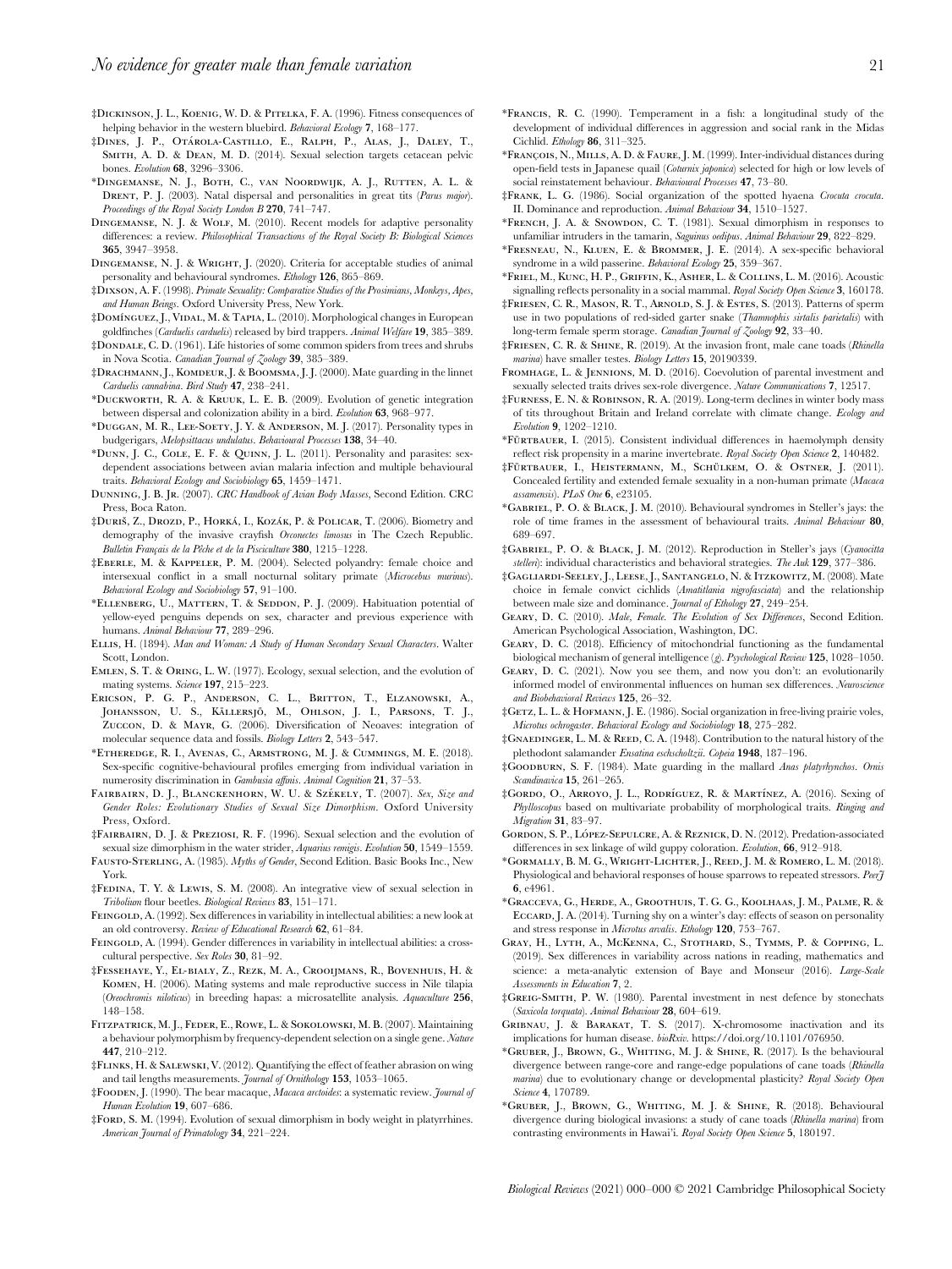‡Dickinson, J. L., Koenig, W. D. & Pitelka, F. A. (1996). Fitness consequences of helping behavior in the western bluebird. *Behavioral Ecology* **7**, 168–177.

‡Dines, J. P., Otárola-Castillo, E., Ralph, P., Alas, J., Daley, T., Smith, A. D. & Dean, M. D. (2014). Sexual selection targets cetacean pelvic bones. *Evolution* **68**, 3296–3306.

*Dingemanse, N. J., Both, C., van Noordwijk, A. J., Rutten, A. L. & Drent, P. J. (2003). Natal dispersal and personalities in great tits (*Parus major*). *Proceedings of the Royal Society London B* **270**, 741–747.

Dingemanse, N. J. & Wolf, M. (2010). Recent models for adaptive personality differences: a review. *Philosophical Transactions of the Royal Society B: Biological Sciences* **365**, 3947–3958.

Dingemanse, N. J. & Wright, J. (2020). Criteria for acceptable studies of animal personality and behavioural syndromes. *Ethology* **126**, 865–869.

‡Dixson, A. F. (1998). *Primate Sexuality: Comparative Studies of the Prosimians, Monkeys, Apes, and Human Beings*. Oxford University Press, New York.

‡Domínguez, J., Vidal, M. & Tapia, L. (2010). Morphological changes in European goldfinches (*Carduelis carduelis*) released by bird trappers. *Animal Welfare* **19**, 385–389.

‡Dondale, C. D. (1961). Life histories of some common spiders from trees and shrubs in Nova Scotia. *Canadian Journal of Zoology* **39**, 385–389.

‡Drachmann, J., Komdeur, J. & Boomsma, J. J. (2000). Mate guarding in the linnet *Carduelis cannabina*. *Bird Study* **47**, 238–241.

*Duckworth, R. A. & Kruuk, L. E. B. (2009). Evolution of genetic integration between dispersal and colonization ability in a bird. *Evolution* **63**, 968–977.

*Duggan, M. R., Lee-Soety, J. Y. & Anderson, M. J. (2017). Personality types in budgerigars, *Melopsittacus undulatus*. *Behavioral Processes* **138**, 34–40.

*Dunn, J. C., Cole, E. F. & Quinn, J. L. (2011). Personality and parasites: sex-dependent associations between avian malaria infection and multiple behavioural traits. *Behavioral Ecology and Sociobiology* **65**, 1459–1471.

Dunning, J. B. Jr. (2007). *CRC Handbook of Avian Body Masses*, Second Edition. CRC Press, Boca Raton.

‡Duriš, Z., Drozd, P., Horká, I., Kozák, P. & Policar, T. (2006). Biometry and demography of the invasive crayfish *Orconectes limosus* in The Czech Republic. *Bulletin Français de la Pêche et de la Pisciculture* **380**, 1215–1228.

‡Eberle, M. & Kappeler, P. M. (2004). Selected polyandry: female choice and intersexual conflict in a small nocturnal solitary primate (*Microcebus murinus*). *Behavioral Ecology and Sociobiology* **57**, 91–100.

*Ellenberg, U., Mattern, T. & Seddon, P. J. (2009). Habituation potential of yellow-eyed penguins depends on sex, character and previous experience with humans. *Animal Behaviour* **77**, 289–296.

Ellis, H. (1894). *Man and Woman: A Study of Human Secondary Sexual Characters*. Walter Scott, London.

Emlen, S. T. & Oring, L. W. (1977). Ecology, sexual selection, and the evolution of mating systems. *Science* **197**, 215–223.

Ericson, P. G. P., Anderson, C. L., Britton, T., Elzanowski, A., Johansson, U. S., Källersjö, M., Ohlson, J. I., Parsons, T. J., Zuccon, D. & Mayr, G. (2006). Diversification of Neoaves: integration of molecular sequence data and fossils. *Biology Letters* **2**, 543–547.

*Etheredge, R. I., Avenas, C., Armstrong, M. J. & Cummings, M. E. (2018). Sex-specific cognitive-behavioural profiles emerging from individual variation in numerosity discrimination in *Gambusia affinis*. *Animal Cognition* **21**, 37–53.

Fairbairn, D. J., Blanckenhorn, W. U. & Székely, T. (2007). *Sex, Size and Gender Roles: Evolutionary Studies of Sexual Size Dimorphism*. Oxford University Press, Oxford.

‡Fairbairn, D. J. & Preziosi, R. F. (1996). Sexual selection and the evolution of sexual size dimorphism in the water strider, *Aquarius remigis*. *Evolution* **50**, 1549–1559.

Fausto-Sterling, A. (1985). *Myths of Gender*, Second Edition. Basic Books Inc., New York.

‡Fedina, T. Y. & Lewis, S. M. (2008). An integrative view of sexual selection in *Tribolium* flour beetles. *Biological Reviews* **83**, 151–171.

Feingold, A. (1992). Sex differences in variability in intellectual abilities: a new look at an old controversy. *Review of Educational Research* **62**, 61–84.

Feingold, A. (1994). Gender differences in variability in intellectual abilities: a cross-cultural perspective. *Sex Roles* **30**, 81–92.

‡Fessehaye, Y., El-bialy, Z., Rezk, M. A., Crooijmans, R., Bovenhuis, H. & Komen, H. (2006). Mating systems and male reproductive success in Nile tilapia (*Oreochromis niloticus*) in breeding hapas: a microsatellite analysis. *Aquaculture* **256**, 148–158.

Fitzpatrick, M. J., Feder, E., Rowe, L. & Sokolowski, M. B. (2007). Maintaining a behaviour polymorphism by frequency-dependent selection on a single gene. *Nature* **447**, 210–212.

‡Flinks, H. & Salewski, V. (2012). Quantifying the effect of feather abrasion on wing and tail lengths measurements. *Journal of Ornithology* **153**, 1053–1065.

‡Fooden, J. (1990). The bear macaque, *Macaca arctoides*: a systematic review. *Journal of Human Evolution* **19**, 607–686.

‡Ford, S. M. (1994). Evolution of sexual dimorphism in body weight in platyrrhines. *American Journal of Primatology* **34**, 221–224.

*Francis, R. C. (1990). Temperament in a fish: a longitudinal study of the development of individual differences in aggression and social rank in the Midas Cichlid. *Ethology* **86**, 311–325.

*François, N., Mills, A. D. & Faure, J. M. (1999). Inter-individual distances during open-field tests in Japanese quail (*Coturnix japonica*) selected for high or low levels of social reinstatement behaviour. *Behavioural Processes* **47**, 73–80.

‡Frank, L. G. (1986). Social organization of the spotted hyaena *Crocuta crocuta*. II. Dominance and reproduction. *Animal Behaviour* **34**, 1510–1527.

*French, J. A. & Snowdon, C. T. (1981). Sexual dimorphism in responses to unfamiliar intruders in the tamarin, *Saguinus oedipus*. *Animal Behaviour* **29**, 822–829.

*Fresneau, N., Kluen, E. & Brommer, J. E. (2014). A sex-specific behavioral syndrome in a wild passerine. *Behavioral Ecology* **25**, 359–367.

*Friel, M., Kunc, H. P., Griffin, K., Asher, L. & Collins, L. M. (2016). Acoustic signalling reflects personality in a social mammal. *Royal Society Open Science* **3**, 160178.

‡Friesen, C. R., Mason, R. T., Arnold, S. J. & Estes, S. (2013). Patterns of sperm use in two populations of red-sided garter snake (*Thamnophis sirtalis parietalis*) with long-term female sperm storage. *Canadian Journal of Zoology* **92**, 33–40.

‡Friesen, C. R. & Shine, R. (2019). At the invasion front, male cane toads (*Rhinella marina*) have smaller testes. *Biology Letters* **15**, 20190339.

Fromhage, L. & Jennions, M. D. (2016). Coevolution of parental investment and sexually selected traits drives sex-role divergence. *Nature Communications* **7**, 12517.

‡Furness, E. N. & Robinson, R. A. (2019). Long-term declines in winter body mass of tits throughout Britain and Ireland correlate with climate change. *Ecology and Evolution* **9**, 1202–1210.

*Fürtbauer, I. (2015). Consistent individual differences in haemolymph density reflect risk propensity in a marine invertebrate. *Royal Society Open Science* **2**, 140482.

‡Fürtbauer, I., Heistermann, M., Schülkem, O. & Ostner, J. (2011). Concealed fertility and extended female sexuality in a non-human primate (*Macaca assamensis*). *PLoS One* **6**, e23105.

*Gabriel, P. O. & Black, J. M. (2010). Behavioural syndromes in Steller's jays: the role of time frames in the assessment of behavioural traits. *Animal Behaviour* **80**, 689–697.

‡Gabriel, P. O. & Black, J. M. (2012). Reproduction in Steller's jays (*Cyanocitta stelleri*): individual characteristics and behavioral strategies. *The Auk* **129**, 377–386.

‡Gagliardi-Seeley, J., Leese, J., Santangelo, N. & Itzkowitz, M. (2008). Mate choice in female convict cichlids (*Amatitlania nigrofasciata*) and the relationship between male size and dominance. *Journal of Ethology* **27**, 249–254.

Geary, D. C. (2010). *Male, Female. The Evolution of Sex Differences*, Second Edition. American Psychological Association, Washington, DC.

Geary, D. C. (2018). Efficiency of mitochondrial functioning as the fundamental biological mechanism of general intelligence (*g*). *Psychological Review* **125**, 1028–1050.

Geary, D. C. (2021). Now you see them, and now you don't: an evolutionarily informed model of environmental influences on human sex differences. *Neuroscience and Biobehavioral Reviews* **125**, 26–32.

‡Getz, L. L. & Hofmann, J. E. (1986). Social organization in free-living prairie voles, *Microtus ochrogaster*. *Behavioral Ecology and Sociobiology* **18**, 275–282.

‡Gnaedinger, L. M. & Reed, C. A. (1948). Contribution to the natural history of the plethodont salamander *Ensatina eschscholtzii*. *Copeia* **1948**, 187–196.

‡Goodburn, S. F. (1984). Mate guarding in the mallard *Anas platyrhynchos*. *Ornis Scandinavica* **15**, 261–265.

‡Gordo, O., Arroyo, J. L., Rodríguez, R. & Martínez, A. (2016). Sexing of *Phylloscopus* based on multivariate probability of morphological traits. *Ringing and Migration* **31**, 83–97.

Gordon, S. P., López-Sepulcre, A. & Reznick, D. N. (2012). Predation-associated differences in sex linkage of wild guppy coloration. *Evolution*, **66**, 912–918.

*Gormally, B. M. G., Wright-Lichter, J., Reed, J. M. & Romero, L. M. (2018). Physiological and behavioral responses of house sparrows to repeated stressors. *PeerJ* **6**, e4961.

*Gracceva, G., Herde, A., Groothuis, T. G. G., Koolhaas, J. M., Palme, R. & Eccard, J. A. (2014). Turning shy on a winter's day: effects of season on personality and stress response in *Microtus arvalis*. *Ethology* **120**, 753–767.

Gray, H., Lyth, A., McKenna, C., Stothard, S., Tymms, P. & Copping, L. (2019). Sex differences in variability across nations in reading, mathematics and science: a meta-analytic extension of Baye and Monseur (2016). *Large-Scale Assessments in Education* **7**, 2.

‡Greig-Smith, P. W. (1980). Parental investment in nest defence by stonechats (*Saxicola torquata*). *Animal Behaviour* **28**, 604–619.

Gribnau, J. & Barakat, T. S. (2017). X-chromosome inactivation and its implications for human disease. *bioRxiv*. https://doi.org/10.1101/076950.

*Gruber, J., Brown, G., Whiting, M. J. & Shine, R. (2017). Is the behavioural divergence between range-core and range-edge populations of cane toads (*Rhinella marina*) due to evolutionary change or developmental plasticity? *Royal Society Open Science* **4**, 170789.

*Gruber, J., Brown, G., Whiting, M. J. & Shine, R. (2018). Behavioural divergence during biological invasions: a study of cane toads (*Rhinella marina*) from contrasting environments in Hawai'i. *Royal Society Open Science* **5**, 180197.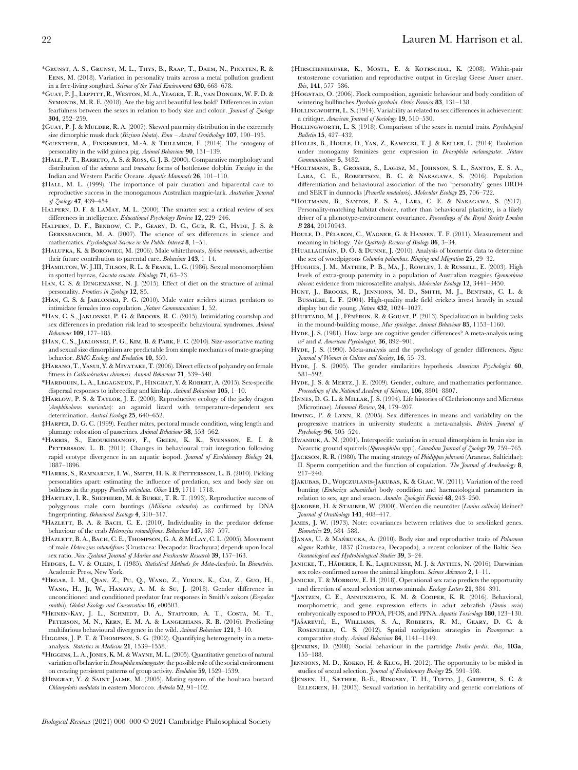*Grunst, A. S., Grunst, M. L., Thys, B., Raap, T., Daem, N., Pinxten, R. & Eens, M. (2018). Variation in personality traits across a metal pollution gradient in a free-living songbird. *Science of the Total Environment* **630**, 668–678.

*Guay, P. J., Leppitt, R., Weston, M. A., Yeager, T. R., van Dongen, W. F. D. & Symonds, M. R. E. (2018). Are the big and beautiful less bold? Differences in avian fearfulness between the sexes in relation to body size and colour. *Journal of Zoology* **304**, 252–259.

‡Guay, P. J. & Mulder, R. A. (2007). Skewed paternity distribution in the extremely size dimorphic musk duck (*Biziura lobata*). *Emu – Austral Ornithology* **107**, 190–195.

*Guenther, A., Finkemeier, M.-A. & Trillmich, F. (2014). The ontogeny of personality in the wild guinea pig. *Animal Behaviour* **90**, 131–139.

‡Hale, P. T., Barreto, A. S. & Ross, G. J. B. (2000). Comparative morphology and distribution of the *aduncus* and *truncatus* forms of bottlenose dolphin *Tursiops* in the Indian and Western Pacific Oceans. *Aquatic Mammals* **26**, 101–110.

‡Hall, M. L. (1999). The importance of pair duration and biparental care to reproductive success in the monogamous Australian magpie-lark. *Australian Journal of Zoology* **47**, 439–454.

Halpern, D. F. & LaMay, M. L. (2000). The smarter sex: a critical review of sex differences in intelligence. *Educational Psychology Review* **12**, 229–246.

Halpern, D. F., Benbow, C. P., Geary, D. C., Gur, R. C., Hyde, J. S. & Gernsbacher, M. A. (2007). The science of sex differences in science and mathematics. *Psychological Science in the Public Interest* **8**, 1–51.

‡Halupka, K. & Borowiec, M. (2006). Male whitethroats, *Sylvia communis*, advertise their future contribution to parental care. *Behaviour* **143**, 1–14.

‡Hamilton, W. J.III, Tilson, R. L. & Frank, L. G. (1986). Sexual monomorphism in spotted hyenas, *Crocuta crocuta*. *Ethology* **71**, 63–73.

Han, C. S. & Dingemanse, N. J. (2015). Effect of diet on the structure of animal personality. *Frontiers in Zoology* **12**, S5.

‡Han, C. S. & Jablonski, P. G. (2010). Male water striders attract predators to intimidate females into copulation. *Nature Communications* **1**, 52.

*Han, C. S., Jablonski, P. G. & Brooks, R. C. (2015). Intimidating courtship and sex differences in predation risk lead to sex-specific behavioural syndromes. *Animal Behaviour* **109**, 177–185.

‡Han, C. S., Jablonski, P. G., Kim, B. & Park, F. C. (2010). Size-assortative mating and sexual size dimorphism are predictable from simple mechanics of mate-grasping behavior. *BMC Ecology and Evolution* **10**, 359.

‡Harano, T., Yasui, Y. & Miyatake, T. (2006). Direct effects of polyandry on female fitness in *Callosobruchus chinensis*. *Animal Behaviour* **71**, 539–548.

*Hardouin, L. A., Legagneux, P., Hingrat, Y. & Robert, A. (2015). Sex-specific dispersal responses to inbreeding and kinship. *Animal Behaviour* **105**, 1–10.

‡Harlow, P. S. & Taylor, J. E. (2000). Reproductive ecology of the jacky dragon (*Amphibolorus muricatus*): an agamid lizard with temperature-dependent sex determination. *Austral Ecology* **25**, 640–652.

‡Harper, D. G. C. (1999). Feather mites, pectoral muscle condition, wing length and plumage coloration of passerines. *Animal Behaviour* **58**, 553–562.

*Harris, S., Eroukhmanoff, F., Green, K. K., Svensson, E. I. & Pettersson, L. B. (2011). Changes in behavioural trait integration following rapid ecotype divergence in an aquatic isopod. *Journal of Evolutionary Biology* **24**, 1887–1896.

*Harris, S., Ramnarine, I. W., Smith, H. K. & Pettersson, L. B. (2010). Picking personalities apart: estimating the influence of predation, sex and body size on boldness in the guppy *Poecilia reticulata*. *Oikos* **119**, 1711–1718.

‡Hartley, I. R., Shepherd, M. & Burke, T. R. T. (1993). Reproductive success of polygynous male corn buntings (*Miliaria calandra*) as confirmed by DNA fingerprinting. *Behavioral Ecology* **4**, 310–317.

*Hazlett, B. A. & Bach, C. E. (2010). Individuality in the predator defense behaviour of the crab *Heterozius rotundifrons*. *Behaviour* **147**, 587–597.

‡Hazlett, B. A., Bach, C. E., Thompson, G. A. & McLay, C. L. (2005). Movement of male *Heterozius rotundifrons* (Crustacea: Decapoda: Brachyura) depends upon local sex ratio. *New Zealand Journal of Marine and Freshwater Research* **39**, 157–163.

Hedges, L. V. & Olkin, I. (1985). *Statistical Methods for Meta-Analysis*. In *Biometrics*. Academic Press, New York.

*Hegab, I. M., Qian, Z., Pu, Q., Wang, Z., Yukun, K., Cai, Z., Guo, H., Wang, H., Ji, W., Hanafy, A. M. & Su, J. (2018). Gender difference in unconditioned and conditioned predator fear responses in Smith's zokors (*Eospalax smithii*). *Global Ecology and Conservation* **16**, e00503.

*Heinen-Kay, J. L., Schmidt, D. A., Stafford, A. T., Costa, M. T., Peterson, M. N., Kern, E. M. A. & Langerhans, R. B. (2016). Predicting multifarious behavioural divergence in the wild. *Animal Behaviour* **121**, 3–10.

Higgins, J. P. T. & Thompson, S. G. (2002). Quantifying heterogeneity in a meta-analysis. *Statistics in Medicine* **21**, 1539–1558.

*Higgins, L. A., Jones, K. M. & Wayne, M. L. (2005). Quantitative genetics of natural variation of behavior in *Drosophila melanogaster*: the possible role of the social environment on creating persistent patterns of group activity. *Evolution* **59**, 1529–1539.

‡Hingrat, Y. & Saint Jalme, M. (2005). Mating system of the houbara bustard *Chlamydotis undulata* in eastern Morocco. *Ardeola* **52**, 91–102.

‡Hirschenhauser, K., Mostl, E. & Kotrschal, K. (2008). Within-pair testosterone covariation and reproductive output in Greylag Geese Anser anser. *Ibis*, **141**, 577–586.

‡Hogstad, O. (2006). Flock composition, agonistic behaviour and body condition of wintering bullfinches *Pyrrhula pyrrhula*. *Ornis Fennica* **83**, 131–138.

Hollingworth, L. S. (1914). Variability as related to sex differences in achievement: a critique. *American Journal of Sociology* **19**, 510–530.

Hollingworth, L. S. (1918). Comparison of the sexes in mental traits. *Psychological Bulletin* **15**, 427–432.

‡Hollis, B., Houle, D., Yan, Z., Kawecki, T. J. & Keller, L. (2014). Evolution under monogamy feminizes gene expression in *Drosophila melanogaster*. *Nature Communications* **5**, 3482.

*Holtmann, B., Grosser, S., Lagisz, M., Johnson, S. L., Santos, E. S. A., Lara, C. E., Robertson, B. C. & Nakagawa, S. (2016). Population differentiation and behavioural association of the two 'personality' genes DRD4 and SERT in dunnocks (*Prunella modularis*). *Molecular Ecology* **25**, 706–722.

*Holtmann, B., Santos, E. S. A., Lara, C. E. & Nakagawa, S. (2017). Personality-matching habitat choice, rather than behavioural plasticity, is a likely driver of a phenotype-environment covariance. *Proceedings of the Royal Society London B* **284**, 20170943.

Houle, D., Pélabon, C., Wagner, G. & Hansen, T. F. (2011). Measurement and meaning in biology. *The Quarterly Review of Biology* **86**, 3–34.

‡Huallacháin, D. Ó. & Dunne, J. (2010). Analysis of biometric data to determine the sex of woodpigeons *Columba palumbus*. *Ringing and Migration* **25**, 29–32.

‡Hughes, J. M., Mather, P. B., Ma, J., Rowley, I. & Russell, E. (2003). High levels of extra-group paternity in a population of Australian magpies *Gymnorhina tibicen*: evidence from microsatellite analysis. *Molecular Ecology* **12**, 3441–3450.

Hunt, J., Brooks, R., Jennions, M. D., Smith, M. J., Bentsen, C. L. & Bussière, L. F. (2004). High-quality male field crickets invest heavily in sexual display but die young. *Nature* **432**, 1024–1027.

‡Hurtado, M. J., Fénéron, R. & Gouat, P. (2013). Specialization in building tasks in the mound-building mouse, *Mus spicilegus*. *Animal Behaviour* **85**, 1153–1160.

Hyde, J. S. (1981). How large are cognitive gender differences? A meta-analysis using $w^2$ and *d*. *American Psychologist*, **36**, 892–901.

Hyde, J. S. (1990). Meta-analysis and the psychology of gender differences. *Signs: Journal of Women in Culture and Society*, **16**, 55–73.

Hyde, J. S. (2005). The gender similarities hypothesis. *American Psychologist* **60**, 581–592.

Hyde, J. S. & Mertz, J. E. (2009). Gender, culture, and mathematics performance. *Proceedings of the National Academy of Sciences*, **106**, 8801–8807.

‡Innes, D. G. L. & Millar, J. S. (1994). Life histories of Clethrionomys and Microtus (Microtinae). *Mammal Review*, **24**, 179–207.

Irwing, P. & Lynn, R. (2005). Sex differences in means and variability on the progressive matrices in university students: a meta-analysis. *British Journal of Psychology* **96**, 505–524.

‡Iwaniuk, A. N. (2001). Interspecific variation in sexual dimorphism in brain size in Nearctic ground squirrels (*Spermophilus* spp.). *Canadian Journal of Zoology* **79**, 759–765.

‡Jackson, R. R. (1980). The mating strategy of *Phidippus johnsoni* (Araneae, Salticidae): II. Sperm competition and the function of copulation. *The Journal of Arachnology* **8**, 217–240.

‡Jakubas, D., Wojczulanis-Jakubas, K. & Glac, W. (2011). Variation of the reed bunting (*Emberiza schoeniclus*) body condition and haematological parameters in relation to sex, age and season. *Annales Zoologici Fennici* **48**, 243–250.

‡Jakober, H. & Stauber, W. (2000). Werden die neuntöter (*Lanius collurio*) kleiner? *Journal of Ornithology* **141**, 408–417.

James, J. W. (1973). Note: covariances between relatives due to sex-linked genes. *Biometrics* **29**, 584–588.

‡Janas, U. & Mańkucka, A. (2010). Body size and reproductive traits of *Palaemon elegans* Rathke, 1837 (Crustacea, Decapoda), a recent colonizer of the Baltic Sea. *Oceanological and Hydrobiological Studies* **39**, 3–24.

Janicke, T., Häderer, I. K., Lajeunesse, M. J. & Anthes, N. (2016). Darwinian sex roles confirmed across the animal kingdom. *Science Advances* **2**, 1–11.

Janicke, T. & Morrow, E. H. (2018). Operational sex ratio predicts the opportunity and direction of sexual selection across animals. *Ecology Letters* **21**, 384–391.

*Jantzen, C. E., Annunziato, K. M. & Cooper, K. R. (2016). Behavioral, morphometric, and gene expression effects in adult zebrafish (*Danio rerio*) embryonically exposed to PFOA, PFOS, and PFNA. *Aquatic Toxicology* **180**, 123–130.

*Jašarević, E., Williams, S. A., Roberts, R. M., Geary, D. C. & Rosenfield, C. S. (2012). Spatial navigation strategies in *Peromyscus*: a comparative study. *Animal Behaviour* **84**, 1141–1149.

‡Jenkins, D. (2008). Social behaviour in the partridge *Perdix perdix*. *Ibis*, **103a**, 155–188.

Jennions, M. D., Kokko, H. & Klug, H. (2012). The opportunity to be misled in studies of sexual selection. *Journal of Evolutionary Biology* **25**, 591–598.

‡Jensen, H., Sæther, B.-E., Ringsby, T. H., Tufto, J., Griffith, S. C. & Ellegren, H. (2003). Sexual variation in heritability and genetic correlations of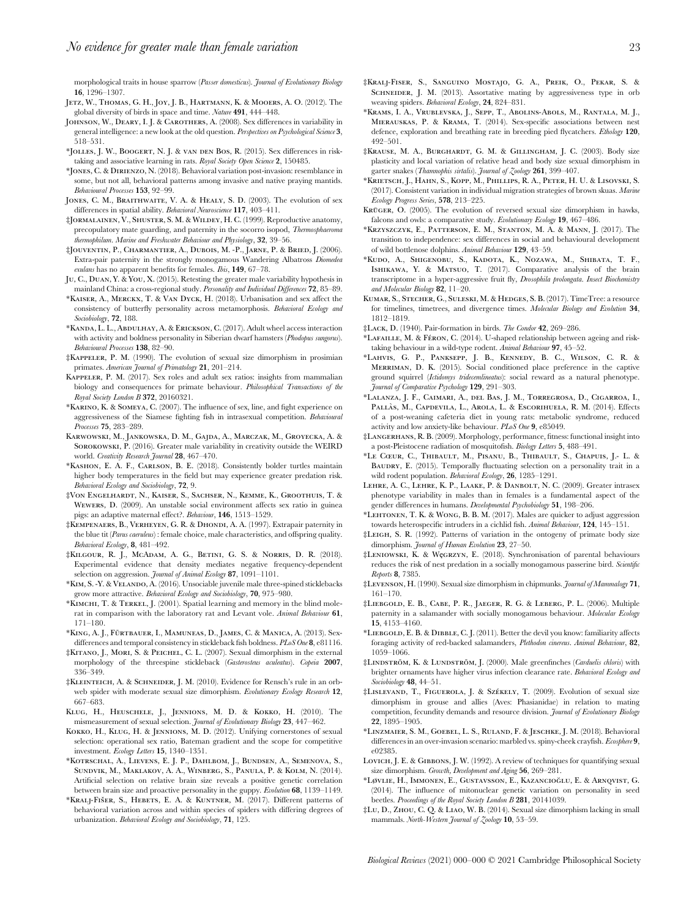morphological traits in house sparrow (*Passer domesticus*). *Journal of Evolutionary Biology* **16**, 1296–1307.

Jetz, W., Thomas, G. H., Joy, J. B., Hartmann, K. & Mooers, A. O. (2012). The global diversity of birds in space and time. *Nature* **491**, 444–448.

Johnson, W., Deary, I. J. & Carothers, A. (2008). Sex differences in variability in general intelligence: a new look at the old question. *Perspectives on Psychological Science* **3**, 518–531.

*Jolles, J. W., Boogert, N. J. & van den Bos, R. (2015). Sex differences in risk-taking and associative learning in rats. *Royal Society Open Science* **2**, 150485.

*Jones, C. & Dirienzo, N. (2018). Behavioral variation post-invasion: resemblance in some, but not all, behavioral patterns among invasive and native praying mantids. *Behavioural Processes* **153**, 92–99.

Jones, C. M., Braithwaite, V. A. & Healy, S. D. (2003). The evolution of sex differences in spatial ability. *Behavioral Neuroscience* **117**, 403–411.

‡Jormalainen, V., Shuster, S. M. & Wildey, H. C. (1999). Reproductive anatomy, precopulatory mate guarding, and paternity in the socorro isopod, *Thermosphaeroma thermophilum*. *Marine and Freshwater Behaviour and Physiology*, **32**, 39–56.

‡Jouventin, P., Charmantier, A., Dubois, M. -P., Jarne, P. & Bried, J. (2006). Extra-pair paternity in the strongly monogamous Wandering Albatross *Diomedea exulans* has no apparent benefits for females. *Ibis*, **149**, 67–78.

Ju, C., Duan, Y. & You, X. (2015). Retesting the greater male variability hypothesis in mainland China: a cross-regional study. *Personality and Individual Differences* **72**, 85–89.

*Kaiser, A., Merckx, T. & Van Dyck, H. (2018). Urbanisation and sex affect the consistency of butterfly personality across metamorphosis. *Behavioral Ecology and Sociobiology*, **72**, 188.

*Kanda, L. L., Abdulhay, A. & Erickson, C. (2017). Adult wheel access interaction with activity and boldness personality in Siberian dwarf hamsters (*Phodopus sungorus*). *Behavioural Processes* **138**, 82–90.

‡Kappeler, P. M. (1990). The evolution of sexual size dimorphism in prosimian primates. *American Journal of Primatology* **21**, 201–214.

Kappeler, P. M. (2017). Sex roles and adult sex ratios: insights from mammalian biology and consequences for primate behaviour. *Philosophical Transactions of the Royal Society London B* **372**, 20160321.

*Karino, K. & Someya, C. (2007). The influence of sex, line, and fight experience on aggressiveness of the Siamese fighting fish in intrasexual competition. *Behavioural Processes* **75**, 283–289.

Karwowski, M., Jankowska, D. M., Gajda, A., Marczak, M., Groyecka, A. & Sorokowski, P. (2016). Greater male variability in creativity outside the WEIRD world. *Creativity Research Journal* **28**, 467–470.

*Kashon, E. A. F., Carlson, B. E. (2018). Consistently bolder turtles maintain higher body temperatures in the field but may experience greater predation risk. *Behavioral Ecology and Sociobiology*, **72**, 9.

‡Von Engelhardt, N., Kaiser, S., Sachser, N., Kemme, K., Groothuis, T. & Wewers, D. (2009). An unstable social environment affects sex ratio in guinea pigs: an adaptive maternal effect?. *Behaviour*, **146**, 1513–1529.

‡Kempenaers, B., Verheyen, G. R. & Dhondi, A. A. (1997). Extrapair paternity in the blue tit (*Parus caeruleus*) : female choice, male characteristics, and offspring quality. *Behavioral Ecology*, **8**, 481–492.

‡Kilgour, R. J., McAdam, A. G., Betini, G. S. & Norris, D. R. (2018). Experimental evidence that density mediates negative frequency-dependent selection on aggression. *Journal of Animal Ecology* **87**, 1091–1101.

*Kim, S. -Y. & Velando, A. (2016). Unsociable juvenile male three-spined sticklebacks grow more attractive. *Behavioral Ecology and Sociobiology*, **70**, 975–980.

*Kimchi, T. & Terkel, J. (2001). Spatial learning and memory in the blind mole-rat in comparison with the laboratory rat and Levant vole. *Animal Behaviour* **61**, 171–180.

*King, A. J., Fürtbauer, I., Mamuneas, D., James, C. & Manica, A. (2013). Sex-differences and temporal consistency in stickleback fish boldness. *PLoS One* **8**, e81116.

‡Kitano, J., Mori, S. & Peichel, C. L. (2007). Sexual dimorphism in the external morphology of the threespine stickleback (*Gasterosteus aculeatus*). *Copeia* **2007**, 336–349.

‡Kleinteich, A. & Schneider, J. M. (2010). Evidence for Rensch's rule in an orb-web spider with moderate sexual size dimorphism. *Evolutionary Ecology Research* **12**, 667–683.

Klug, H., Heuschele, J., Jennions, M. D. & Kokko, H. (2010). The mismeasurement of sexual selection. *Journal of Evolutionary Biology* **23**, 447–462.

Kokko, H., Klug, H. & Jennions, M. D. (2012). Unifying cornerstones of sexual selection: operational sex ratio, Bateman gradient and the scope for competitive investment. *Ecology Letters* **15**, 1340–1351.

*Kotrschal, A., Lievens, E. J. P., Dahlbom, J., Bundsen, A., Semenova, S., Sundvik, M., Maklakov, A. A., Winberg, S., Panula, P. & Kolm, N. (2014). Artificial selection on relative brain size reveals a positive genetic correlation between brain size and proactive personality in the guppy. *Evolution* **68**, 1139–1149.

*Kralj-Fišer, S., Hebets, E. A. & Kuntner, M. (2017). Different patterns of behavioral variation across and within species of spiders with differing degrees of urbanization. *Behavioral Ecology and Sociobiology*, **71**, 125.

‡Kralj-Fiser, S., Sanguino Mostajo, G. A., Preik, O., Pekar, S. & Schneider, J. M. (2013). Assortative mating by aggressiveness type in orb weaving spiders. *Behavioral Ecology*, **24**, 824–831.

*Krams, I. A., Vrublevska, J., Sepp, T., Abolins-Abols, M., Rantala, M. J., Mierauskas, P. & Krama, T. (2014). Sex-specific associations between nest defence, exploration and breathing rate in breeding pied flycatchers. *Ethology* **120**, 492–501.

‡Krause, M. A., Burghardt, G. M. & Gillingham, J. C. (2003). Body size plasticity and local variation of relative head and body size sexual dimorphism in garter snakes (*Thamnophis sirtalis*). *Journal of Zoology* **261**, 399–407.

*Krietsch, J., Hahn, S., Kopp, M., Phillips, R. A., Peter, H. U. & Lisovski, S. (2017). Consistent variation in individual migration strategies of brown skuas. *Marine Ecology Progress Series*, **578**, 213–225.

Krüger, O. (2005). The evolution of reversed sexual size dimorphism in hawks, falcons and owls: a comparative study. *Evolutionary Ecology* **19**, 467–486.

*Krzyszczyk, E., Patterson, E. M., Stanton, M. A. & Mann, J. (2017). The transition to independence: sex differences in social and behavioural development of wild bottlenose dolphins. *Animal Behaviour* **129**, 43–59.

*Kudo, A., Shigenobu, S., Kadota, K., Nozawa, M., Shibata, T. F., Ishikawa, Y. & Matsuo, T. (2017). Comparative analysis of the brain transcriptome in a hyper-aggressive fruit fly, *Drosophila prolongata*. *Insect Biochemistry and Molecular Biology* **82**, 11–20.

Kumar, S., Stecher, G., Suleski, M. & Hedges, S. B. (2017). TimeTree: a resource for timelines, timetrees, and divergence times. *Molecular Biology and Evolution* **34**, 1812–1819.

‡Lack, D. (1940). Pair-formation in birds. *The Condor* **42**, 269–286.

*Lafaille, M. & Féron, C. (2014). U-shaped relationship between ageing and risk-taking behaviour in a wild-type rodent. *Animal Behaviour* **97**, 45–52.

*Lahvis, G. P., Panksepp, J. B., Kennedy, B. C., Wilson, C. R. & Merriman, D. K. (2015). Social conditioned place preference in the captive ground squirrel (*Ictidomys tridecemlineatus*): social reward as a natural phenotype. *Journal of Comparative Psychology* **129**, 291–303.

*Lalanza, J. F., Caimari, A., del Bas, J. M., Torregrosa, D., Cigarroa, I., Pallàs, M., Capdevila, L., Arola, L. & Escorihuela, R. M. (2014). Effects of a post-weaning cafeteria diet in young rats: metabolic syndrome, reduced activity and low anxiety-like behaviour. *PLoS One* **9**, e85049.

‡Langerhans, R. B. (2009). Morphology, performance, fitness: functional insight into a post-Pleistocene radiation of mosquitofish. *Biology Letters* **5**, 488–491.

*Le Cœur, C., Thibault, M., Pisanu, B., Thibault, S., Chapuis, J.- L. & Baudry, E. (2015). Temporally fluctuating selection on a personality trait in a wild rodent population. *Behavioral Ecology*, **26**, 1285–1291.

Lehre, A. C., Lehre, K. P., Laake, P. & Danbolt, N. C. (2009). Greater intrasex phenotype variability in males than in females is a fundamental aspect of the gender differences in humans. *Developmental Psychobiology* **51**, 198–206.

*Lehtonen, T. K. & Wong, B. B. M. (2017). Males are quicker to adjust aggression towards heterospecific intruders in a cichlid fish. *Animal Behaviour*, **124**, 145–151.

‡Leigh, S. R. (1992). Patterns of variation in the ontogeny of primate body size dimorphism. *Journal of Human Evolution* **23**, 27–50.

‡Leniowski, K. & Węgrzyn, E. (2018). Synchronisation of parental behaviours reduces the risk of nest predation in a socially monogamous passerine bird. *Scientific Reports* **8**, 7385.

‡Levenson, H. (1990). Sexual size dimorphism in chipmunks. *Journal of Mammalogy* **71**, 161–170.

‡Liebgold, E. B., Cabe, P. R., Jaeger, R. G. & Leberg, P. L. (2006). Multiple paternity in a salamander with socially monogamous behaviour. *Molecular Ecology* **15**, 4153–4160.

*Liebgold, E. B. & Dibble, C. J. (2011). Better the devil you know: familiarity affects foraging activity of red-backed salamanders, *Plethodon cinereus*. *Animal Behaviour*, **82**, 1059–1066.

‡Lindström, K. & Lundström, J. (2000). Male greenfinches (*Carduelis chloris*) with brighter ornaments have higher virus infection clearance rate. *Behavioral Ecology and Sociobiology* **48**, 44–51.

‡Lislevand, T., Figuerola, J. & Székely, T. (2009). Evolution of sexual size dimorphism in grouse and allies (Aves: Phasianidae) in relation to mating competition, fecundity demands and resource division. *Journal of Evolutionary Biology* **22**, 1895–1905.

*Linzmaier, S. M., Goebel, L. S., Ruland, F. & Jeschke, J. M. (2018). Behavioral differences in an over-invasion scenario: marbled vs. spiny-cheek crayfish. *Ecosphere* **9**, e02385.

Lovich, J. E. & Gibbons, J. W. (1992). A review of techniques for quantifying sexual size dimorphism. *Growth, Development and Aging* **56**, 269–281.

*Løvlie, H., Immonen, E., Gustavsson, E., Kazancıoğlu, E. & Arnqvist, G. (2014). The influence of mitonuclear genetic variation on personality in seed beetles. *Proceedings of the Royal Society London B* **281**, 20141039.

‡Lu, D., Zhou, C. Q. & Liao, W. B. (2014). Sexual size dimorphism lacking in small mammals. *North-Western Journal of Zoology* **10**, 53–59.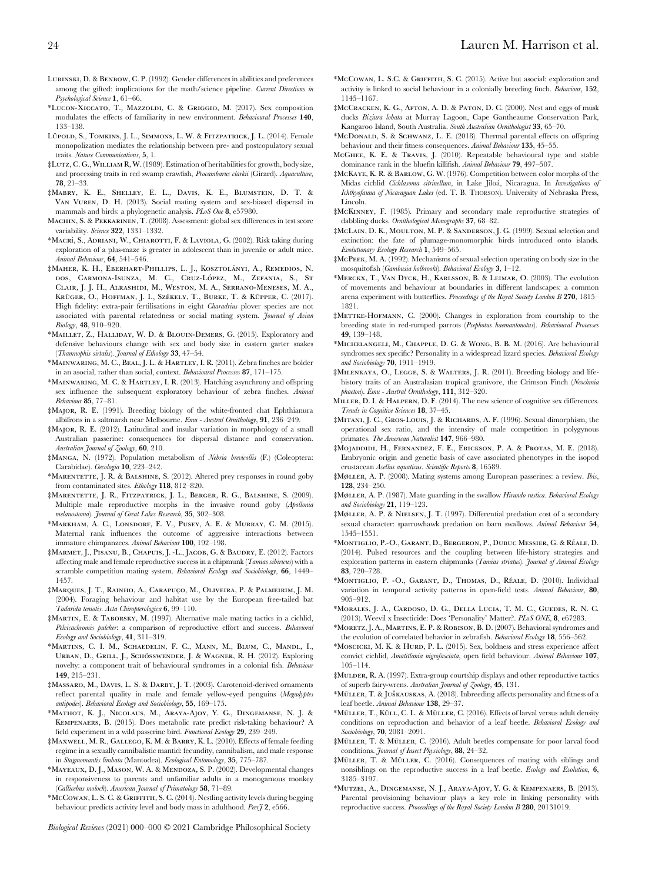Lubinski, D. & Benbow, C. P. (1992). Gender differences in abilities and preferences among the gifted: implications for the math/science pipeline. *Current Directions in Psychological Science* **1**, 61–66.

*Lucon-Xiccato, T., Mazzoldi, C. & Griggio, M. (2017). Sex composition modulates the effects of familiarity in new environment. *Behavioural Processes* **140**, 133–138.

Lüpold, S., Tomkins, J. L., Simmons, L. W. & Fitzpatrick, J. L. (2014). Female monopolization mediates the relationship between pre- and postcopulatory sexual traits. *Nature Communications*, **5**, 1.

‡Lutz, C. G., William R, W. (1989). Estimation of heritabilities for growth, body size, and processing traits in red swamp crawfish, *Procambarus clarkii* (Girard). *Aquaculture*, **78**, 21–33.

‡Mabry, K. E., Shelley, E. L., Davis, K. E., Blumstein, D. T. & Van Vuren, D. H. (2013). Social mating system and sex-biased dispersal in mammals and birds: a phylogenetic analysis. *PLoS One* **8**, e57980.

Machin, S. & Pekkarinen, T. (2008). Assessment: global sex differences in test score variability. *Science* **322**, 1331–1332.

*Macrì, S., Adriani, W., Chiarotti, F. & Laviola, G. (2002). Risk taking during exploration of a plus-maze is greater in adolescent than in juvenile or adult mice. *Animal Behaviour*, **64**, 541–546.

‡Maher, K. H., Eberhart-Phillips, L. J., Kosztolányi, A., Remedios, N. dos, Carmona-Isunza, M. C., Cruz-López, M., Zefania, S., St Clair, J. J. H., Alrashidi, M., Weston, M. A., Serrano-Meneses, M. A., Krüger, O., Hoffman, J. I., Székely, T., Burke, T. & Küpper, C. (2017). High fidelity: extra-pair fertilisations in eight *Charadrius* plover species are not associated with parental relatedness or social mating system. *Journal of Avian Biology*, **48**, 910–920.

*Maillet, Z., Halliday, W. D. & Blouin-Demers, G. (2015). Exploratory and defensive behaviours change with sex and body size in eastern garter snakes (*Thamnophis sirtalis*). *Journal of Ethology* **33**, 47–54.

*Mainwaring, M. C., Beal, J. L. & Hartley, I. R. (2011). Zebra finches are bolder in an asocial, rather than social, context. *Behavioural Processes* **87**, 171–175.

*Mainwaring, M. C. & Hartley, I. R. (2013). Hatching asynchrony and offspring sex influence the subsequent exploratory behaviour of zebra finches. *Animal Behaviour* **85**, 77–81.

‡Major, R. E. (1991). Breeding biology of the white-fronted chat Ephthianura albifrons in a saltmarsh near Melbourne. *Emu - Austral Ornithology*, **91**, 236–249.

‡Major, R. E. (2012). Latitudinal and insular variation in morphology of a small Australian passerine: consequences for dispersal distance and conservation. *Australian Journal of Zoology*, **60**, 210.

‡Manga, N. (1972). Population metabolism of *Nebria brevicollis* (F.) (Coleoptera: Carabidae). *Oecologia* **10**, 223–242.

*Marentette, J. R. & Balshine, S. (2012). Altered prey responses in round goby from contaminated sites. *Ethology* **118**, 812–820.

‡Marentette, J. R., Fitzpatrick, J. L., Berger, R. G., Balshine, S. (2009). Multiple male reproductive morphs in the invasive round goby (*Apollonia melanostoma*). *Journal of Great Lakes Research*, **35**, 302–308.

*Markham, A. C., Lonsdorf, E. V., Pusey, A. E. & Murray, C. M. (2015). Maternal rank influences the outcome of aggressive interactions between immature chimpanzees. *Animal Behaviour* **100**, 192–198.

‡Marmet, J., Pisanu, B., Chapuis, J. -L., Jacob, G. & Baudry, E. (2012). Factors affecting male and female reproductive success in a chipmunk (*Tamias sibiricus*) with a scramble competition mating system. *Behavioral Ecology and Sociobiology*, **66**, 1449–1457.

‡Marques, J. T., Rainho, A., Carapuço, M., Oliveira, P. & Palmeirim, J. M. (2004). Foraging behaviour and habitat use by the European free-tailed bat *Tadarida teniotis*. *Acta Chiropterologica* **6**, 99–110.

‡Martin, E. & Taborsky, M. (1997). Alternative male mating tactics in a cichlid, *Pelvicachromis pulcher*: a comparison of reproductive effort and success. *Behavioral Ecology and Sociobiology*, **41**, 311–319.

*Martins, C. I. M., Schaedelin, F. C., Mann, M., Blum, C., Mandl, I., Urban, D., Grill, J., Schösswender, J. & Wagner, R. H. (2012). Exploring novelty: a component trait of behavioural syndromes in a colonial fish. *Behaviour* **149**, 215–231.

‡Massaro, M., Davis, L. S. & Darby, J. T. (2003). Carotenoid-derived ornaments reflect parental quality in male and female yellow-eyed penguins (*Megadyptes antipodes*). *Behavioral Ecology and Sociobiology*, **55**, 169–175.

*Mathot, K. J., Nicolaus, M., Araya-Ajoy, Y. G., Dingemanse, N. J. & Kempenaers, B. (2015). Does metabolic rate predict risk-taking behaviour? A field experiment in a wild passerine bird. *Functional Ecology* **29**, 239–249.

‡Maxwell, M. R., Gallego, K. M. & Barry, K. L. (2010). Effects of female feeding regime in a sexually cannibalistic mantid: fecundity, cannibalism, and male response in *Stagmomantis limbata* (Mantodea). *Ecological Entomology*, **35**, 775–787.

*Mayeaux, D. J., Mason, W. A. & Mendoza, S. P. (2002). Developmental changes in responsiveness to parents and unfamiliar adults in a monogamous monkey (*Callicebus moloch*). *American Journal of Primatology* **58**, 71–89.

*McCowan, L. S. C. & Griffith, S. C. (2014). Nestling activity levels during begging behaviour predicts activity level and body mass in adulthood. *PeerJ* **2**, e566.

*McCowan, L. S.C. & Griffith, S. C. (2015). Active but asocial: exploration and activity is linked to social behaviour in a colonially breeding finch. *Behaviour*, **152**, 1145–1167.

‡McCracken, K. G., Afton, A. D. & Paton, D. C. (2000). Nest and eggs of musk ducks *Biziura lobata* at Murray Lagoon, Cape Gantheaume Conservation Park, Kangaroo Island, South Australia. *South Australian Ornithologist* **33**, 65–70.

*McDonald, S. & Schwanz, L. E. (2018). Thermal parental effects on offspring behaviour and their fitness consequences. *Animal Behaviour* **135**, 45–55.

McGhee, K. E. & Travis, J. (2010). Repeatable behavioural type and stable dominance rank in the bluefin killifish. *Animal Behaviour* **79**, 497–507.

‡McKaye, K. R. & Barlow, G. W. (1976). Competition between color morphs of the Midas cichlid *Cichlasoma citrinellum*, in Lake Jiloá, Nicaragua. In *Investigations of Ichthyofauna of Nicaraguan Lakes* (ed. T. B. Thorson). University of Nebraska Press, Lincoln.

‡McKinney, F. (1985). Primary and secondary male reproductive strategies of dabbling ducks. *Ornithological Monographs* **37**, 68–82.

‡McLain, D. K., Moulton, M. P. & Sanderson, J. G. (1999). Sexual selection and extinction: the fate of plumage-monomorphic birds introduced onto islands. *Evolutionary Ecology Research* **1**, 549–565.

‡McPeek, M. A. (1992). Mechanisms of sexual selection operating on body size in the mosquitofish (*Gambusia holbrooki*). *Behavioral Ecology* **3**, 1–12.

*Merckx, T., Van Dyck, H., Karlsson, B. & Leimar, O. (2003). The evolution of movements and behaviour at boundaries in different landscapes: a common arena experiment with butterflies. *Proceedings of the Royal Society London B* **270**, 1815–1821.

‡Mettke-Hofmann, C. (2000). Changes in exploration from courtship to the breeding state in red-rumped parrots (*Psephotus haematonotus*). *Behavioural Processes* **49**, 139–148.

*Michelangeli, M., Chapple, D. G. & Wong, B. B. M. (2016). Are behavioural syndromes sex specific? Personality in a widespread lizard species. *Behavioral Ecology and Sociobiology* **70**, 1911–1919.

‡Milenkaya, O., Legge, S. & Walters, J. R. (2011). Breeding biology and life-history traits of an Australasian tropical granivore, the Crimson Finch (*Neochmia phaeton*). *Emu - Austral Ornithology*, **111**, 312–320.

Miller, D. I. & Halpern, D. F. (2014). The new science of cognitive sex differences. *Trends in Cognitive Sciences* **18**, 37–45.

‡Mitani, J. C., Gros-Louis, J. & Richards, A. F. (1996). Sexual dimorphism, the operational sex ratio, and the intensity of male competition in polygynous primates. *The American Naturalist* **147**, 966–980.

‡Mojaddidi, H., Fernandez, F. E., Erickson, P. A. & Protas, M. E. (2018). Embryonic origin and genetic basis of cave associated phenotypes in the isopod crustacean *Asellus aquaticus*. *Scientific Reports* **8**, 16589.

‡Møller, A. P. (2008). Mating systems among European passerines: a review. *Ibis*, **128**, 234–250.

‡Møller, A. P. (1987). Mate guarding in the swallow *Hirundo rustica*. *Behavioral Ecology and Sociobiology* **21**, 119–123.

‡Møller, A. P. & Nielsen, J. T. (1997). Differential predation cost of a secondary sexual character: sparrowhawk predation on barn swallows. *Animal Behaviour* **54**, 1545–1551.

*Montiglio, P.-O., Garant, D., Bergeron, P., Dubuc Messier, G. & Réale, D. (2014). Pulsed resources and the coupling between life-history strategies and exploration patterns in eastern chipmunks (*Tamias striatus*). *Journal of Animal Ecology* **83**, 720–728.

*Montiglio, P. -O., Garant, D., Thomas, D., Réale, D. (2010). Individual variation in temporal activity patterns in open-field tests. *Animal Behaviour*, **80**, 905–912.

*Morales, J. A., Cardoso, D. G., Della Lucia, T. M. C., Guedes, R. N. C. (2013). Weevil x Insecticide: Does 'Personality' Matter?. *PLoS ONE*, **8**, e67283.

*Moretz, J. A., Martins, E. P. & Robison, B. D. (2007). Behavioral syndromes and the evolution of correlated behavior in zebrafish. *Behavioral Ecology* **18**, 556–562.

*Moscicki, M. K. & Hurd, P. L. (2015). Sex, boldness and stress experience affect convict cichlid, *Amatitlania nigrofasciata*, open field behaviour. *Animal Behaviour* **107**, 105–114.

‡Mulder, R. A. (1997). Extra-group courtship displays and other reproductive tactics of superb fairy-wrens. *Australian Journal of Zoology*, **45**, 131.

*Müller, T. & Juškauskas, A. (2018). Inbreeding affects personality and fitness of a leaf beetle. *Animal Behaviour* **138**, 29–37.

*Müller, T., Küll, C. L. & Müller, C. (2016). Effects of larval versus adult density conditions on reproduction and behavior of a leaf beetle. *Behavioral Ecology and Sociobiology*, **70**, 2081–2091.

‡Müller, T. & Müller, C. (2016). Adult beetles compensate for poor larval food conditions. *Journal of Insect Physiology*, **88**, 24–32.

‡Müller, T. & Müller, C. (2016). Consequences of mating with siblings and nonsiblings on the reproductive success in a leaf beetle. *Ecology and Evolution*, **6**, 3185–3197.

*Mutzel, A., Dingemanse, N. J., Araya-Ajoy, Y. G. & Kempenaers, B. (2013). Parental provisioning behaviour plays a key role in linking personality with reproductive success. *Proceedings of the Royal Society London B* **280**, 20131019.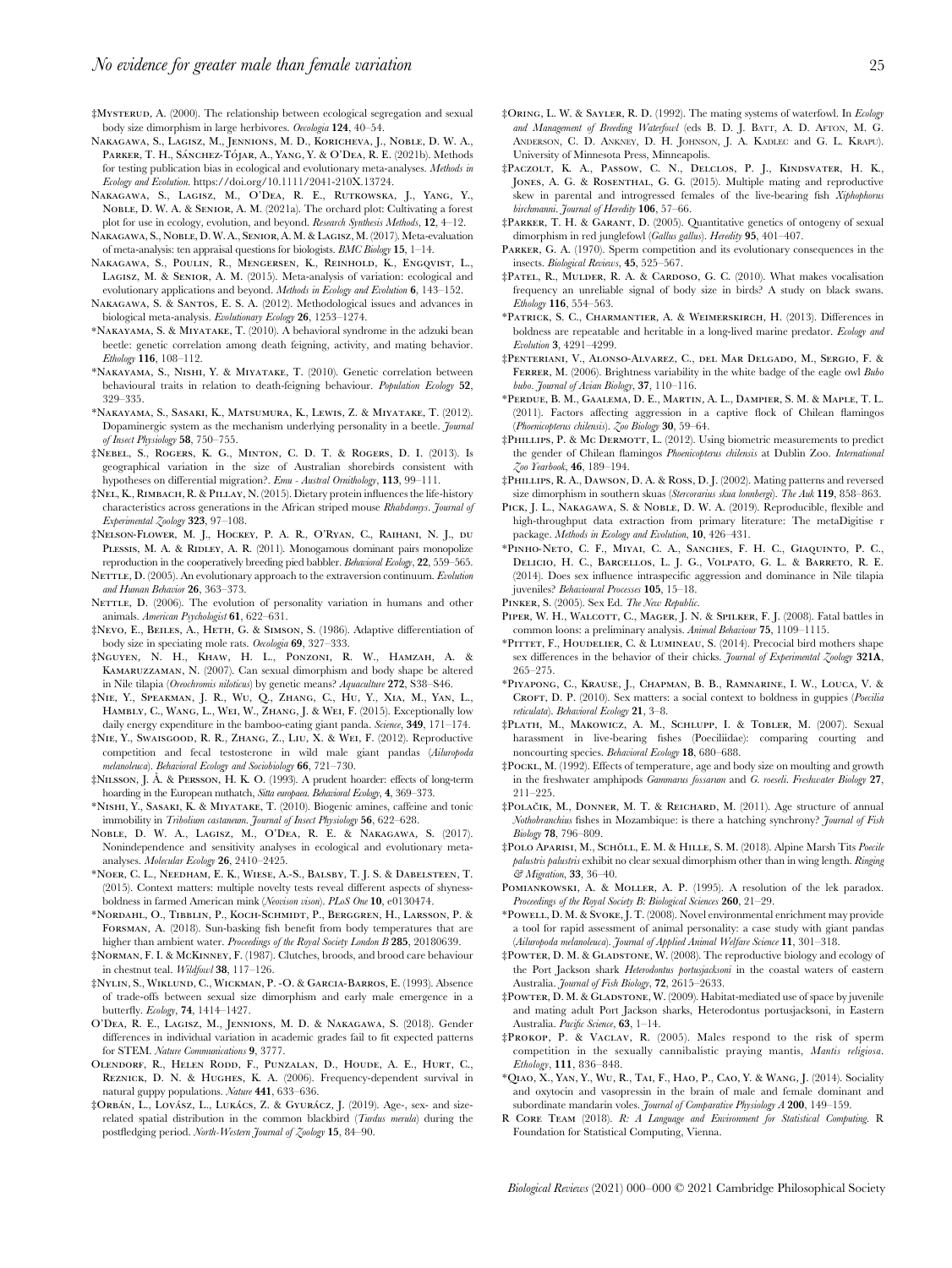‡Mysterud, A. (2000). The relationship between ecological segregation and sexual body size dimorphism in large herbivores. *Oecologia* **124**, 40–54.

Nakagawa, S., Lagisz, M., Jennions, M. D., Koricheva, J., Noble, D. W. A., Parker, T. H., Sánchez-Tójar, A., Yang, Y. & O'Dea, R. E. (2021b). Methods for testing publication bias in ecological and evolutionary meta-analyses. *Methods in Ecology and Evolution*. https://doi.org/10.1111/2041-210X.13724.

Nakagawa, S., Lagisz, M., O'Dea, R. E., Rutkowska, J., Yang, Y., Noble, D. W. A. & Senior, A. M. (2021a). The orchard plot: Cultivating a forest plot for use in ecology, evolution, and beyond. *Research Synthesis Methods*, **12**, 4–12.

Nakagawa, S., Noble, D. W. A., Senior, A. M. & Lagisz, M. (2017). Meta-evaluation of meta-analysis: ten appraisal questions for biologists. *BMC Biology* **15**, 1–14.

Nakagawa, S., Poulin, R., Mengersen, K., Reinhold, K., Engqvist, L., Lagisz, M. & Senior, A. M. (2015). Meta-analysis of variation: ecological and evolutionary applications and beyond. *Methods in Ecology and Evolution* **6**, 143–152.

Nakagawa, S. & Santos, E. S. A. (2012). Methodological issues and advances in biological meta-analysis. *Evolutionary Ecology* **26**, 1253–1274.

*Nakayama, S. & Miyatake, T. (2010). A behavioral syndrome in the adzuki bean beetle: genetic correlation among death feigning, activity, and mating behavior. *Ethology* **116**, 108–112.

*Nakayama, S., Nishi, Y. & Miyatake, T. (2010). Genetic correlation between behavioural traits in relation to death-feigning behaviour. *Population Ecology* **52**, 329–335.

*Nakayama, S., Sasaki, K., Matsumura, K., Lewis, Z. & Miyatake, T. (2012). Dopaminergic system as the mechanism underlying personality in a beetle. *Journal of Insect Physiology* **58**, 750–755.

‡Nebel, S., Rogers, K. G., Minton, C. D. T. & Rogers, D. I. (2013). Is geographical variation in the size of Australian shorebirds consistent with hypotheses on differential migration?. *Emu - Austral Ornithology*, **113**, 99–111.

‡Nel, K., Rimbach, R. & Pillay, N. (2015). Dietary protein influences the life-history characteristics across generations in the African striped mouse *Rhabdomys*. *Journal of Experimental Zoology* **323**, 97–108.

‡Nelson-Flower, M. J., Hockey, P. A. R., O'Ryan, C., Raihani, N. J., du Plessis, M. A. & Ridley, A. R. (2011). Monogamous dominant pairs monopolize reproduction in the cooperatively breeding pied babbler. *Behavioral Ecology*, **22**, 559–565.

Nettle, D. (2005). An evolutionary approach to the extraversion continuum. *Evolution and Human Behavior* **26**, 363–373.

Nettle, D. (2006). The evolution of personality variation in humans and other animals. *American Psychologist* **61**, 622–631.

‡Nevo, E., Beiles, A., Heth, G. & Simson, S. (1986). Adaptive differentiation of body size in speciating mole rats. *Oecologia* **69**, 327–333.

‡Nguyen, N. H., Khaw, H. L., Ponzoni, R. W., Hamzah, A. & Kamaruzzaman, N. (2007). Can sexual dimorphism and body shape be altered in Nile tilapia (*Oreochromis niloticus*) by genetic means? *Aquaculture* **272**, S38–S46.

‡Nie, Y., Speakman, J. R., Wu, Q., Zhang, C., Hu, Y., Xia, M., Yan, L., Hambly, C., Wang, L., Wei, W., Zhang, J. & Wei, F. (2015). Exceptionally low daily energy expenditure in the bamboo-eating giant panda. *Science*, **349**, 171–174.

‡Nie, Y., Swaisgood, R. R., Zhang, Z., Liu, X. & Wei, F. (2012). Reproductive competition and fecal testosterone in wild male giant pandas (*Ailuropoda melanoleuca*). *Behavioral Ecology and Sociobiology* **66**, 721–730.

‡Nilsson, J. Å. & Persson, H. K. O. (1993). A prudent hoarder: effects of long-term hoarding in the European nuthatch, *Sitta europaea*. *Behavioral Ecology*, **4**, 369–373.

*Nishi, Y., Sasaki, K. & Miyatake, T. (2010). Biogenic amines, caffeine and tonic immobility in *Tribolium castaneum*. *Journal of Insect Physiology* **56**, 622–628.

Noble, D. W. A., Lagisz, M., O'Dea, R. E. & Nakagawa, S. (2017). Nonindependence and sensitivity analyses in ecological and evolutionary meta-analyses. *Molecular Ecology* **26**, 2410–2425.

*Noer, C. L., Needham, E. K., Wiese, A.-S., Balsby, T. J. S. & Dabelsteen, T. (2015). Context matters: multiple novelty tests reveal different aspects of shyness-boldness in farmed American mink (*Neovison vison*). *PLoS One* **10**, e0130474.

*Nordahl, O., Tibblin, P., Koch-Schmidt, P., Berggren, H., Larsson, P. & Forsman, A. (2018). Sun-basking fish benefit from body temperatures that are higher than ambient water. *Proceedings of the Royal Society London B* **285**, 20180639.

‡Norman, F. I. & McKinney, F. (1987). Clutches, broods, and brood care behaviour in chestnut teal. *Wildfowl* **38**, 117–126.

‡Nylin, S., Wiklund, C., Wickman, P. -O. & Garcia-Barros, E. (1993). Absence of trade-offs between sexual size dimorphism and early male emergence in a butterfly. *Ecology*, **74**, 1414–1427.

O'Dea, R. E., Lagisz, M., Jennions, M. D. & Nakagawa, S. (2018). Gender differences in individual variation in academic grades fail to fit expected patterns for STEM. *Nature Communications* **9**, 3777.

Olendorf, R., Helen Rodd, F., Punzalan, D., Houde, A. E., Hurt, C., Reznick, D. N. & Hughes, K. A. (2006). Frequency-dependent survival in natural guppy populations. *Nature* **441**, 633–636.

‡Orbán, L., Lovász, L., Lukács, Z. & Gyurácz, J. (2019). Age-, sex- and size-related spatial distribution in the common blackbird (*Turdus merula*) during the postfledging period. *North-Western Journal of Zoology* **15**, 84–90.

‡Oring, L. W. & Sayler, R. D. (1992). The mating systems of waterfowl. In *Ecology and Management of Breeding Waterfowl* (eds B. D. J. Batt, A. D. Afton, M. G. Anderson, C. D. Ankney, D. H. Johnson, J. A. Kadlec and G. L. Krapu). University of Minnesota Press, Minneapolis.

‡Paczolt, K. A., Passow, C. N., Delclos, P. J., Kindsvater, H. K., Jones, A. G. & Rosenthal, G. G. (2015). Multiple mating and reproductive skew in parental and introgressed females of the live-bearing fish *Xiphophorus birchmanni*. *Journal of Heredity* **106**, 57–66.

‡Parker, T. H. & Garant, D. (2005). Quantitative genetics of ontogeny of sexual dimorphism in red junglefowl (*Gallus gallus*). *Heredity* **95**, 401–407.

Parker, G. A. (1970). Sperm competition and its evolutionary consequences in the insects. *Biological Reviews*, **45**, 525–567.

‡Patel, R., Mulder, R. A. & Cardoso, G. C. (2010). What makes vocalisation frequency an unreliable signal of body size in birds? A study on black swans. *Ethology* **116**, 554–563.

*Patrick, S. C., Charmantier, A. & Weimerskirch, H. (2013). Differences in boldness are repeatable and heritable in a long-lived marine predator. *Ecology and Evolution* **3**, 4291–4299.

‡Penteriani, V., Alonso-Alvarez, C., del Mar Delgado, M., Sergio, F. & Ferrer, M. (2006). Brightness variability in the white badge of the eagle owl *Bubo bubo*. *Journal of Avian Biology*, **37**, 110–116.

*Perdue, B. M., Gaalema, D. E., Martin, A. L., Dampier, S. M. & Maple, T. L. (2011). Factors affecting aggression in a captive flock of Chilean flamingos (*Phoenicopterus chilensis*). *Zoo Biology* **30**, 59–64.

‡Phillips, P. & Mc Dermott, L. (2012). Using biometric measurements to predict the gender of Chilean flamingos *Phoenicopterus chilensis* at Dublin Zoo. *International Zoo Yearbook*, **46**, 189–194.

‡Phillips, R. A., Dawson, D. A. & Ross, D. J. (2002). Mating patterns and reversed size dimorphism in southern skuas (*Stercorarius skua lonnbergi*). *The Auk* **119**, 858–863.

Pick, J. L., Nakagawa, S. & Noble, D. W. A. (2019). Reproducible, flexible and high-throughput data extraction from primary literature: The metaDigitise r package. *Methods in Ecology and Evolution*, **10**, 426–431.

*Pinho-Neto, C. F., Miyai, C. A., Sanches, F. H. C., Giaquinto, P. C., Delicio, H. C., Barcellos, L. J. G., Volpato, G. L. & Barreto, R. E. (2014). Does sex influence intraspecific aggression and dominance in Nile tilapia juveniles? *Behavioural Processes* **105**, 15–18.

Pinker, S. (2005). Sex Ed. *The New Republic*.

Piper, W. H., Walcott, C., Mager, J. N. & Spilker, F. J. (2008). Fatal battles in common loons: a preliminary analysis. *Animal Behaviour* **75**, 1109–1115.

*Pittet, F., Houdelier, C. & Lumineau, S. (2014). Precocial bird mothers shape sex differences in the behavior of their chicks. *Journal of Experimental Zoology* **321A**, 265–275.

*Piyapong, C., Krause, J., Chapman, B. B., Ramnarine, I. W., Louca, V. & Croft, D. P. (2010). Sex matters: a social context to boldness in guppies (*Poecilia reticulata*). *Behavioral Ecology* **21**, 3–8.

‡Plath, M., Makowicz, A. M., Schlupp, I. & Tobler, M. (2007). Sexual harassment in live-bearing fishes (Poeciliidae): comparing courting and noncourting species. *Behavioral Ecology* **18**, 680–688.

‡Pockl, M. (1992). Effects of temperature, age and body size on moulting and growth in the freshwater amphipods *Gammarus fossarum* and *G. roeseli*. *Freshwater Biology* **27**, 211–225.

‡Polačik, M., Donner, M. T. & Reichard, M. (2011). Age structure of annual *Nothobranchius* fishes in Mozambique: is there a hatching synchrony? *Journal of Fish Biology* **78**, 796–809.

‡Polo Aparisi, M., Schöll, E. M. & Hille, S. M. (2018). Alpine Marsh Tits *Poecile palustris palustris* exhibit no clear sexual dimorphism other than in wing length. *Ringing & Migration*, **33**, 36–40.

Pomiankowski, A. & Moller, A. P. (1995). A resolution of the lek paradox. *Proceedings of the Royal Society B: Biological Sciences* **260**, 21–29.

*Powell, D. M. & Svoke, J. T. (2008). Novel environmental enrichment may provide a tool for rapid assessment of animal personality: a case study with giant pandas (*Ailuropoda melanoleuca*). *Journal of Applied Animal Welfare Science* **11**, 301–318.

‡Powter, D. M. & Gladstone, W. (2008). The reproductive biology and ecology of the Port Jackson shark *Heterodontus portusjacksoni* in the coastal waters of eastern Australia. *Journal of Fish Biology*, **72**, 2615–2633.

‡Powter, D. M. & Gladstone, W. (2009). Habitat-mediated use of space by juvenile and mating adult Port Jackson sharks, Heterodontus portusjacksoni, in Eastern Australia. *Pacific Science*, **63**, 1–14.

‡Prokop, P. & Vaclav, R. (2005). Males respond to the risk of sperm competition in the sexually cannibalistic praying mantis, *Mantis religiosa*. *Ethology*, **111**, 836–848.

*Qiao, X., Yan, Y., Wu, R., Tai, F., Hao, P., Cao, Y. & Wang, J. (2014). Sociality and oxytocin and vasopressin in the brain of male and female dominant and subordinate mandarin voles. *Journal of Comparative Physiology A* **200**, 149–159.

R Core Team (2018). *R: A Language and Environment for Statistical Computing*. R Foundation for Statistical Computing, Vienna.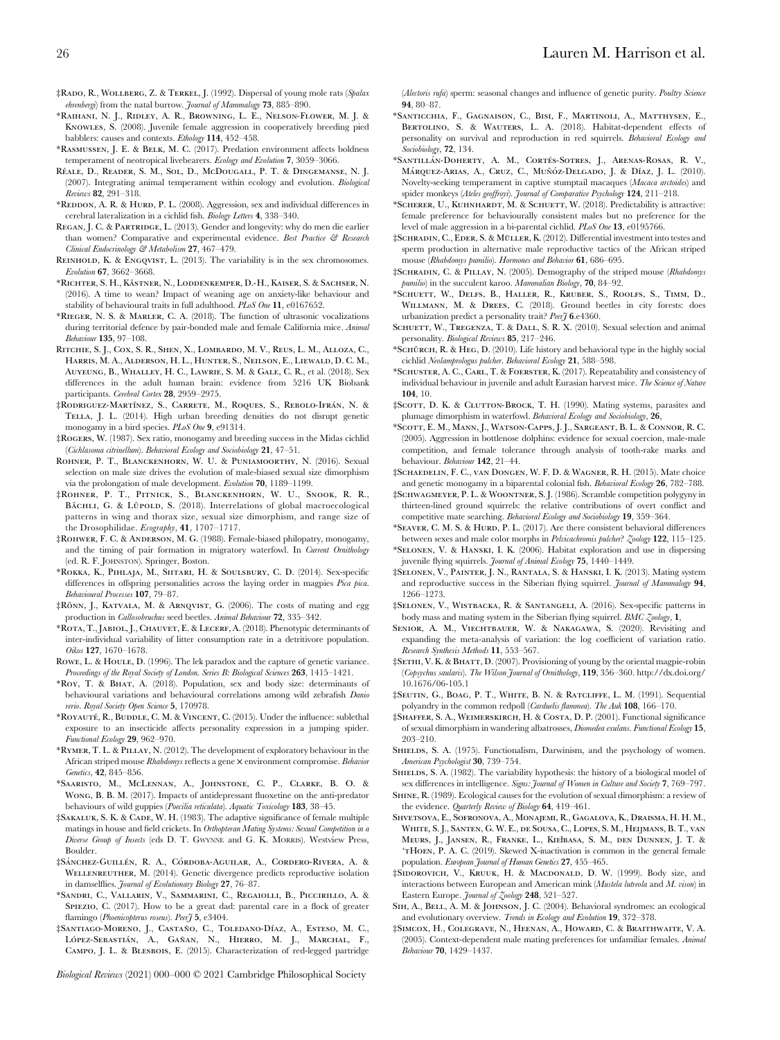‡Rado, R., Wollberg, Z. & Terkel, J. (1992). Dispersal of young mole rats (*Spalax ehrenbergi*) from the natal burrow. *Journal of Mammalogy* **73**, 885–890.

*Raihani, N. J., Ridley, A. R., Browning, L. E., Nelson-Flower, M. J. & Knowles, S. (2008). Juvenile female aggression in cooperatively breeding pied babblers: causes and contexts. *Ethology* **114**, 452–458.

*Rasmussen, J. E. & Belk, M. C. (2017). Predation environment affects boldness temperament of neotropical livebearers. *Ecology and Evolution* **7**, 3059–3066.

Réale, D., Reader, S. M., Sol, D., McDougall, P. T. & Dingemanse, N. J. (2007). Integrating animal temperament within ecology and evolution. *Biological Reviews* **82**, 291–318.

*Reddon, A. R. & Hurd, P. L. (2008). Aggression, sex and individual differences in cerebral lateralization in a cichlid fish. *Biology Letters* **4**, 338–340.

Regan, J. C. & Partridge, L. (2013). Gender and longevity: why do men die earlier than women? Comparative and experimental evidence. *Best Practice & Research Clinical Endocrinology & Metabolism* **27**, 467–479.

Reinhold, K. & Engqvist, L. (2013). The variability is in the sex chromosomes. *Evolution* **67**, 3662–3668.

*Richter, S. H., Kästner, N., Loddenkemper, D.-H., Kaiser, S. & Sachser, N. (2016). A time to wean? Impact of weaning age on anxiety-like behaviour and stability of behavioural traits in full adulthood. *PLoS One* **11**, e0167652.

*Rieger, N. S. & Marler, C. A. (2018). The function of ultrasonic vocalizations during territorial defence by pair-bonded male and female California mice. *Animal Behaviour* **135**, 97–108.

Ritchie, S. J., Cox, S. R., Shen, X., Lombardo, M. V., Reus, L. M., Alloza, C., Harris, M. A., Alderson, H. L., Hunter, S., Neilson, E., Liewald, D. C. M., Auyeung, B., Whalley, H. C., Lawrie, S. M. & Gale, C. R., et al. (2018). Sex differences in the adult human brain: evidence from 5216 UK Biobank participants. *Cerebral Cortex* **28**, 2959–2975.

‡Rodriguez-Martínez, S., Carrete, M., Roques, S., Rebolo-Ifrán, N. & Tella, J. L. (2014). High urban breeding densities do not disrupt genetic monogamy in a bird species. *PLoS One* **9**, e91314.

‡Rogers, W. (1987). Sex ratio, monogamy and breeding success in the Midas cichlid (*Cichlasoma citrinellum*). *Behavioral Ecology and Sociobiology* **21**, 47–51.

Rohner, P. T., Blanckenhorn, W. U. & Puniamoorthy, N. (2016). Sexual selection on male size drives the evolution of male-biased sexual size dimorphism via the prolongation of male development. *Evolution* **70**, 1189–1199.

‡Rohner, P. T., Pitnick, S., Blanckenhorn, W. U., Snook, R. R., Bächli, G. & Lüpold, S. (2018). Interrelations of global macroecological patterns in wing and thorax size, sexual size dimorphism, and range size of the Drosophilidae. *Ecography*, **41**, 1707–1717.

‡Rohwer, F. C. & Anderson, M. G. (1988). Female-biased philopatry, monogamy, and the timing of pair formation in migratory waterfowl. In *Current Ornithology* (ed. R. F. Johnston). Springer, Boston.

*Rokka, K., Pihlaja, M., Siitari, H. & Soulsbury, C. D. (2014). Sex-specific differences in offspring personalities across the laying order in magpies *Pica pica*. *Behavioural Processes* **107**, 79–87.

‡Rönn, J., Katvala, M. & Arnqvist, G. (2006). The costs of mating and egg production in *Callosobruchus* seed beetles. *Animal Behaviour* **72**, 335–342.

*Rota, T., Jabiol, J., Chauvet, E. & Lecerf, A. (2018). Phenotypic determinants of inter-individual variability of litter consumption rate in a detritivore population. *Oikos* **127**, 1670–1678.

Rowe, L. & Houle, D. (1996). The lek paradox and the capture of genetic variance. *Proceedings of the Royal Society of London. Series B: Biological Sciences* **263**, 1415–1421.

*Roy, T. & Bhat, A. (2018). Population, sex and body size: determinants of behavioural variations and behavioural correlations among wild zebrafish *Danio rerio*. *Royal Society Open Science* **5**, 170978.

*Royauté, R., Buddle, C. M. & Vincent, C. (2015). Under the influence: sublethal exposure to an insecticide affects personality expression in a jumping spider. *Functional Ecology* **29**, 962–970.

*Rymer, T. L. & Pillay, N. (2012). The development of exploratory behaviour in the African striped mouse *Rhabdomys* reflects a gene × environment compromise. *Behavior Genetics*, **42**, 845–856.

*Saaristo, M., McLennan, A., Johnstone, C. P., Clarke, B. O. & Wong, B. B. M. (2017). Impacts of antidepressant fluoxetine on the anti-predator behaviours of wild guppies (*Poecilia reticulata*). *Aquatic Toxicology* **183**, 38–45.

‡Sakaluk, S. K. & Cade, W. H. (1983). The adaptive significance of female multiple matings in house and field crickets. In *Orthopteran Mating Systems: Sexual Competition in a Diverse Group of Insects* (eds D. T. Gwynne and G. K. Morris). Westview Press, Boulder.

‡Sánchez-Guillén, R. A., Córdoba-Aguilar, A., Cordero-Rivera, A. & Wellenreuther, M. (2014). Genetic divergence predicts reproductive isolation in damselflies. *Journal of Evolutionary Biology* **27**, 76–87.

*Sandri, C., Vallarin, V., Sammarini, C., Regaiolli, B., Piccirillo, A. & Spiezio, C. (2017). How to be a great dad: parental care in a flock of greater flamingo (*Phoenicopterus roseus*). *PeerJ* **5**, e3404.

‡Santiago-Moreno, J., Castaño, C., Toledano-Díaz, A., Esteso, M. C., López-Sebastián, A., Gañan, N., Hierro, M. J., Marchal, F., Campo, J. L. & Blesbois, E. (2015). Characterization of red-legged partridge (*Alectoris rufa*) sperm: seasonal changes and influence of genetic purity. *Poultry Science* **94**, 80–87.

*Santicchia, F., Gagnaison, C., Bisi, F., Martinoli, A., Matthysen, E., Bertolino, S. & Wauters, L. A. (2018). Habitat-dependent effects of personality on survival and reproduction in red squirrels. *Behavioral Ecology and Sociobiology*, **72**, 134.

*Santillán-Doherty, A. M., Cortés-Sotres, J., Arenas-Rosas, R. V., Márquez-Arias, A., Cruz, C., Muñóz-Delgado, J. & Díaz, J. L. (2010). Novelty-seeking temperament in captive stumptail macaques (*Macaca arctoides*) and spider monkeys (*Ateles geoffroyi*). *Journal of Comparative Psychology* **124**, 211–218.

*Scherer, U., Kuhnhardt, M. & Schuett, W. (2018). Predictability is attractive: female preference for behaviourally consistent males but no preference for the level of male aggression in a bi-parental cichlid. *PLoS One* **13**, e0195766.

‡Schradin, C., Eder, S. & Müller, K. (2012). Differential investment into testes and sperm production in alternative male reproductive tactics of the African striped mouse (*Rhabdomys pumilio*). *Hormones and Behavior* **61**, 686–695.

‡Schradin, C. & Pillay, N. (2005). Demography of the striped mouse (*Rhabdomys pumilio*) in the succulent karoo. *Mammalian Biology*, **70**, 84–92.

*Schuett, W., Delfs, B., Haller, R., Kruber, S., Roolfs, S., Timm, D., Willmann, M. & Drees, C. (2018). Ground beetles in city forests: does urbanization predict a personality trait? *PeerJ* **6**.e4360.

Schuett, W., Tregenza, T. & Dall, S. R. X. (2010). Sexual selection and animal personality. *Biological Reviews* **85**, 217–246.

*Schürch, R. & Heg, D. (2010). Life history and behavioral type in the highly social cichlid *Neolamprologus pulcher*. *Behavioral Ecology* **21**, 588–598.

*Schuster, A. C., Carl, T. & Foerster, K. (2017). Repeatability and consistency of individual behaviour in juvenile and adult Eurasian harvest mice. *The Science of Nature* **104**, 10.

‡Scott, D. K. & Clutton-Brock, T. H. (1990). Mating systems, parasites and plumage dimorphism in waterfowl. *Behavioral Ecology and Sociobiology*, **26**,

*Scott, E. M., Mann, J., Watson-Capps, J. J., Sargeant, B. L. & Connor, R. C. (2005). Aggression in bottlenose dolphins: evidence for sexual coercion, male-male competition, and female tolerance through analysis of tooth-rake marks and behaviour. *Behaviour* **142**, 21–44.

‡Schaedelin, F. C., van Dongen, W. F. D. & Wagner, R. H. (2015). Mate choice and genetic monogamy in a biparental colonial fish. *Behavioral Ecology* **26**, 782–788.

‡Schwagmeyer, P. L. & Woontner, S. J. (1986). Scramble competition polygyny in thirteen-lined ground squirrels: the relative contributions of overt conflict and competitive mate searching. *Behavioral Ecology and Sociobiology* **19**, 359–364.

*Seaver, C. M. S. & Hurd, P. L. (2017). Are there consistent behavioral differences between sexes and male color morphs in *Pelvicachromis pulcher*? *Zoology* **122**, 115–125.

*Selonen, V. & Hanski, I. K. (2006). Habitat exploration and use in dispersing juvenile flying squirrels. *Journal of Animal Ecology* **75**, 1440–1449.

‡Selonen, V., Painter, J. N., Rantala, S. & Hanski, I. K. (2013). Mating system and reproductive success in the Siberian flying squirrel. *Journal of Mammalogy* **94**, 1266–1273.

‡Selonen, V., Wistbacka, R. & Santangeli, A. (2016). Sex-specific patterns in body mass and mating system in the Siberian flying squirrel. *BMC Zoology*, **1**,

Senior, A. M., Viechtbauer, W. & Nakagawa, S. (2020). Revisiting and expanding the meta-analysis of variation: the log coefficient of variation ratio. *Research Synthesis Methods* **11**, 553–567.

‡Sethi, V. K. & Bhatt, D. (2007). Provisioning of young by the oriental magpie-robin (*Copsychus saularis*). *The Wilson Journal of Ornithology*, **119**, 356–360. http://dx.doi.org/10.1676/06-105.1

‡Seutin, G., Boag, P. T., White, B. N. & Ratcliffe, L. M. (1991). Sequential polyandry in the common redpoll (*Carduelis flammea*). *The Auk* **108**, 166–170.

‡Shaffer, S. A., Weimerskirch, H. & Costa, D. P. (2001). Functional significance of sexual dimorphism in wandering albatrosses, *Diomedea exulans*. *Functional Ecology* **15**, 203–210.

Shields, S. A. (1975). Functionalism, Darwinism, and the psychology of women. *American Psychologist* **30**, 739–754.

Shields, S. A. (1982). The variability hypothesis: the history of a biological model of sex differences in intelligence. *Signs: Journal of Women in Culture and Society* **7**, 769–797.

Shine, R. (1989). Ecological causes for the evolution of sexual dimorphism: a review of the evidence. *Quarterly Review of Biology* **64**, 419–461.

Shvetsova, E., Sofronova, A., Monajemi, R., Gagalova, K., Draisma, H. H. M., White, S. J., Santen, G. W. E., de Sousa, C., Lopes, S. M., Heijmans, B. T., van Meurs, J., Jansen, R., Franke, L., Kiełbasa, S. M., den Dunnen, J. T. & 'tHoen, P. A. C. (2019). Skewed X-inactivation is common in the general female population. *European Journal of Human Genetics* **27**, 455–465.

‡Sidorovich, V., Kruuk, H. & Macdonald, D. W. (1999). Body size, and interactions between European and American mink (*Mustela lutreola* and *M. vison*) in Eastern Europe. *Journal of Zoology* **248**, 521–527.

Sih, A., Bell, A. M. & Johnson, J. C. (2004). Behavioral syndromes: an ecological and evolutionary overview. *Trends in Ecology and Evolution* **19**, 372–378.

‡Simcox, H., Colegrave, N., Heenan, A., Howard, C. & Braithwaite, V. A. (2005). Context-dependent male mating preferences for unfamiliar females. *Animal Behaviour* **70**, 1429–1437.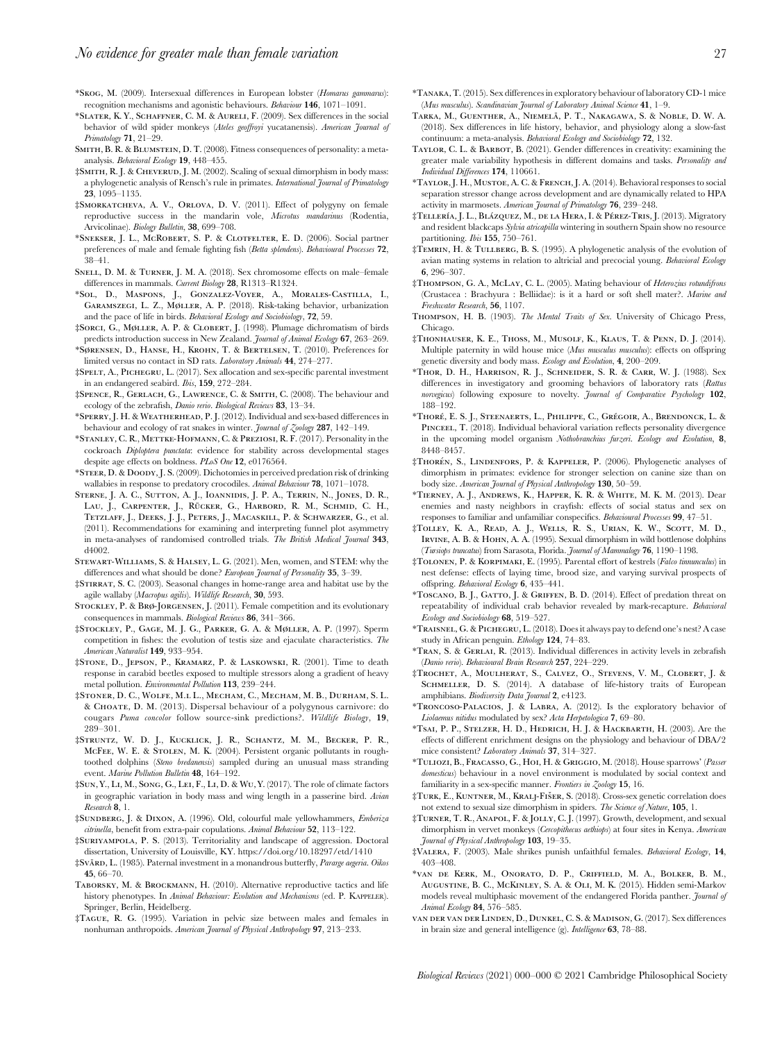*Skog, M. (2009). Intersexual differences in European lobster (*Homarus gammarus*): recognition mechanisms and agonistic behaviours. *Behaviour* **146**, 1071–1091.

*Slater, K. Y., Schaffner, C. M. & Aureli, F. (2009). Sex differences in the social behavior of wild spider monkeys (*Ateles geoffroyi* yucatanensis). *American Journal of Primatology* **71**, 21–29.

Smith, B. R. & Blumstein, D. T. (2008). Fitness consequences of personality: a meta-analysis. *Behavioral Ecology* **19**, 448–455.

‡Smith, R. J. & Cheverud, J. M. (2002). Scaling of sexual dimorphism in body mass: a phylogenetic analysis of Rensch's rule in primates. *International Journal of Primatology* **23**, 1095–1135.

‡Smorkatcheva, A. V., Orlova, D. V. (2011). Effect of polygyny on female reproductive success in the mandarin vole, *Microtus mandarinus* (Rodentia, Arvicolinae). *Biology Bulletin*, **38**, 699–708.

*Snekser, J. L., McRobert, S. P. & Clotfelter, E. D. (2006). Social partner preferences of male and female fighting fish (*Betta splendens*). *Behavioural Processes* **72**, 38–41.

Snell, D. M. & Turner, J. M. A. (2018). Sex chromosome effects on male–female differences in mammals. *Current Biology* **28**, R1313–R1324.

*Sol, D., Maspons, J., Gonzalez-Voyer, A., Morales-Castilla, I., Garamszegi, L. Z., Møller, A. P. (2018). Risk-taking behavior, urbanization and the pace of life in birds. *Behavioral Ecology and Sociobiology*, **72**, 59.

‡Sorci, G., Møller, A. P. & Clobert, J. (1998). Plumage dichromatism of birds predicts introduction success in New Zealand. *Journal of Animal Ecology* **67**, 263–269.

*Sørensen, D., Hanse, H., Krohn, T. & Bertelsen, T. (2010). Preferences for limited versus no contact in SD rats. *Laboratory Animals* **44**, 274–277.

‡Spelt, A., Pichegru, L. (2017). Sex allocation and sex-specific parental investment in an endangered seabird. *Ibis*, **159**, 272–284.

‡Spence, R., Gerlach, G., Lawrence, C. & Smith, C. (2008). The behaviour and ecology of the zebrafish, *Danio rerio*. *Biological Reviews* **83**, 13–34.

*Sperry, J. H. & Weatherhead, P. J. (2012). Individual and sex-based differences in behaviour and ecology of rat snakes in winter. *Journal of Zoology* **287**, 142–149.

*Stanley, C. R., Mettke-Hofmann, C. & Preziosi, R. F. (2017). Personality in the cockroach *Diploptera punctata*: evidence for stability across developmental stages despite age effects on boldness. *PLoS One* **12**, e0176564.

*Steer, D. & Doody, J. S. (2009). Dichotomies in perceived predation risk of drinking wallabies in response to predatory crocodiles. *Animal Behaviour* **78**, 1071–1078.

Sterne, J. A. C., Sutton, A. J., Ioannidis, J. P. A., Terrin, N., Jones, D. R., Lau, J., Carpenter, J., Rücker, G., Harbord, R. M., Schmid, C. H., Tetzlaff, J., Deeks, J. J., Peters, J., Macaskill, P. & Schwarzer, G., et al. (2011). Recommendations for examining and interpreting funnel plot asymmetry in meta-analyses of randomised controlled trials. *The British Medical Journal* **343**, d4002.

Stewart-Williams, S. & Halsey, L. G. (2021). Men, women, and STEM: why the differences and what should be done? *European Journal of Personality* **35**, 3–39.

‡Stirrat, S. C. (2003). Seasonal changes in home-range area and habitat use by the agile wallaby (*Macropus agilis*). *Wildlife Research*, **30**, 593.

Stockley, P. & Brø-Jorgensen, J. (2011). Female competition and its evolutionary consequences in mammals. *Biological Reviews* **86**, 341–366.

‡Stockley, P., Gage, M. J. G., Parker, G. A. & Møller, A. P. (1997). Sperm competition in fishes: the evolution of testis size and ejaculate characteristics. *The American Naturalist* **149**, 933–954.

‡Stone, D., Jepson, P., Kramarz, P. & Laskowski, R. (2001). Time to death response in carabid beetles exposed to multiple stressors along a gradient of heavy metal pollution. *Environmental Pollution* **113**, 239–244.

‡Stoner, D. C., Wolfe, M.L L., Mecham, C., Mecham, M. B., Durham, S. L. & Choate, D. M. (2013). Dispersal behaviour of a polygynous carnivore: do cougars *Puma concolor* follow source-sink predictions?. *Wildlife Biology*, **19**, 289–301.

‡Struntz, W. D. J., Kucklick, J. R., Schantz, M. M., Becker, P. R., McFee, W. E. & Stolen, M. K. (2004). Persistent organic pollutants in rough-toothed dolphins (*Steno bredanensis*) sampled during an unusual mass stranding event. *Marine Pollution Bulletin* **48**, 164–192.

‡Sun, Y., Li, M., Song, G., Lei, F., Li, D. & Wu, Y. (2017). The role of climate factors in geographic variation in body mass and wing length in a passerine bird. *Avian Research* **8**, 1.

‡Sundberg, J. & Dixon, A. (1996). Old, colourful male yellowhammers, *Emberiza citrinella*, benefit from extra-pair copulations. *Animal Behaviour* **52**, 113–122.

‡Suriyampola, P. S. (2013). Territoriality and landscape of aggression. Doctoral dissertation, University of Louisville, KY. https://doi.org/10.18297/etd/1410

‡Svärd, L. (1985). Paternal investment in a monandrous butterfly, *Pararge aegeria*. *Oikos* **45**, 66–70.

Taborsky, M. & Brockmann, H. (2010). Alternative reproductive tactics and life history phenotypes. In *Animal Behaviour: Evolution and Mechanisms* (ed. P. Kappeler). Springer, Berlin, Heidelberg.

‡Tague, R. G. (1995). Variation in pelvic size between males and females in nonhuman anthropoids. *American Journal of Physical Anthropology* **97**, 213–233.

*Tanaka, T. (2015). Sex differences in exploratory behaviour of laboratory CD-1 mice (*Mus musculus*). *Scandinavian Journal of Laboratory Animal Science* **41**, 1–9.

Tarka, M., Guenther, A., Niemelä, P. T., Nakagawa, S. & Noble, D. W. A. (2018). Sex differences in life history, behavior, and physiology along a slow-fast continuum: a meta-analysis. *Behavioral Ecology and Sociobiology* **72**, 132.

Taylor, C. L. & Barbot, B. (2021). Gender differences in creativity: examining the greater male variability hypothesis in different domains and tasks. *Personality and Individual Differences* **174**, 110661.

*Taylor, J. H., Mustoe, A. C. & French, J. A. (2014). Behavioral responses to social separation stressor change across development and are dynamically related to HPA activity in marmosets. *American Journal of Primatology* **76**, 239–248.

‡Tellería, J. L., Blázquez, M., de la Hera, I. & Pérez-Tris, J. (2013). Migratory and resident blackcaps *Sylvia atricapilla* wintering in southern Spain show no resource partitioning. *Ibis* **155**, 750–761.

‡Temrin, H. & Tullberg, B. S. (1995). A phylogenetic analysis of the evolution of avian mating systems in relation to altricial and precocial young. *Behavioral Ecology* **6**, 296–307.

‡Thompson, G. A., McLay, C. L. (2005). Mating behaviour of *Heterozius rotundifrons* (Crustacea : Brachyura : Belliidae): is it a hard or soft shell mater?. *Marine and Freshwater Research*, **56**, 1107.

Thompson, H. B. (1903). *The Mental Traits of Sex*. University of Chicago Press, Chicago.

‡Thonhauser, K. E., Thoss, M., Musolf, K., Klaus, T. & Penn, D. J. (2014). Multiple paternity in wild house mice (*Mus musculus musculus*): effects on offspring genetic diversity and body mass. *Ecology and Evolution*, **4**, 200–209.

*Thor, D. H., Harrison, R. J., Schneider, S. R. & Carr, W. J. (1988). Sex differences in investigatory and grooming behaviors of laboratory rats (*Rattus norvegicus*) following exposure to novelty. *Journal of Comparative Psychology* **102**, 188–192.

*Thoré, E. S. J., Steenaerts, L., Philippe, C., Grégoir, A., Brendonck, L. & Pinceel, T. (2018). Individual behavioral variation reflects personality divergence in the upcoming model organism *Nothobranchius furzeri*. *Ecology and Evolution*, **8**, 8448–8457.

‡Thorén, S., Lindenfors, P. & Kappeler, P. (2006). Phylogenetic analyses of dimorphism in primates: evidence for stronger selection on canine size than on body size. *American Journal of Physical Anthropology* **130**, 50–59.

*Tierney, A. J., Andrews, K., Happer, K. R. & White, M. K. M. (2013). Dear enemies and nasty neighbors in crayfish: effects of social status and sex on responses to familiar and unfamiliar conspecifics. *Behavioural Processes* **99**, 47–51.

‡Tolley, K. A., Read, A. J., Wells, R. S., Urian, K. W., Scott, M. D., Irvine, A. B. & Hohn, A. A. (1995). Sexual dimorphism in wild bottlenose dolphins (*Tursiops truncatus*) from Sarasota, Florida. *Journal of Mammalogy* **76**, 1190–1198.

‡Tolonen, P. & Korpimaki, E. (1995). Parental effort of kestrels (*Falco tinnunculus*) in nest defense: effects of laying time, brood size, and varying survival prospects of offspring. *Behavioral Ecology* **6**, 435–441.

*Toscano, B. J., Gatto, J. & Griffen, B. D. (2014). Effect of predation threat on repeatability of individual crab behavior revealed by mark-recapture. *Behavioral Ecology and Sociobiology* **68**, 519–527.

*Traisnel, G. & Pichegru, L. (2018). Does it always pay to defend one's nest? A case study in African penguin. *Ethology* **124**, 74–83.

*Tran, S. & Gerlai, R. (2013). Individual differences in activity levels in zebrafish (*Danio rerio*). *Behavioural Brain Research* **257**, 224–229.

‡Trochet, A., Moulherat, S., Calvez, O., Stevens, V. M., Clobert, J. & Schmeller, D. S. (2014). A database of life-history traits of European amphibians. *Biodiversity Data Journal* **2**, e4123.

*Troncoso-Palacios, J. & Labra, A. (2012). Is the exploratory behavior of *Liolaemus nitidus* modulated by sex? *Acta Herpetologica* **7**, 69–80.

*Tsai, P. P., Stelzer, H. D., Hedrich, H. J. & Hackbarth, H. (2003). Are the effects of different enrichment designs on the physiology and behaviour of DBA/2 mice consistent? *Laboratory Animals* **37**, 314–327.

*Tuliozi, B., Fracasso, G., Hoi, H. & Griggio, M. (2018). House sparrows' (*Passer domesticus*) behaviour in a novel environment is modulated by social context and familiarity in a sex-specific manner. *Frontiers in Zoology* **15**, 16.

‡Turk, E., Kuntner, M., Kralj-Fišer, S. (2018). Cross-sex genetic correlation does not extend to sexual size dimorphism in spiders. *The Science of Nature*, **105**, 1.

‡Turner, T. R., Anapol, F. & Jolly, C. J. (1997). Growth, development, and sexual dimorphism in vervet monkeys (*Cercopithecus aethiops*) at four sites in Kenya. *American Journal of Physical Anthropology* **103**, 19–35.

‡Valera, F. (2003). Male shrikes punish unfaithful females. *Behavioral Ecology*, **14**, 403–408.

*van de Kerk, M., Onorato, D. P., Criffield, M. A., Bolker, B. M., Augustine, B. C., McKinley, S. A. & Oli, M. K. (2015). Hidden semi-Markov models reveal multiphasic movement of the endangered Florida panther. *Journal of Animal Ecology* **84**, 576–585.

van der van der Linden, D., Dunkel, C. S. & Madison, G. (2017). Sex differences in brain size and general intelligence (g). *Intelligence* **63**, 78–88.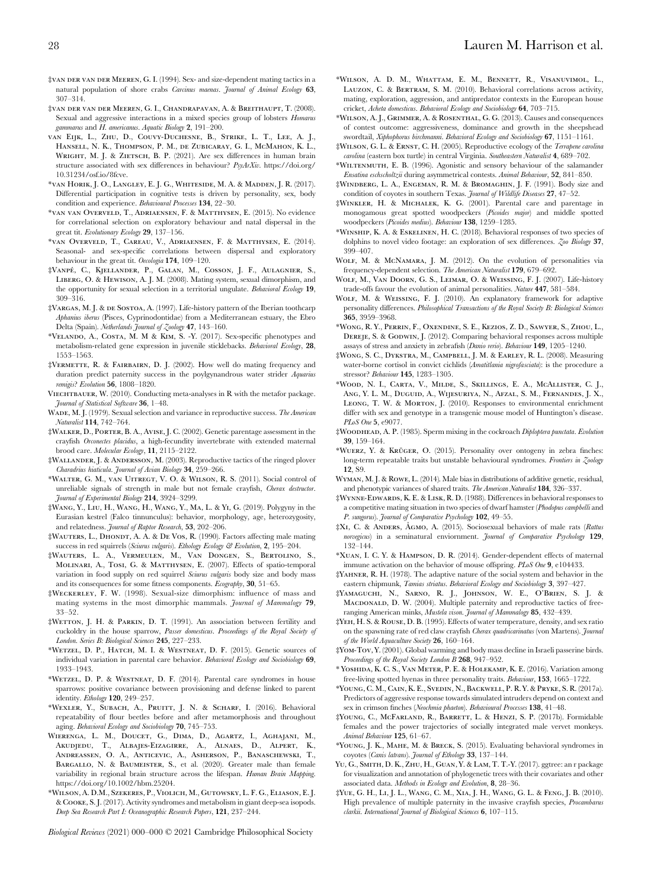‡van der van der Meeren, G. I. (1994). Sex- and size-dependent mating tactics in a natural population of shore crabs *Carcinus maenas*. *Journal of Animal Ecology* **63**, 307–314.

‡van der van der Meeren, G. I., Chandrapavan, A. & Breithaupt, T. (2008). Sexual and aggressive interactions in a mixed species group of lobsters *Homarus gammarus* and *H. americanus*. *Aquatic Biology* **2**, 191–200.

van Eijk, L., Zhu, D., Couvy-Duchesne, B., Strike, L. T., Lee, A. J., Hansell, N. K., Thompson, P. M., de Zubicaray, G. I., McMahon, K. L., Wright, M. J. & Zietsch, B. P. (2021). Are sex differences in human brain structure associated with sex differences in behaviour? *PsyArXiv*. https://doi.org/10.31234/osf.io/8fcve.

*van Horik, J. O., Langley, E. J. G., Whiteside, M. A. & Madden, J. R. (2017). Differential participation in cognitive tests is driven by personality, sex, body condition and experience. *Behavioural Processes* **134**, 22–30.

*van van Overveld, T., Adriaensen, F. & Matthysen, E. (2015). No evidence for correlational selection on exploratory behaviour and natal dispersal in the great tit. *Evolutionary Ecology* **29**, 137–156.

*van Overveld, T., Careau, V., Adriaensen, F. & Matthysen, E. (2014). Seasonal- and sex-specific correlations between dispersal and exploratory behaviour in the great tit. *Oecologia* **174**, 109–120.

‡Vanpé, C., Kjellander, P., Galan, M., Cosson, J. F., Aulagnier, S., Liberg, O. & Hewison, A. J. M. (2008). Mating system, sexual dimorphism, and the opportunity for sexual selection in a territorial ungulate. *Behavioral Ecology* **19**, 309–316.

‡Vargas, M. J. & de Sostoa, A. (1997). Life-history pattern of the Iberian toothcarp *Aphanius iberus* (Pisces, Cyprinodontidae) from a Mediterranean estuary, the Ebro Delta (Spain). *Netherlands Journal of Zoology* **47**, 143–160.

*Velando, A., Costa, M. M & Kim, S. -Y. (2017). Sex-specific phenotypes and metabolism-related gene expression in juvenile sticklebacks. *Behavioral Ecology*, **28**, 1553–1563.

‡Vermette, R. & Fairbairn, D. J. (2002). How well do mating frequency and duration predict paternity success in the polygynandrous water strider *Aquarius remigis*? *Evolution* **56**, 1808–1820.

Viechtbauer, W. (2010). Conducting meta-analyses in R with the metafor package. *Journal of Statistical Software* **36**, 1–48.

Wade, M. J. (1979). Sexual selection and variance in reproductive success. *The American Naturalist* **114**, 742–764.

‡Walker, D., Porter, B. A., Avise, J. C. (2002). Genetic parentage assessment in the crayfish *Orconectes placidus*, a high-fecundity invertebrate with extended maternal brood care. *Molecular Ecology*, **11**, 2115–2122.

‡Wallander, J. & Andersson, M. (2003). Reproductive tactics of the ringed plover *Charadrius hiaticula*. *Journal of Avian Biology* **34**, 259–266.

*Walter, G. M., van Uitregt, V. O. & Wilson, R. S. (2011). Social control of unreliable signals of strength in male but not female crayfish, *Cherax destructor*. *Journal of Experimental Biology* **214**, 3924–3299.

‡Wang, Y., Liu, H., Wang, H., Wang, Y., Ma, L. & Yi, G. (2019). Polygyny in the Eurasian kestrel (Falco tinnunculus): behavior, morphology, age, heterozygosity, and relatedness. *Journal of Raptor Research*, **53**, 202–206.

‡Wauters, L., Dhondt, A. A. & De Vos, R. (1990). Factors affecting male mating success in red squirrels (*Sciurus vulgaris*). *Ethology Ecology & Evolution*, **2**, 195–204.

‡Wauters, L. A., Vermeulen, M., Van Dongen, S., Bertolino, S., Molinari, A., Tosi, G. & Matthysen, E. (2007). Effects of spatio-temporal variation in food supply on red squirrel *Sciurus vulgaris* body size and body mass and its consequences for some fitness components. *Ecography*, **30**, 51–65.

‡Weckerley, F. W. (1998). Sexual-size dimorphism: influence of mass and mating systems in the most dimorphic mammals. *Journal of Mammalogy* **79**, 33–52.

‡Wetton, J. H. & Parkin, D. T. (1991). An association between fertility and cuckoldry in the house sparrow, *Passer domesticus*. *Proceedings of the Royal Society of London. Series B: Biological Sciences* **245**, 227–233.

*Wetzel, D. P., Hatch, M. I. & Westneat, D. F. (2015). Genetic sources of individual variation in parental care behavior. *Behavioral Ecology and Sociobiology* **69**, 1933–1943.

*Wetzel, D. P. & Westneat, D. F. (2014). Parental care syndromes in house sparrows: positive covariance between provisioning and defense linked to parent identity. *Ethology* **120**, 249–257.

*Wexler, Y., Subach, A., Pruitt, J. N. & Scharf, I. (2016). Behavioral repeatability of flour beetles before and after metamorphosis and throughout aging. *Behavioral Ecology and Sociobiology* **70**, 745–753.

Wierenga, L. M., Doucet, G., Dima, D., Agartz, I., Aghajani, M., Akudjedu, T., Albajes-Eizagirre, A., Alnaes, D., Alpert, K., Andreassen, O. A., Anticevic, A., Asherson, P., Banaschewski, T., Bargallo, N. & Baumeister, S., et al. (2020). Greater male than female variability in regional brain structure across the lifespan. *Human Brain Mapping*. https://doi.org/10.1002/hbm.25204.

*Wilson, A. D. M., Szekeres, P., Violich, M., Gutowsky, L. F. G., Eliason, E. J. & Cooke, S. J. (2017). Activity syndromes and metabolism in giant deep-sea isopods. *Deep Sea Research Part I: Oceanographic Research Papers*, **121**, 237–244.

*Wilson, A. D. M., Whattam, E. M., Bennett, R., Visanuvimol, L., Lauzon, C. & Bertram, S. M. (2010). Behavioral correlations across activity, mating, exploration, aggression, and antipredator contexts in the European house cricket, *Acheta domesticus*. *Behavioral Ecology and Sociobiology* **64**, 703–715.

*Wilson, A. J., Grimmer, A. & Rosenthal, G. G. (2013). Causes and consequences of contest outcome: aggressiveness, dominance and growth in the sheepshead swordtail, *Xiphophorus birchmanni*. *Behavioral Ecology and Sociobiology* **67**, 1151–1161.

‡Wilson, G. L. & Ernst, C. H. (2005). Reproductive ecology of the *Terrapene carolina carolina* (eastern box turtle) in central Virginia. *Southeastern Naturalist* **4**, 689–702.

*Wiltenmuth, E. B. (1996). Agonistic and sensory behaviour of the salamander *Ensatina eschscholtzii* during asymmetrical contests. *Animal Behaviour*, **52**, 841–850.

‡Windberg, L. A., Engeman, R. M. & Bromaghin, J. F. (1991). Body size and condition of coyotes in southern Texas. *Journal of Wildlife Diseases* **27**, 47–52.

‡Winkler, H. & Michalek, K. G. (2001). Parental care and parentage in monogamous great spotted woodpeckers (*Picoides major*) and middle spotted woodpeckers (*Picoides medius*). *Behaviour* **138**, 1259–1285.

*Winship, K. A. & Eskelinen, H. C. (2018). Behavioral responses of two species of dolphins to novel video footage: an exploration of sex differences. *Zoo Biology* **37**, 399–407.

Wolf, M. & McNamara, J. M. (2012). On the evolution of personalities via frequency-dependent selection. *The American Naturalist* **179**, 679–692.

Wolf, M., Van Doorn, G. S., Leimar, O. & Weissing, F. J. (2007). Life-history trade-offs favour the evolution of animal personalities. *Nature* **447**, 581–584.

Wolf, M. & Weissing, F. J. (2010). An explanatory framework for adaptive personality differences. *Philosophical Transactions of the Royal Society B: Biological Sciences* **365**, 3959–3968.

*Wong, R. Y., Perrin, F., Oxendine, S. E., Kezios, Z. D., Sawyer, S., Zhou, L., Dereje, S. & Godwin, J. (2012). Comparing behavioral responses across multiple assays of stress and anxiety in zebrafish (*Danio rerio*). *Behaviour* **149**, 1205–1240.

‡Wong, S. C., Dykstra, M., Campbell, J. M. & Earley, R. L. (2008). Measuring water-borne cortisol in convict cichlids (*Amatitlania nigrofasciata*): is the procedure a stressor? *Behaviour* **145**, 1283–1305.

*Wood, N. I., Carta, V., Milde, S., Skillings, E. A., McAllister, C. J., Ang, Y. L. M., Duguid, A., Wijesuriya, N., Afzal, S. M., Fernandes, J. X., Leong, T. W. & Morton, J. (2010). Responses to environmental enrichment differ with sex and genotype in a transgenic mouse model of Huntington's disease. *PLoS One* **5**, e9077.

‡Woodhead, A. P. (1985). Sperm mixing in the cockroach *Diploptera punctata*. *Evolution* **39**, 159–164.

*Wuerz, Y. & Krüger, O. (2015). Personality over ontogeny in zebra finches: long-term repeatable traits but unstable behavioural syndromes. *Frontiers in Zoology* **12**, S9.

Wyman, M. J. & Rowe, L. (2014). Male bias in distributions of additive genetic, residual, and phenotypic variances of shared traits. *The American Naturalist* **184**, 326–337.

‡Wynne-Edwards, K. E. & Lisk, R. D. (1988). Differences in behavioral responses to a competitive mating situation in two species of dwarf hamster (*Phodopus campbelli* and *P. sungorus*). *Journal of Comparative Psychology* **102**, 49–55.

‡Xi, C. & Anders, Ågmo, A. (2015). Sociosexual behaviors of male rats (*Rattus norvegicus*) in a seminatural enviornment. *Journal of Comparative Psychology* **129**, 132–144.

*Xuan, I. C. Y. & Hampson, D. R. (2014). Gender-dependent effects of maternal immune activation on the behavior of mouse offspring. *PLoS One* **9**, e104433.

‡Yahner, R. H. (1978). The adaptive nature of the social system and behavior in the eastern chipmunk, *Tamias striatus*. *Behavioral Ecology and Sociobiology* **3**, 397–427.

‡Yamaguchi, N., Sarno, R. J., Johnson, W. E., O'Brien, S. J. & Macdonald, D. W. (2004). Multiple paternity and reproductive tactics of free-ranging American minks, *Mustela vison*. *Journal of Mammalogy* **85**, 432–439.

‡Yeh, H. S. & Rouse, D. B. (1995). Effects of water temperature, density, and sex ratio on the spawning rate of red claw crayfish *Cherax quadricarinatus* (von Martens). *Journal of the World Aquaculture Society* **26**, 160–164.

‡Yom-Tov, Y. (2001). Global warming and body mass decline in Israeli passerine birds. *Proceedings of the Royal Society London B* **268**, 947–952.

* Yoshida, K. C. S., Van Meter, P. E. & Holekamp, K. E. (2016). Variation among free-living spotted hyenas in three personality traits. *Behaviour*, **153**, 1665–1722.

*Young, C. M., Cain, K. E., Svedin, N., Backwell, P. R. Y. & Pryke, S. R. (2017a). Predictors of aggressive response towards simulated intruders depend on context and sex in crimson finches (*Neochmia phaeton*). *Behavioural Processes* **138**, 41–48.

‡Young, C., McFarland, R., Barrett, L. & Henzi, S. P. (2017b). Formidable females and the power trajectories of socially integrated male vervet monkeys. *Animal Behaviour* **125**, 61–67.

*Young, J. K., Mahe, M. & Breck, S. (2015). Evaluating behavioral syndromes in coyotes (*Canis latrans*). *Journal of Ethology* **33**, 137–144.

Yu, G., Smith, D. K., Zhu, H., Guan, Y. & Lam, T. T.-Y. (2017). ggtree: an r package for visualization and annotation of phylogenetic trees with their covariates and other associated data. *Methods in Ecology and Evolution*, **8**, 28–36.

‡Yue, G. H., Li, J. L., Wang, C. M., Xia, J. H., Wang, G. L. & Feng, J. B. (2010). High prevalence of multiple paternity in the invasive crayfish species, *Procambarus clarkii*. *International Journal of Biological Sciences* **6**, 107–115.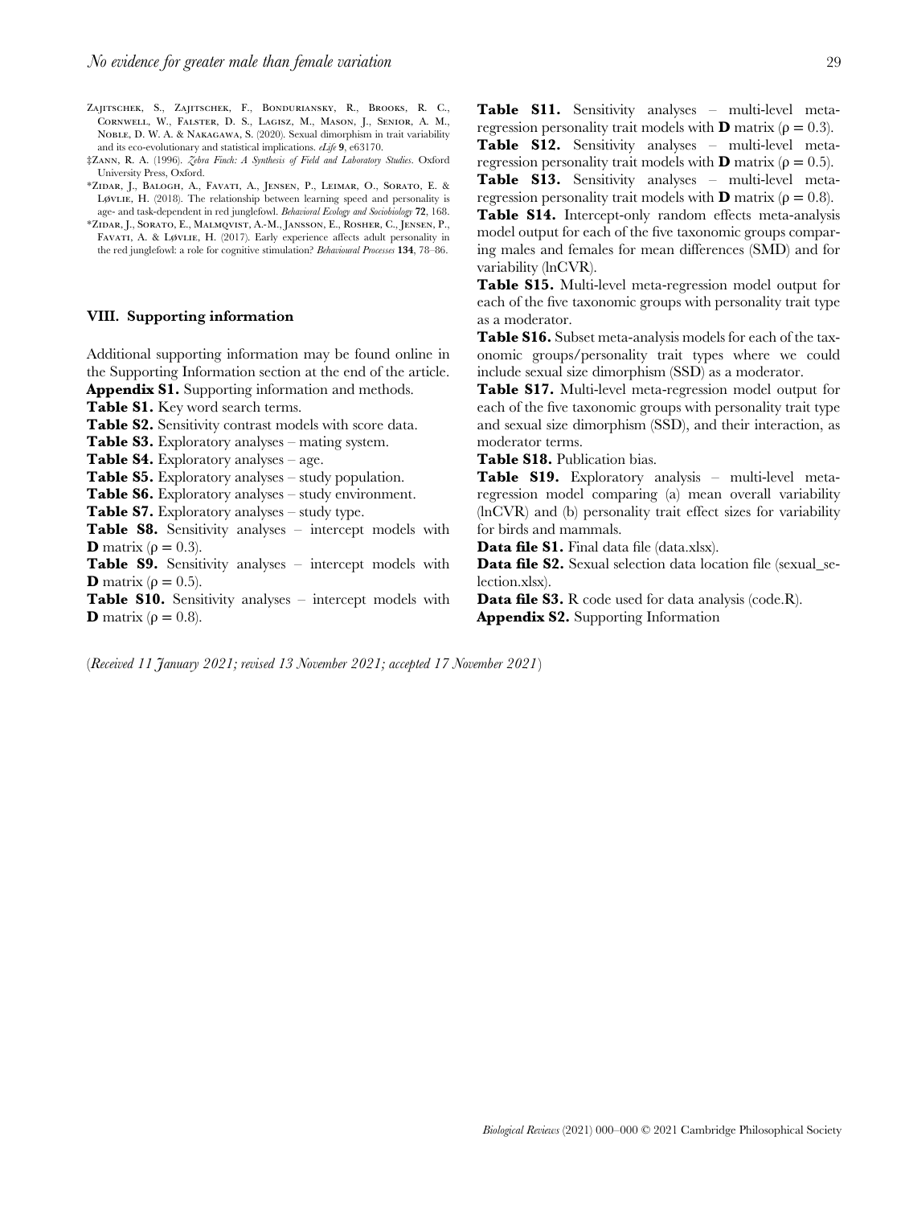Zajitschek, S., Zajitschek, F., Bonduriansky, R., Brooks, R. C., Cornwell, W., Falster, D. S., Lagisz, M., Mason, J., Senior, A. M., Noble, D. W. A. & Nakagawa, S. (2020). Sexual dimorphism in trait variability and its eco-evolutionary and statistical implications. *eLife* **9**, e63170.

‡Zann, R. A. (1996). *Zebra Finch: A Synthesis of Field and Laboratory Studies*. Oxford University Press, Oxford.

*Zidar, J., Balogh, A., Favati, A., Jensen, P., Leimar, O., Sorato, E. & Løvlie, H. (2018). The relationship between learning speed and personality is age- and task-dependent in red junglefowl. *Behavioral Ecology and Sociobiology* **72**, 168.

*Zidar, J., Sorato, E., Malmqvist, A.-M., Jansson, E., Rosher, C., Jensen, P., Favati, A. & Løvlie, H. (2017). Early experience affects adult personality in the red junglefowl: a role for cognitive stimulation? *Behavioural Processes* **134**, 78–86.

## VIII. Supporting information

Additional supporting information may be found online in the Supporting Information section at the end of the article.

**Appendix S1.** Supporting information and methods.

**Table S1.** Key word search terms.

**Table S2.** Sensitivity contrast models with score data.

**Table S3.** Exploratory analyses – mating system.

**Table S4.** Exploratory analyses – age.

**Table S5.** Exploratory analyses – study population.

**Table S6.** Exploratory analyses – study environment.

**Table S7.** Exploratory analyses – study type.

**Table S8.** Sensitivity analyses – intercept models with **D** matrix ($\rho = 0.3$).

**Table S9.** Sensitivity analyses – intercept models with **D** matrix ($\rho = 0.5$).

**Table S10.** Sensitivity analyses – intercept models with **D** matrix ($\rho = 0.8$).

**Table S11.** Sensitivity analyses – multi-level meta-regression personality trait models with **D** matrix ($\rho = 0.3$).

**Table S12.** Sensitivity analyses – multi-level meta-regression personality trait models with **D** matrix ($\rho = 0.5$).

**Table S13.** Sensitivity analyses – multi-level meta-regression personality trait models with **D** matrix ($\rho = 0.8$).

**Table S14.** Intercept-only random effects meta-analysis model output for each of the five taxonomic groups comparing males and females for mean differences (SMD) and for variability (lnCVR).

**Table S15.** Multi-level meta-regression model output for each of the five taxonomic groups with personality trait type as a moderator.

**Table S16.** Subset meta-analysis models for each of the taxonomic groups/personality trait types where we could include sexual size dimorphism (SSD) as a moderator.

**Table S17.** Multi-level meta-regression model output for each of the five taxonomic groups with personality trait type and sexual size dimorphism (SSD), and their interaction, as moderator terms.

**Table S18.** Publication bias.

**Table S19.** Exploratory analysis – multi-level meta-regression model comparing (a) mean overall variability (lnCVR) and (b) personality trait effect sizes for variability for birds and mammals.

**Data file S1.** Final data file (data.xlsx).

**Data file S2.** Sexual selection data location file (sexual_selection.xlsx).

**Data file S3.** R code used for data analysis (code.R).

**Appendix S2.** Supporting Information

(*Received 11 January 2021; revised 13 November 2021; accepted 17 November 2021*)